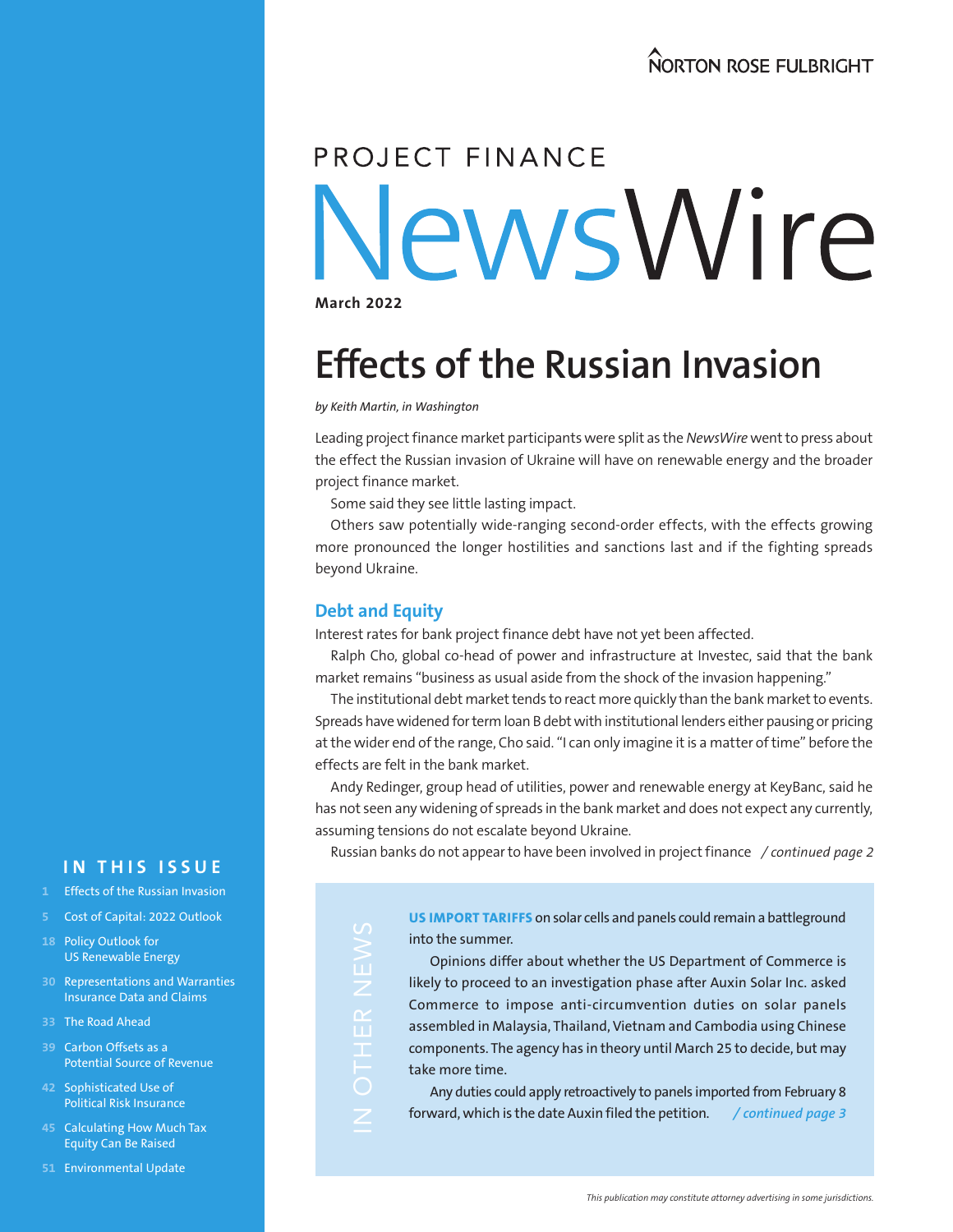# PROJECT FINANCE NewsWire

**March 2022**

## Effects of the Russian Invasion

*by Keith Martin, in Washington*

Leading project finance market participants were split as the *NewsWire* went to press about the effect the Russian invasion of Ukraine will have on renewable energy and the broader project finance market.

Some said they see little lasting impact.

Others saw potentially wide-ranging second-order effects, with the effects growing more pronounced the longer hostilities and sanctions last and if the fighting spreads beyond Ukraine.

### Debt and Equity

Interest rates for bank project finance debt have not yet been affected.

Ralph Cho, global co-head of power and infrastructure at Investec, said that the bank market remains "business as usual aside from the shock of the invasion happening."

The institutional debt market tends to react more quickly than the bank market to events. Spreads have widened for term loan B debt with institutional lenders either pausing or pricing at the wider end of the range, Cho said. "I can only imagine it is a matter of time" before the effects are felt in the bank market.

Andy Redinger, group head of utilities, power and renewable energy at KeyBanc, said he has not seen any widening of spreads in the bank market and does not expect any currently, assuming tensions do not escalate beyond Ukraine.

Russian banks do not appear to have been involved in project finance */ continued page 2*

---

**IN OTHER NEWS**

**US IMPORT TARIFFS** on solar cells and panels could remain a battleground into the summer.

Opinions differ about whether the US Department of Commerce is likely to proceed to an investigation phase after Auxin Solar Inc. asked Commerce to impose anti-circumvention duties on solar panels assembled in Malaysia, Thailand, Vietnam and Cambodia using Chinese components. The agency has in theory until March 25 to decide, but may take more time.

Any duties could apply retroactively to panels imported from February 8 forward, which is the date Auxin filed the petition. */ continued page 3*

---

**IN THIS ISSUE**

- 1 Effects of the Russian Invasion
- 5 Cost of Capital: 2022 Outlook
- 18 Policy Outlook for US Renewable Energy
- 30 Representations and Warranties Insurance Data and Claims
- 33 The Road Ahead
- 39 Carbon Offsets as a Potential Source of Revenue
- 42 Sophisticated Use of Political Risk Insurance
- 45 Calculating How Much Tax Equity Can Be Raised
- 51 Environmental Update

*This publication may constitute attorney advertising in some jurisdictions.*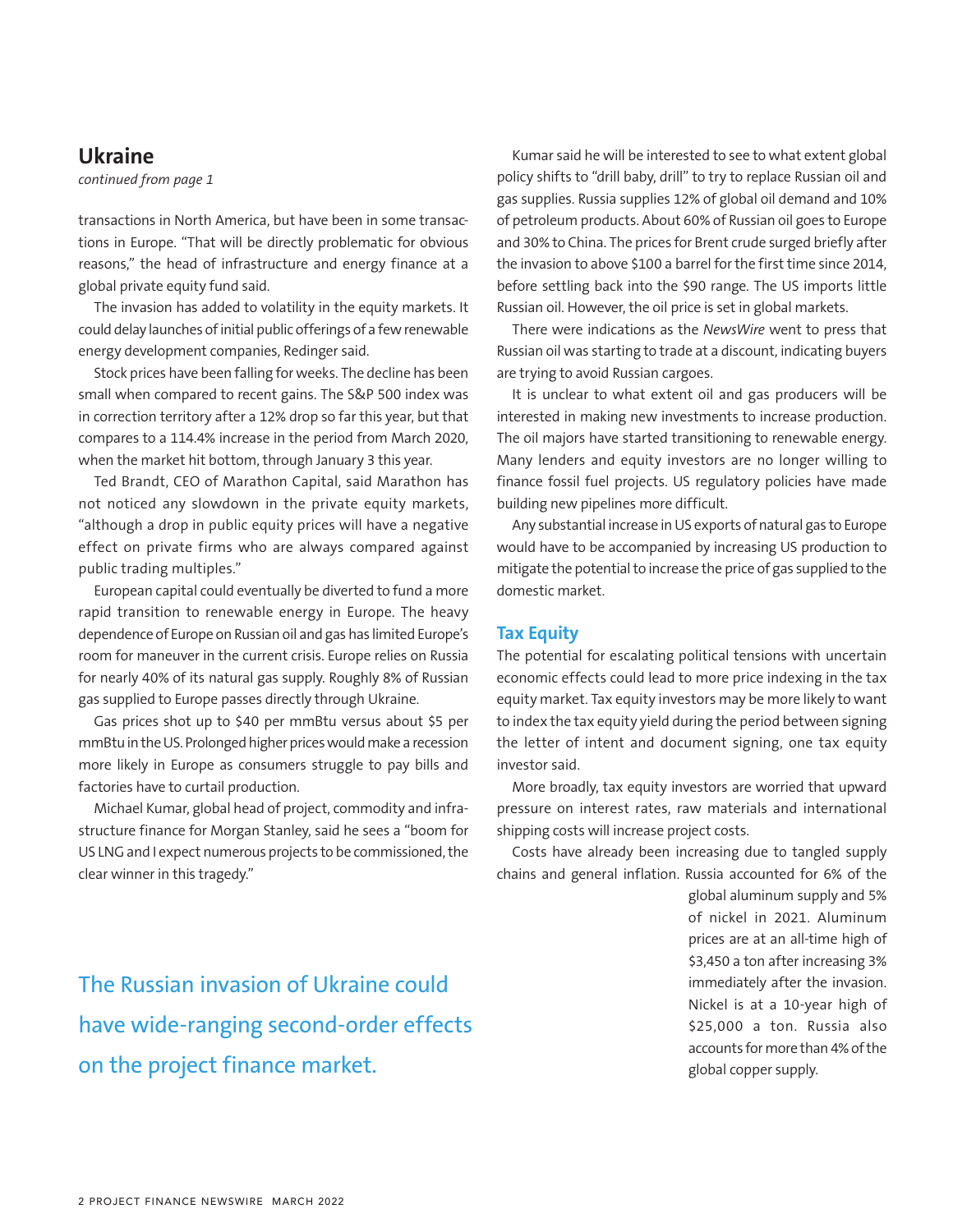## Ukraine

*continued from page 1*

transactions in North America, but have been in some transactions in Europe. "That will be directly problematic for obvious reasons," the head of infrastructure and energy finance at a global private equity fund said.

The invasion has added to volatility in the equity markets. It could delay launches of initial public offerings of a few renewable energy development companies, Redinger said.

Stock prices have been falling for weeks. The decline has been small when compared to recent gains. The S&P 500 index was in correction territory after a 12% drop so far this year, but that compares to a 114.4% increase in the period from March 2020, when the market hit bottom, through January 3 this year.

Ted Brandt, CEO of Marathon Capital, said Marathon has not noticed any slowdown in the private equity markets, "although a drop in public equity prices will have a negative effect on private firms who are always compared against public trading multiples."

European capital could eventually be diverted to fund a more rapid transition to renewable energy in Europe. The heavy dependence of Europe on Russian oil and gas has limited Europe's room for maneuver in the current crisis. Europe relies on Russia for nearly 40% of its natural gas supply. Roughly 8% of Russian gas supplied to Europe passes directly through Ukraine.

Gas prices shot up to $40 per mmBtu versus about $5 per mmBtu in the US. Prolonged higher prices would make a recession more likely in Europe as consumers struggle to pay bills and factories have to curtail production.

Michael Kumar, global head of project, commodity and infrastructure finance for Morgan Stanley, said he sees a "boom for US LNG and I expect numerous projects to be commissioned, the clear winner in this tragedy."

Kumar said he will be interested to see to what extent global policy shifts to "drill baby, drill" to try to replace Russian oil and gas supplies. Russia supplies 12% of global oil demand and 10% of petroleum products. About 60% of Russian oil goes to Europe and 30% to China. The prices for Brent crude surged briefly after the invasion to above $100 a barrel for the first time since 2014, before settling back into the $90 range. The US imports little Russian oil. However, the oil price is set in global markets.

There were indications as the *NewsWire* went to press that Russian oil was starting to trade at a discount, indicating buyers are trying to avoid Russian cargoes.

It is unclear to what extent oil and gas producers will be interested in making new investments to increase production. The oil majors have started transitioning to renewable energy. Many lenders and equity investors are no longer willing to finance fossil fuel projects. US regulatory policies have made building new pipelines more difficult.

Any substantial increase in US exports of natural gas to Europe would have to be accompanied by increasing US production to mitigate the potential to increase the price of gas supplied to the domestic market.

### Tax Equity

The potential for escalating political tensions with uncertain economic effects could lead to more price indexing in the tax equity market. Tax equity investors may be more likely to want to index the tax equity yield during the period between signing the letter of intent and document signing, one tax equity investor said.

More broadly, tax equity investors are worried that upward pressure on interest rates, raw materials and international shipping costs will increase project costs.

Costs have already been increasing due to tangled supply chains and general inflation. Russia accounted for 6% of the global aluminum supply and 5% of nickel in 2021. Aluminum prices are at an all-time high of $3,450 a ton after increasing 3% immediately after the invasion. Nickel is at a 10-year high of $25,000 a ton. Russia also accounts for more than 4% of the global copper supply.

The Russian invasion of Ukraine could have wide-ranging second-order effects on the project finance market.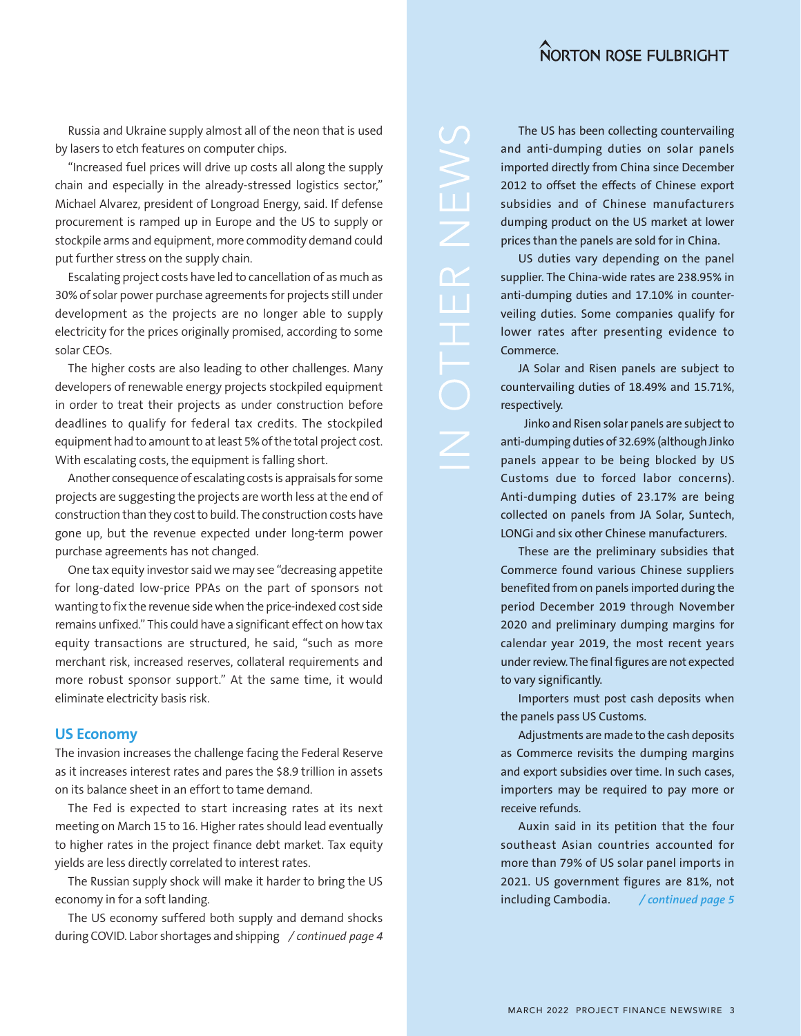Russia and Ukraine supply almost all of the neon that is used by lasers to etch features on computer chips.

"Increased fuel prices will drive up costs all along the supply chain and especially in the already-stressed logistics sector," Michael Alvarez, president of Longroad Energy, said. If defense procurement is ramped up in Europe and the US to supply or stockpile arms and equipment, more commodity demand could put further stress on the supply chain.

Escalating project costs have led to cancellation of as much as 30% of solar power purchase agreements for projects still under development as the projects are no longer able to supply electricity for the prices originally promised, according to some solar CEOs.

The higher costs are also leading to other challenges. Many developers of renewable energy projects stockpiled equipment in order to treat their projects as under construction before deadlines to qualify for federal tax credits. The stockpiled equipment had to amount to at least 5% of the total project cost. With escalating costs, the equipment is falling short.

Another consequence of escalating costs is appraisals for some projects are suggesting the projects are worth less at the end of construction than they cost to build. The construction costs have gone up, but the revenue expected under long-term power purchase agreements has not changed.

One tax equity investor said we may see "decreasing appetite for long-dated low-price PPAs on the part of sponsors not wanting to fix the revenue side when the price-indexed cost side remains unfixed." This could have a significant effect on how tax equity transactions are structured, he said, "such as more merchant risk, increased reserves, collateral requirements and more robust sponsor support." At the same time, it would eliminate electricity basis risk.

## US Economy

The invasion increases the challenge facing the Federal Reserve as it increases interest rates and pares the $8.9 trillion in assets on its balance sheet in an effort to tame demand.

The Fed is expected to start increasing rates at its next meeting on March 15 to 16. Higher rates should lead eventually to higher rates in the project finance debt market. Tax equity yields are less directly correlated to interest rates.

The Russian supply shock will make it harder to bring the US economy in for a soft landing.

The US economy suffered both supply and demand shocks during COVID. Labor shortages and shipping */ continued page 4*

## IN OTHER NEWS

The US has been collecting countervailing and anti-dumping duties on solar panels imported directly from China since December 2012 to offset the effects of Chinese export subsidies and of Chinese manufacturers dumping product on the US market at lower prices than the panels are sold for in China.

US duties vary depending on the panel supplier. The China-wide rates are 238.95% in anti-dumping duties and 17.10% in countervailing duties. Some companies qualify for lower rates after presenting evidence to Commerce.

JA Solar and Risen panels are subject to countervailing duties of 18.49% and 15.71%, respectively.

Jinko and Risen solar panels are subject to anti-dumping duties of 32.69% (although Jinko panels appear to be being blocked by US Customs due to forced labor concerns). Anti-dumping duties of 23.17% are being collected on panels from JA Solar, Suntech, LONGi and six other Chinese manufacturers.

These are the preliminary subsidies that Commerce found various Chinese suppliers benefited from on panels imported during the period December 2019 through November 2020 and preliminary dumping margins for calendar year 2019, the most recent years under review. The final figures are not expected to vary significantly.

Importers must post cash deposits when the panels pass US Customs.

Adjustments are made to the cash deposits as Commerce revisits the dumping margins and export subsidies over time. In such cases, importers may be required to pay more or receive refunds.

Auxin said in its petition that the four southeast Asian countries accounted for more than 79% of US solar panel imports in 2021. US government figures are 81%, not including Cambodia. */ continued page 5*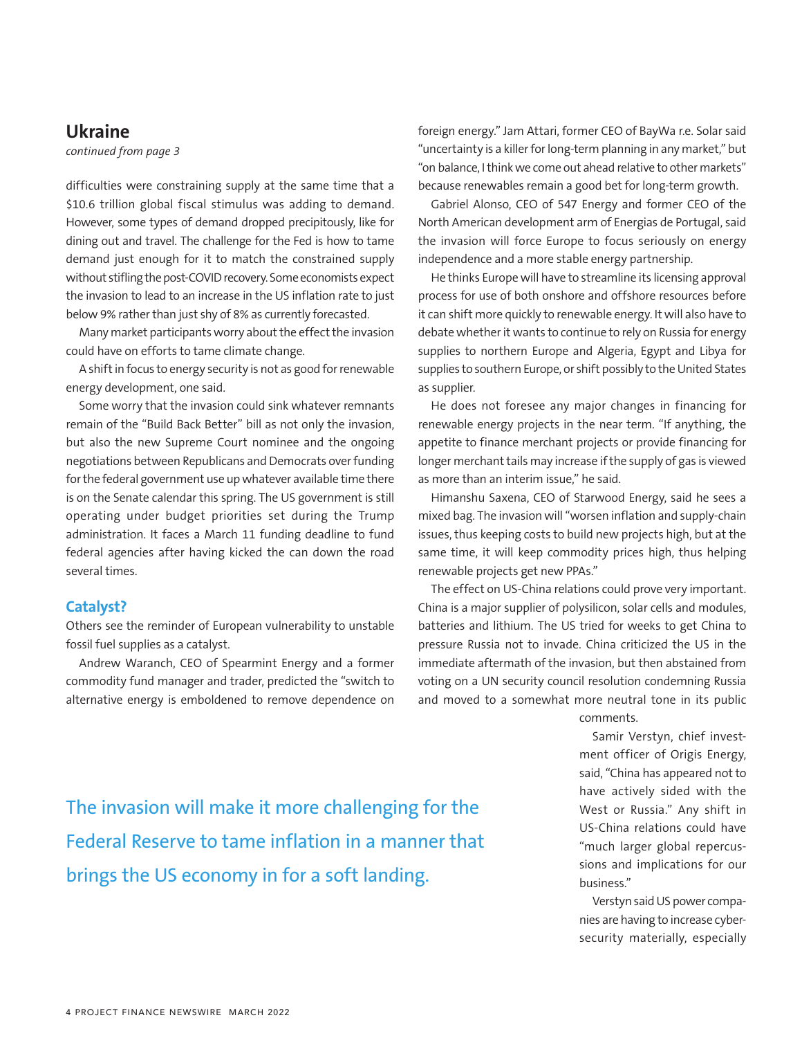## Ukraine

*continued from page 3*

difficulties were constraining supply at the same time that a $10.6 trillion global fiscal stimulus was adding to demand. However, some types of demand dropped precipitously, like for dining out and travel. The challenge for the Fed is how to tame demand just enough for it to match the constrained supply without stifling the post-COVID recovery. Some economists expect the invasion to lead to an increase in the US inflation rate to just below 9% rather than just shy of 8% as currently forecasted.

Many market participants worry about the effect the invasion could have on efforts to tame climate change.

A shift in focus to energy security is not as good for renewable energy development, one said.

Some worry that the invasion could sink whatever remnants remain of the "Build Back Better" bill as not only the invasion, but also the new Supreme Court nominee and the ongoing negotiations between Republicans and Democrats over funding for the federal government use up whatever available time there is on the Senate calendar this spring. The US government is still operating under budget priorities set during the Trump administration. It faces a March 11 funding deadline to fund federal agencies after having kicked the can down the road several times.

### Catalyst?

Others see the reminder of European vulnerability to unstable fossil fuel supplies as a catalyst.

Andrew Waranch, CEO of Spearmint Energy and a former commodity fund manager and trader, predicted the "switch to alternative energy is emboldened to remove dependence on foreign energy." Jam Attari, former CEO of BayWa r.e. Solar said "uncertainty is a killer for long-term planning in any market," but "on balance, I think we come out ahead relative to other markets" because renewables remain a good bet for long-term growth.

Gabriel Alonso, CEO of 547 Energy and former CEO of the North American development arm of Energias de Portugal, said the invasion will force Europe to focus seriously on energy independence and a more stable energy partnership.

He thinks Europe will have to streamline its licensing approval process for use of both onshore and offshore resources before it can shift more quickly to renewable energy. It will also have to debate whether it wants to continue to rely on Russia for energy supplies to northern Europe and Algeria, Egypt and Libya for supplies to southern Europe, or shift possibly to the United States as supplier.

He does not foresee any major changes in financing for renewable energy projects in the near term. "If anything, the appetite to finance merchant projects or provide financing for longer merchant tails may increase if the supply of gas is viewed as more than an interim issue," he said.

Himanshu Saxena, CEO of Starwood Energy, said he sees a mixed bag. The invasion will "worsen inflation and supply-chain issues, thus keeping costs to build new projects high, but at the same time, it will keep commodity prices high, thus helping renewable projects get new PPAs."

The effect on US-China relations could prove very important. China is a major supplier of polysilicon, solar cells and modules, batteries and lithium. The US tried for weeks to get China to pressure Russia not to invade. China criticized the US in the immediate aftermath of the invasion, but then abstained from voting on a UN security council resolution condemning Russia and moved to a somewhat more neutral tone in its public comments.

Samir Verstyn, chief investment officer of Origis Energy, said, "China has appeared not to have actively sided with the West or Russia." Any shift in US-China relations could have "much larger global repercussions and implications for our business."

Verstyn said US power companies are having to increase cybersecurity materially, especially

> The invasion will make it more challenging for the Federal Reserve to tame inflation in a manner that brings the US economy in for a soft landing.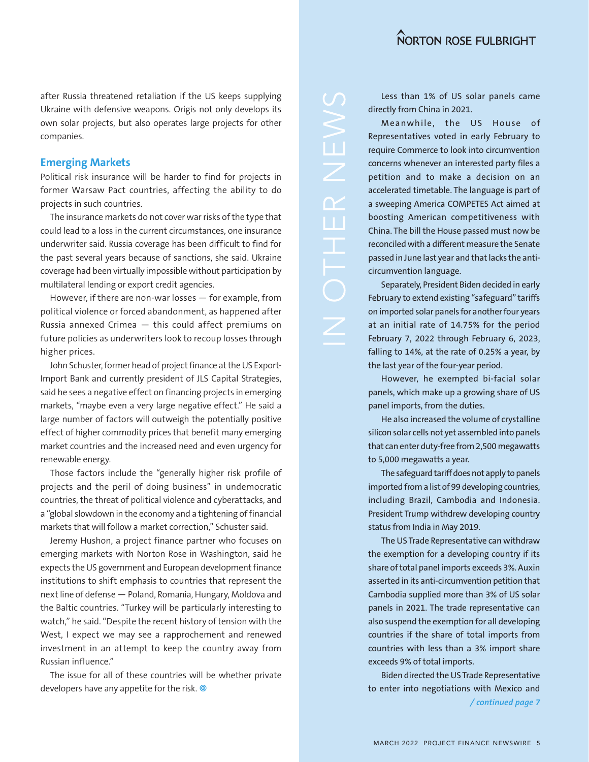after Russia threatened retaliation if the US keeps supplying Ukraine with defensive weapons. Origis not only develops its own solar projects, but also operates large projects for other companies.

## Emerging Markets

Political risk insurance will be harder to find for projects in former Warsaw Pact countries, affecting the ability to do projects in such countries.

The insurance markets do not cover war risks of the type that could lead to a loss in the current circumstances, one insurance underwriter said. Russia coverage has been difficult to find for the past several years because of sanctions, she said. Ukraine coverage had been virtually impossible without participation by multilateral lending or export credit agencies.

However, if there are non-war losses — for example, from political violence or forced abandonment, as happened after Russia annexed Crimea — this could affect premiums on future policies as underwriters look to recoup losses through higher prices.

John Schuster, former head of project finance at the US Export-Import Bank and currently president of JLS Capital Strategies, said he sees a negative effect on financing projects in emerging markets, "maybe even a very large negative effect." He said a large number of factors will outweigh the potentially positive effect of higher commodity prices that benefit many emerging market countries and the increased need and even urgency for renewable energy.

Those factors include the "generally higher risk profile of projects and the peril of doing business" in undemocratic countries, the threat of political violence and cyberattacks, and a "global slowdown in the economy and a tightening of financial markets that will follow a market correction," Schuster said.

Jeremy Hushon, a project finance partner who focuses on emerging markets with Norton Rose in Washington, said he expects the US government and European development finance institutions to shift emphasis to countries that represent the next line of defense — Poland, Romania, Hungary, Moldova and the Baltic countries. "Turkey will be particularly interesting to watch," he said. "Despite the recent history of tension with the West, I expect we may see a rapprochement and renewed investment in an attempt to keep the country away from Russian influence."

The issue for all of these countries will be whether private developers have any appetite for the risk.

## IN OTHER NEWS

Less than 1% of US solar panels came directly from China in 2021.

Meanwhile, the US House of Representatives voted in early February to require Commerce to look into circumvention concerns whenever an interested party files a petition and to make a decision on an accelerated timetable. The language is part of a sweeping America COMPETES Act aimed at boosting American competitiveness with China. The bill the House passed must now be reconciled with a different measure the Senate passed in June last year and that lacks the anti-circumvention language.

Separately, President Biden decided in early February to extend existing "safeguard" tariffs on imported solar panels for another four years at an initial rate of 14.75% for the period February 7, 2022 through February 6, 2023, falling to 14%, at the rate of 0.25% a year, by the last year of the four-year period.

However, he exempted bi-facial solar panels, which make up a growing share of US panel imports, from the duties.

He also increased the volume of crystalline silicon solar cells not yet assembled into panels that can enter duty-free from 2,500 megawatts to 5,000 megawatts a year.

The safeguard tariff does not apply to panels imported from a list of 99 developing countries, including Brazil, Cambodia and Indonesia. President Trump withdrew developing country status from India in May 2019.

The US Trade Representative can withdraw the exemption for a developing country if its share of total panel imports exceeds 3%. Auxin asserted in its anti-circumvention petition that Cambodia supplied more than 3% of US solar panels in 2021. The trade representative can also suspend the exemption for all developing countries if the share of total imports from countries with less than a 3% import share exceeds 9% of total imports.

Biden directed the US Trade Representative to enter into negotiations with Mexico and

*/ continued page 7*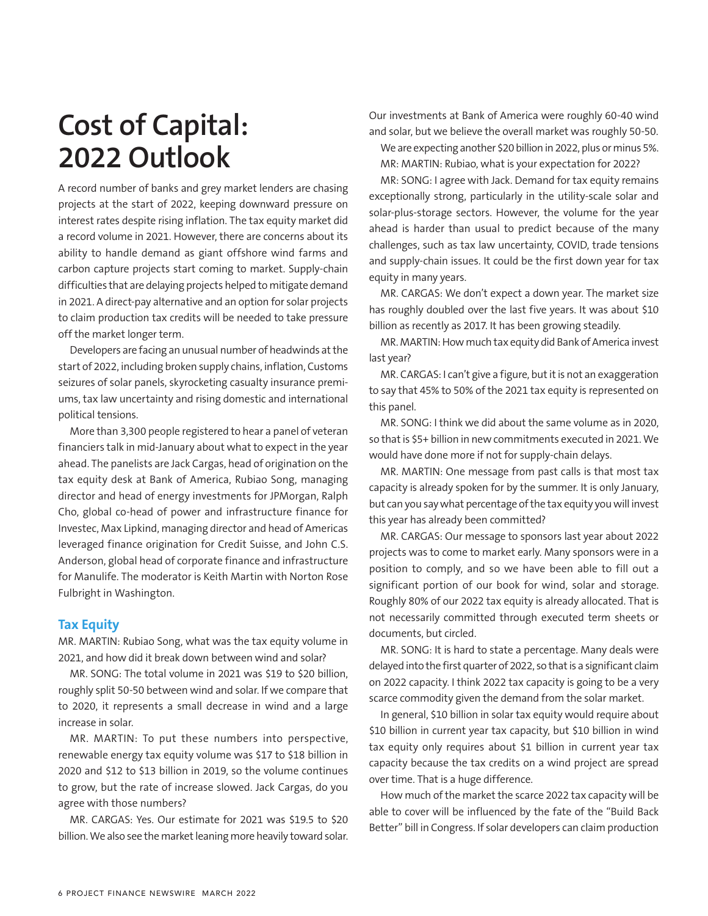# Cost of Capital: 2022 Outlook

A record number of banks and grey market lenders are chasing projects at the start of 2022, keeping downward pressure on interest rates despite rising inflation. The tax equity market did a record volume in 2021. However, there are concerns about its ability to handle demand as giant offshore wind farms and carbon capture projects start coming to market. Supply-chain difficulties that are delaying projects helped to mitigate demand in 2021. A direct-pay alternative and an option for solar projects to claim production tax credits will be needed to take pressure off the market longer term.

Developers are facing an unusual number of headwinds at the start of 2022, including broken supply chains, inflation, Customs seizures of solar panels, skyrocketing casualty insurance premiums, tax law uncertainty and rising domestic and international political tensions.

More than 3,300 people registered to hear a panel of veteran financiers talk in mid-January about what to expect in the year ahead. The panelists are Jack Cargas, head of origination on the tax equity desk at Bank of America, Rubiao Song, managing director and head of energy investments for JPMorgan, Ralph Cho, global co-head of power and infrastructure finance for Investec, Max Lipkind, managing director and head of Americas leveraged finance origination for Credit Suisse, and John C.S. Anderson, global head of corporate finance and infrastructure for Manulife. The moderator is Keith Martin with Norton Rose Fulbright in Washington.

## Tax Equity

MR. MARTIN: Rubiao Song, what was the tax equity volume in 2021, and how did it break down between wind and solar?

MR. SONG: The total volume in 2021 was $19 to $20 billion, roughly split 50-50 between wind and solar. If we compare that to 2020, it represents a small decrease in wind and a large increase in solar.

MR. MARTIN: To put these numbers into perspective, renewable energy tax equity volume was $17 to $18 billion in 2020 and $12 to $13 billion in 2019, so the volume continues to grow, but the rate of increase slowed. Jack Cargas, do you agree with those numbers?

MR. CARGAS: Yes. Our estimate for 2021 was $19.5 to $20 billion. We also see the market leaning more heavily toward solar. Our investments at Bank of America were roughly 60-40 wind and solar, but we believe the overall market was roughly 50-50.

We are expecting another $20 billion in 2022, plus or minus 5%.

MR: MARTIN: Rubiao, what is your expectation for 2022?

MR. SONG: I agree with Jack. Demand for tax equity remains exceptionally strong, particularly in the utility-scale solar and solar-plus-storage sectors. However, the volume for the year ahead is harder than usual to predict because of the many challenges, such as tax law uncertainty, COVID, trade tensions and supply-chain issues. It could be the first down year for tax equity in many years.

MR. CARGAS: We don't expect a down year. The market size has roughly doubled over the last five years. It was about $10 billion as recently as 2017. It has been growing steadily.

MR. MARTIN: How much tax equity did Bank of America invest last year?

MR. CARGAS: I can't give a figure, but it is not an exaggeration to say that 45% to 50% of the 2021 tax equity is represented on this panel.

MR. SONG: I think we did about the same volume as in 2020, so that is $5+ billion in new commitments executed in 2021. We would have done more if not for supply-chain delays.

MR. MARTIN: One message from past calls is that most tax capacity is already spoken for by the summer. It is only January, but can you say what percentage of the tax equity you will invest this year has already been committed?

MR. CARGAS: Our message to sponsors last year about 2022 projects was to come to market early. Many sponsors were in a position to comply, and so we have been able to fill out a significant portion of our book for wind, solar and storage. Roughly 80% of our 2022 tax equity is already allocated. That is not necessarily committed through executed term sheets or documents, but circled.

MR. SONG: It is hard to state a percentage. Many deals were delayed into the first quarter of 2022, so that is a significant claim on 2022 capacity. I think 2022 tax capacity is going to be a very scarce commodity given the demand from the solar market.

In general, $10 billion in solar tax equity would require about $10 billion in current year tax capacity, but $10 billion in wind tax equity only requires about $1 billion in current year tax capacity because the tax credits on a wind project are spread over time. That is a huge difference.

How much of the market the scarce 2022 tax capacity will be able to cover will be influenced by the fate of the "Build Back Better" bill in Congress. If solar developers can claim production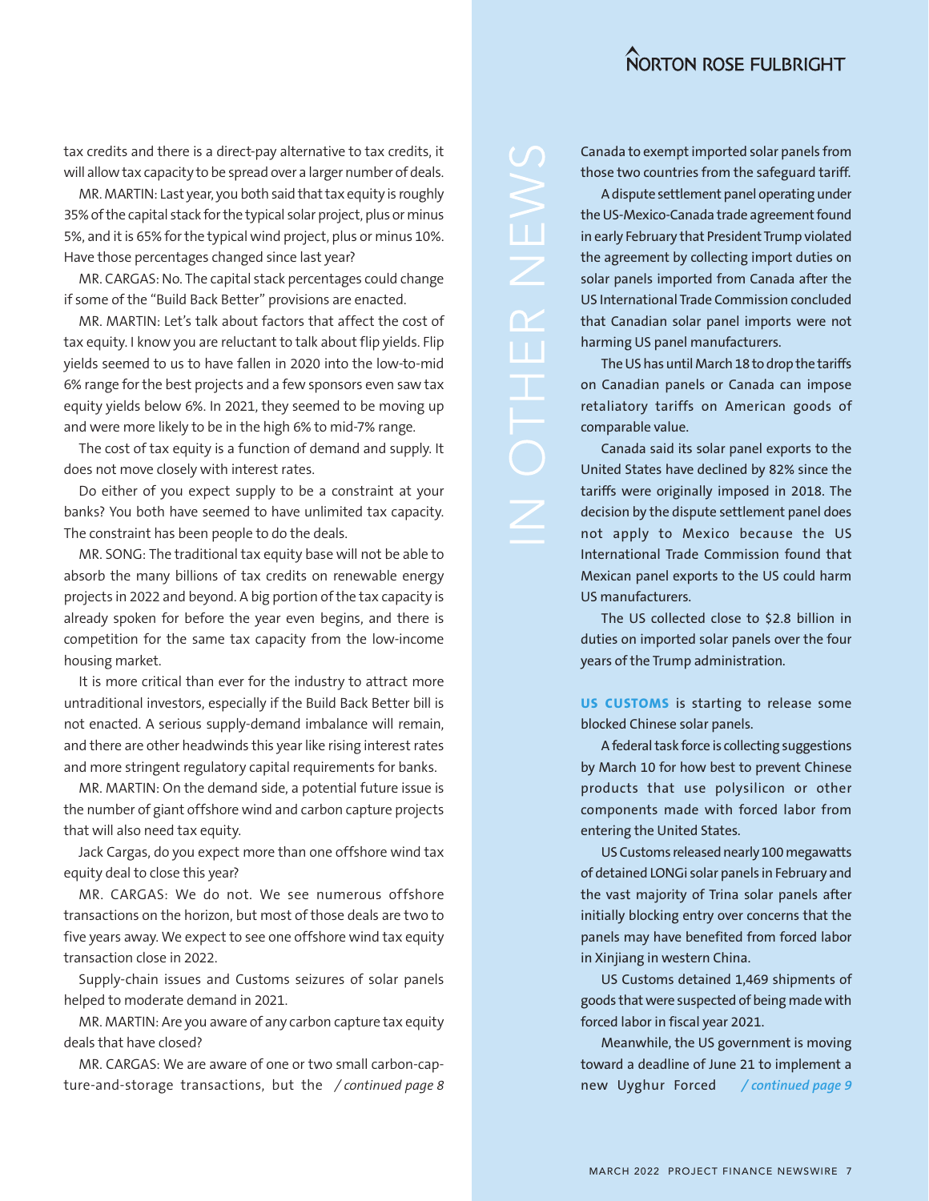tax credits and there is a direct-pay alternative to tax credits, it will allow tax capacity to be spread over a larger number of deals.

MR. MARTIN: Last year, you both said that tax equity is roughly 35% of the capital stack for the typical solar project, plus or minus 5%, and it is 65% for the typical wind project, plus or minus 10%. Have those percentages changed since last year?

MR. CARGAS: No. The capital stack percentages could change if some of the "Build Back Better" provisions are enacted.

MR. MARTIN: Let's talk about factors that affect the cost of tax equity. I know you are reluctant to talk about flip yields. Flip yields seemed to us to have fallen in 2020 into the low-to-mid 6% range for the best projects and a few sponsors even saw tax equity yields below 6%. In 2021, they seemed to be moving up and were more likely to be in the high 6% to mid-7% range.

The cost of tax equity is a function of demand and supply. It does not move closely with interest rates.

Do either of you expect supply to be a constraint at your banks? You both have seemed to have unlimited tax capacity. The constraint has been people to do the deals.

MR. SONG: The traditional tax equity base will not be able to absorb the many billions of tax credits on renewable energy projects in 2022 and beyond. A big portion of the tax capacity is already spoken for before the year even begins, and there is competition for the same tax capacity from the low-income housing market.

It is more critical than ever for the industry to attract more untraditional investors, especially if the Build Back Better bill is not enacted. A serious supply-demand imbalance will remain, and there are other headwinds this year like rising interest rates and more stringent regulatory capital requirements for banks.

MR. MARTIN: On the demand side, a potential future issue is the number of giant offshore wind and carbon capture projects that will also need tax equity.

Jack Cargas, do you expect more than one offshore wind tax equity deal to close this year?

MR. CARGAS: We do not. We see numerous offshore transactions on the horizon, but most of those deals are two to five years away. We expect to see one offshore wind tax equity transaction close in 2022.

Supply-chain issues and Customs seizures of solar panels helped to moderate demand in 2021.

MR. MARTIN: Are you aware of any carbon capture tax equity deals that have closed?

MR. CARGAS: We are aware of one or two small carbon-capture-and-storage transactions, but the */ continued page 8*

# IN OTHER NEWS

Canada to exempt imported solar panels from those two countries from the safeguard tariff.

A dispute settlement panel operating under the US-Mexico-Canada trade agreement found in early February that President Trump violated the agreement by collecting import duties on solar panels imported from Canada after the US International Trade Commission concluded that Canadian solar panel imports were not harming US panel manufacturers.

The US has until March 18 to drop the tariffs on Canadian panels or Canada can impose retaliatory tariffs on American goods of comparable value.

Canada said its solar panel exports to the United States have declined by 82% since the tariffs were originally imposed in 2018. The decision by the dispute settlement panel does not apply to Mexico because the US International Trade Commission found that Mexican panel exports to the US could harm US manufacturers.

The US collected close to $2.8 billion in duties on imported solar panels over the four years of the Trump administration.

**US CUSTOMS** is starting to release some blocked Chinese solar panels.

A federal task force is collecting suggestions by March 10 for how best to prevent Chinese products that use polysilicon or other components made with forced labor from entering the United States.

US Customs released nearly 100 megawatts of detained LONGi solar panels in February and the vast majority of Trina solar panels after initially blocking entry over concerns that the panels may have benefited from forced labor in Xinjiang in western China.

US Customs detained 1,469 shipments of goods that were suspected of being made with forced labor in fiscal year 2021.

Meanwhile, the US government is moving toward a deadline of June 21 to implement a new Uyghur Forced */ continued page 9*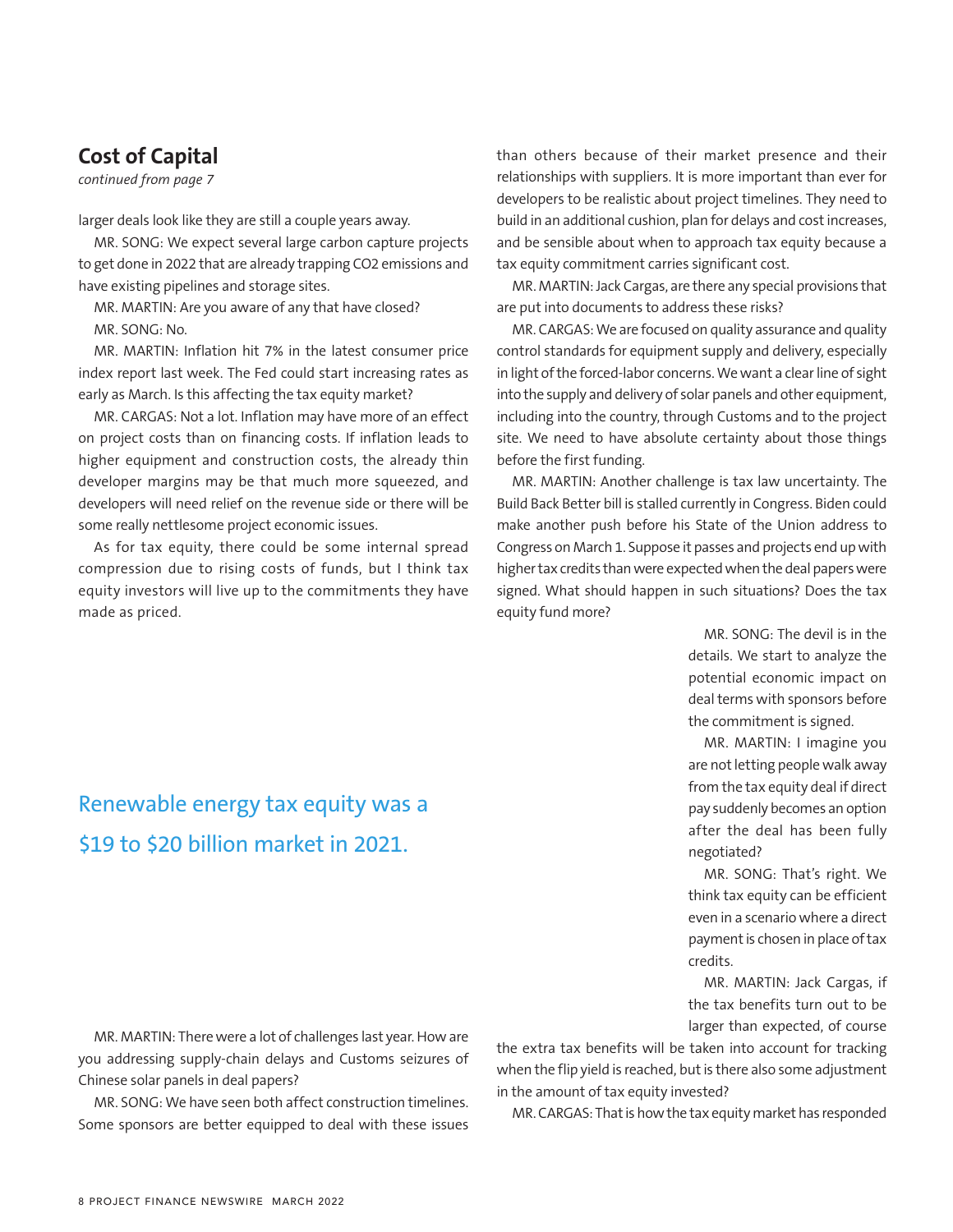## Cost of Capital

*continued from page 7*

larger deals look like they are still a couple years away.

MR. SONG: We expect several large carbon capture projects to get done in 2022 that are already trapping $CO_2$ emissions and have existing pipelines and storage sites.

MR. MARTIN: Are you aware of any that have closed?

MR. SONG: No.

MR. MARTIN: Inflation hit 7% in the latest consumer price index report last week. The Fed could start increasing rates as early as March. Is this affecting the tax equity market?

MR. CARGAS: Not a lot. Inflation may have more of an effect on project costs than on financing costs. If inflation leads to higher equipment and construction costs, the already thin developer margins may be that much more squeezed, and developers will need relief on the revenue side or there will be some really nettlesome project economic issues.

As for tax equity, there could be some internal spread compression due to rising costs of funds, but I think tax equity investors will live up to the commitments they have made as priced.

Renewable energy tax equity was a $19 to $20 billion market in 2021.

MR. MARTIN: There were a lot of challenges last year. How are you addressing supply-chain delays and Customs seizures of Chinese solar panels in deal papers?

MR. SONG: We have seen both affect construction timelines. Some sponsors are better equipped to deal with these issues than others because of their market presence and their relationships with suppliers. It is more important than ever for developers to be realistic about project timelines. They need to build in an additional cushion, plan for delays and cost increases, and be sensible about when to approach tax equity because a tax equity commitment carries significant cost.

MR. MARTIN: Jack Cargas, are there any special provisions that are put into documents to address these risks?

MR. CARGAS: We are focused on quality assurance and quality control standards for equipment supply and delivery, especially in light of the forced-labor concerns. We want a clear line of sight into the supply and delivery of solar panels and other equipment, including into the country, through Customs and to the project site. We need to have absolute certainty about those things before the first funding.

MR. MARTIN: Another challenge is tax law uncertainty. The Build Back Better bill is stalled currently in Congress. Biden could make another push before his State of the Union address to Congress on March 1. Suppose it passes and projects end up with higher tax credits than were expected when the deal papers were signed. What should happen in such situations? Does the tax equity fund more?

MR. SONG: The devil is in the details. We start to analyze the potential economic impact on deal terms with sponsors before the commitment is signed.

MR. MARTIN: I imagine you are not letting people walk away from the tax equity deal if direct pay suddenly becomes an option after the deal has been fully negotiated?

MR. SONG: That's right. We think tax equity can be efficient even in a scenario where a direct payment is chosen in place of tax credits.

MR. MARTIN: Jack Cargas, if the tax benefits turn out to be larger than expected, of course the extra tax benefits will be taken into account for tracking when the flip yield is reached, but is there also some adjustment in the amount of tax equity invested?

MR. CARGAS: That is how the tax equity market has responded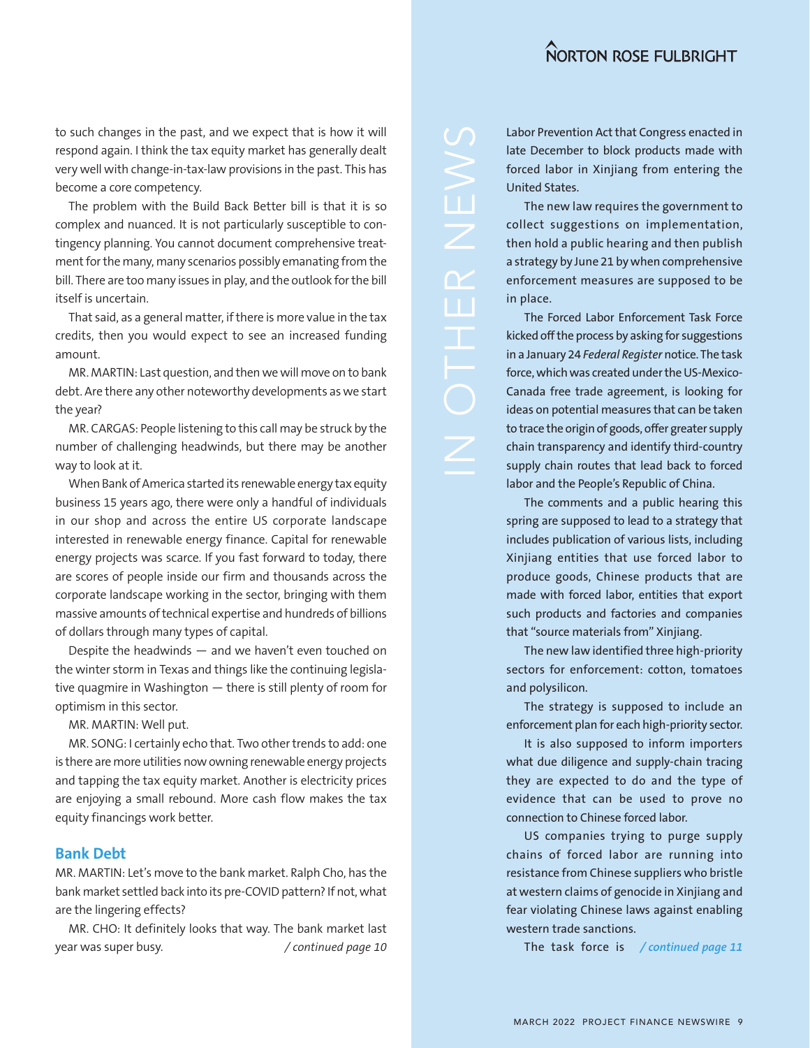to such changes in the past, and we expect that is how it will respond again. I think the tax equity market has generally dealt very well with change-in-tax-law provisions in the past. This has become a core competency.

The problem with the Build Back Better bill is that it is so complex and nuanced. It is not particularly susceptible to contingency planning. You cannot document comprehensive treatment for the many, many scenarios possibly emanating from the bill. There are too many issues in play, and the outlook for the bill itself is uncertain.

That said, as a general matter, if there is more value in the tax credits, then you would expect to see an increased funding amount.

MR. MARTIN: Last question, and then we will move on to bank debt. Are there any other noteworthy developments as we start the year?

MR. CARGAS: People listening to this call may be struck by the number of challenging headwinds, but there may be another way to look at it.

When Bank of America started its renewable energy tax equity business 15 years ago, there were only a handful of individuals in our shop and across the entire US corporate landscape interested in renewable energy finance. Capital for renewable energy projects was scarce. If you fast forward to today, there are scores of people inside our firm and thousands across the corporate landscape working in the sector, bringing with them massive amounts of technical expertise and hundreds of billions of dollars through many types of capital.

Despite the headwinds — and we haven't even touched on the winter storm in Texas and things like the continuing legislative quagmire in Washington — there is still plenty of room for optimism in this sector.

MR. MARTIN: Well put.

MR. SONG: I certainly echo that. Two other trends to add: one is there are more utilities now owning renewable energy projects and tapping the tax equity market. Another is electricity prices are enjoying a small rebound. More cash flow makes the tax equity financings work better.

## Bank Debt

MR. MARTIN: Let's move to the bank market. Ralph Cho, has the bank market settled back into its pre-COVID pattern? If not, what are the lingering effects?

MR. CHO: It definitely looks that way. The bank market last year was super busy. */ continued page 10*

IN OTHER NEWS

Labor Prevention Act that Congress enacted in late December to block products made with forced labor in Xinjiang from entering the United States.

The new law requires the government to collect suggestions on implementation, then hold a public hearing and then publish a strategy by June 21 by when comprehensive enforcement measures are supposed to be in place.

The Forced Labor Enforcement Task Force kicked off the process by asking for suggestions in a January 24 *Federal Register* notice. The task force, which was created under the US-Mexico-Canada free trade agreement, is looking for ideas on potential measures that can be taken to trace the origin of goods, offer greater supply chain transparency and identify third-country supply chain routes that lead back to forced labor and the People's Republic of China.

The comments and a public hearing this spring are supposed to lead to a strategy that includes publication of various lists, including Xinjiang entities that use forced labor to produce goods, Chinese products that are made with forced labor, entities that export such products and factories and companies that "source materials from" Xinjiang.

The new law identified three high-priority sectors for enforcement: cotton, tomatoes and polysilicon.

The strategy is supposed to include an enforcement plan for each high-priority sector.

It is also supposed to inform importers what due diligence and supply-chain tracing they are expected to do and the type of evidence that can be used to prove no connection to Chinese forced labor.

US companies trying to purge supply chains of forced labor are running into resistance from Chinese suppliers who bristle at western claims of genocide in Xinjiang and fear violating Chinese laws against enabling western trade sanctions.

The task force is */ continued page 11*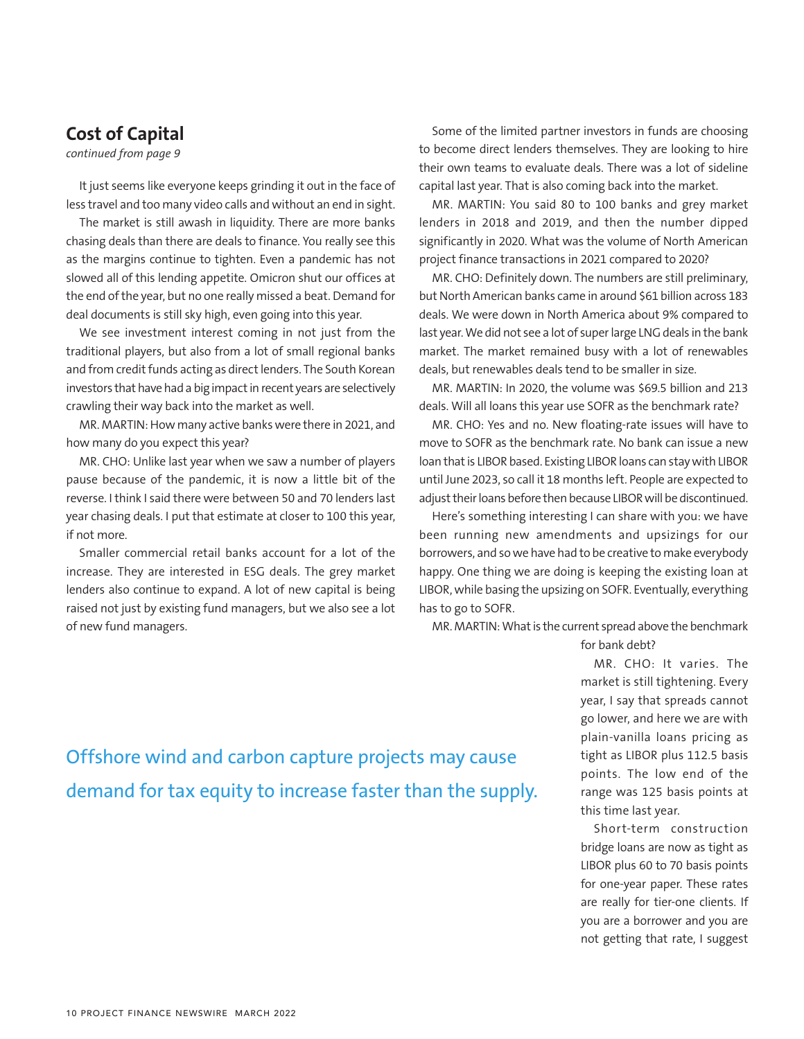## Cost of Capital

*continued from page 9*

It just seems like everyone keeps grinding it out in the face of less travel and too many video calls and without an end in sight.

The market is still awash in liquidity. There are more banks chasing deals than there are deals to finance. You really see this as the margins continue to tighten. Even a pandemic has not slowed all of this lending appetite. Omicron shut our offices at the end of the year, but no one really missed a beat. Demand for deal documents is still sky high, even going into this year.

We see investment interest coming in not just from the traditional players, but also from a lot of small regional banks and from credit funds acting as direct lenders. The South Korean investors that have had a big impact in recent years are selectively crawling their way back into the market as well.

MR. MARTIN: How many active banks were there in 2021, and how many do you expect this year?

MR. CHO: Unlike last year when we saw a number of players pause because of the pandemic, it is now a little bit of the reverse. I think I said there were between 50 and 70 lenders last year chasing deals. I put that estimate at closer to 100 this year, if not more.

Smaller commercial retail banks account for a lot of the increase. They are interested in ESG deals. The grey market lenders also continue to expand. A lot of new capital is being raised not just by existing fund managers, but we also see a lot of new fund managers.

Some of the limited partner investors in funds are choosing to become direct lenders themselves. They are looking to hire their own teams to evaluate deals. There was a lot of sideline capital last year. That is also coming back into the market.

MR. MARTIN: You said 80 to 100 banks and grey market lenders in 2018 and 2019, and then the number dipped significantly in 2020. What was the volume of North American project finance transactions in 2021 compared to 2020?

MR. CHO: Definitely down. The numbers are still preliminary, but North American banks came in around $61 billion across 183 deals. We were down in North America about 9% compared to last year. We did not see a lot of super large LNG deals in the bank market. The market remained busy with a lot of renewables deals, but renewables deals tend to be smaller in size.

MR. MARTIN: In 2020, the volume was $69.5 billion and 213 deals. Will all loans this year use SOFR as the benchmark rate?

MR. CHO: Yes and no. New floating-rate issues will have to move to SOFR as the benchmark rate. No bank can issue a new loan that is LIBOR based. Existing LIBOR loans can stay with LIBOR until June 2023, so call it 18 months left. People are expected to adjust their loans before then because LIBOR will be discontinued.

Here's something interesting I can share with you: we have been running new amendments and upsizings for our borrowers, and so we have had to be creative to make everybody happy. One thing we are doing is keeping the existing loan at LIBOR, while basing the upsizing on SOFR. Eventually, everything has to go to SOFR.

MR. MARTIN: What is the current spread above the benchmark for bank debt?

MR. CHO: It varies. The market is still tightening. Every year, I say that spreads cannot go lower, and here we are with plain-vanilla loans pricing as tight as LIBOR plus 112.5 basis points. The low end of the range was 125 basis points at this time last year.

Short-term construction bridge loans are now as tight as LIBOR plus 60 to 70 basis points for one-year paper. These rates are really for tier-one clients. If you are a borrower and you are not getting that rate, I suggest

Offshore wind and carbon capture projects may cause demand for tax equity to increase faster than the supply.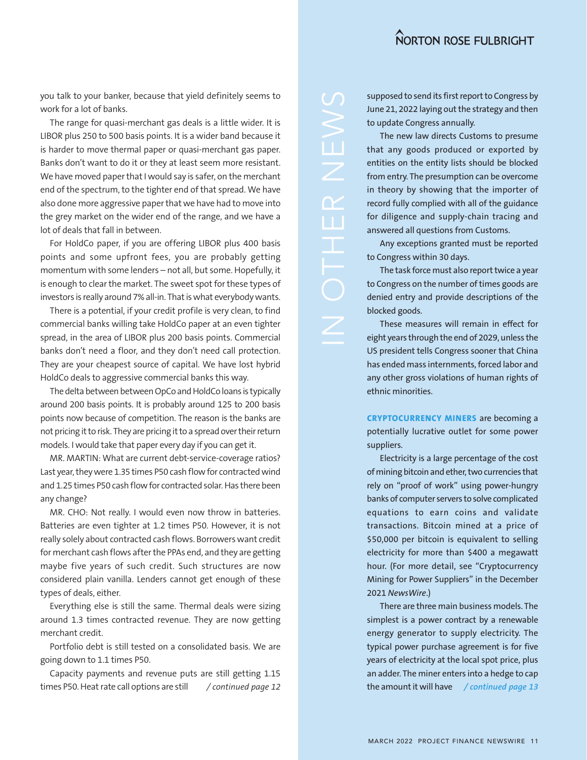you talk to your banker, because that yield definitely seems to work for a lot of banks.

The range for quasi-merchant gas deals is a little wider. It is LIBOR plus 250 to 500 basis points. It is a wider band because it is harder to move thermal paper or quasi-merchant gas paper. Banks don't want to do it or they at least seem more resistant. We have moved paper that I would say is safer, on the merchant end of the spectrum, to the tighter end of that spread. We have also done more aggressive paper that we have had to move into the grey market on the wider end of the range, and we have a lot of deals that fall in between.

For HoldCo paper, if you are offering LIBOR plus 400 basis points and some upfront fees, you are probably getting momentum with some lenders – not all, but some. Hopefully, it is enough to clear the market. The sweet spot for these types of investors is really around 7% all-in. That is what everybody wants.

There is a potential, if your credit profile is very clean, to find commercial banks willing take HoldCo paper at an even tighter spread, in the area of LIBOR plus 200 basis points. Commercial banks don't need a floor, and they don't need call protection. They are your cheapest source of capital. We have lost hybrid HoldCo deals to aggressive commercial banks this way.

The delta between between OpCo and HoldCo loans is typically around 200 basis points. It is probably around 125 to 200 basis points now because of competition. The reason is the banks are not pricing it to risk. They are pricing it to a spread over their return models. I would take that paper every day if you can get it.

MR. MARTIN: What are current debt-service-coverage ratios? Last year, they were 1.35 times P50 cash flow for contracted wind and 1.25 times P50 cash flow for contracted solar. Has there been any change?

MR. CHO: Not really. I would even now throw in batteries. Batteries are even tighter at 1.2 times P50. However, it is not really solely about contracted cash flows. Borrowers want credit for merchant cash flows after the PPAs end, and they are getting maybe five years of such credit. Such structures are now considered plain vanilla. Lenders cannot get enough of these types of deals, either.

Everything else is still the same. Thermal deals were sizing around 1.3 times contracted revenue. They are now getting merchant credit.

Portfolio debt is still tested on a consolidated basis. We are going down to 1.1 times P50.

Capacity payments and revenue puts are still getting 1.15 times P50. Heat rate call options are still *​/ continued page 12*

## IN OTHER NEWS

supposed to send its first report to Congress by June 21, 2022 laying out the strategy and then to update Congress annually.

The new law directs Customs to presume that any goods produced or exported by entities on the entity lists should be blocked from entry. The presumption can be overcome in theory by showing that the importer of record fully complied with all of the guidance for diligence and supply-chain tracing and answered all questions from Customs.

Any exceptions granted must be reported to Congress within 30 days.

The task force must also report twice a year to Congress on the number of times goods are denied entry and provide descriptions of the blocked goods.

These measures will remain in effect for eight years through the end of 2029, unless the US president tells Congress sooner that China has ended mass internments, forced labor and any other gross violations of human rights of ethnic minorities.

**CRYPTOCURRENCY MINERS** are becoming a potentially lucrative outlet for some power suppliers.

Electricity is a large percentage of the cost of mining bitcoin and ether, two currencies that rely on "proof of work" using power-hungry banks of computer servers to solve complicated equations to earn coins and validate transactions. Bitcoin mined at a price of $50,000 per bitcoin is equivalent to selling electricity for more than $400 a megawatt hour. (For more detail, see "Cryptocurrency Mining for Power Suppliers" in the December 2021 *NewsWire*.)

There are three main business models. The simplest is a power contract by a renewable energy generator to supply electricity. The typical power purchase agreement is for five years of electricity at the local spot price, plus an adder. The miner enters into a hedge to cap the amount it will have *​/ continued page 13*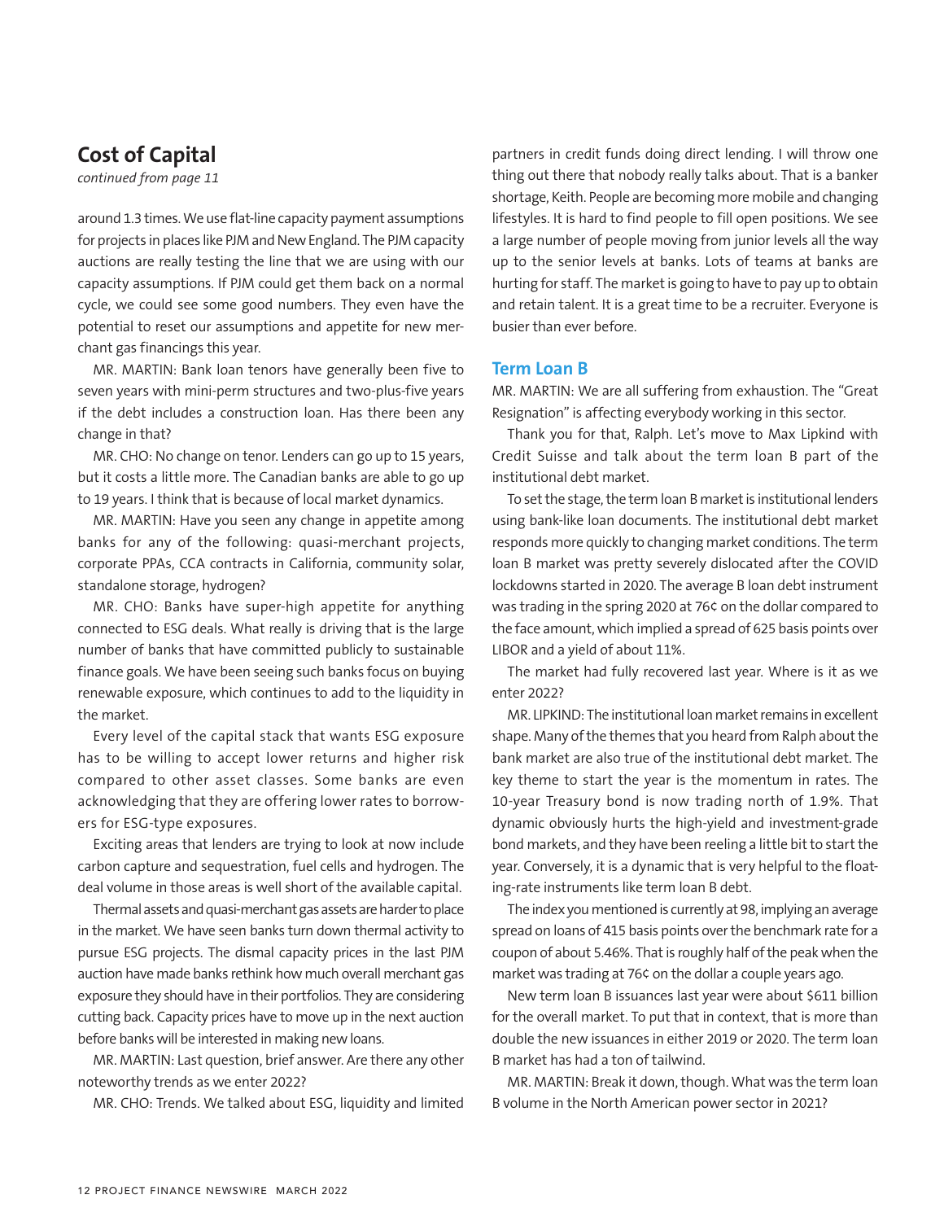## Cost of Capital

*continued from page 11*

around 1.3 times. We use flat-line capacity payment assumptions for projects in places like PJM and New England. The PJM capacity auctions are really testing the line that we are using with our capacity assumptions. If PJM could get them back on a normal cycle, we could see some good numbers. They even have the potential to reset our assumptions and appetite for new merchant gas financings this year.

MR. MARTIN: Bank loan tenors have generally been five to seven years with mini-perm structures and two-plus-five years if the debt includes a construction loan. Has there been any change in that?

MR. CHO: No change on tenor. Lenders can go up to 15 years, but it costs a little more. The Canadian banks are able to go up to 19 years. I think that is because of local market dynamics.

MR. MARTIN: Have you seen any change in appetite among banks for any of the following: quasi-merchant projects, corporate PPAs, CCA contracts in California, community solar, standalone storage, hydrogen?

MR. CHO: Banks have super-high appetite for anything connected to ESG deals. What really is driving that is the large number of banks that have committed publicly to sustainable finance goals. We have been seeing such banks focus on buying renewable exposure, which continues to add to the liquidity in the market.

Every level of the capital stack that wants ESG exposure has to be willing to accept lower returns and higher risk compared to other asset classes. Some banks are even acknowledging that they are offering lower rates to borrowers for ESG-type exposures.

Exciting areas that lenders are trying to look at now include carbon capture and sequestration, fuel cells and hydrogen. The deal volume in those areas is well short of the available capital.

Thermal assets and quasi-merchant gas assets are harder to place in the market. We have seen banks turn down thermal activity to pursue ESG projects. The dismal capacity prices in the last PJM auction have made banks rethink how much overall merchant gas exposure they should have in their portfolios. They are considering cutting back. Capacity prices have to move up in the next auction before banks will be interested in making new loans.

MR. MARTIN: Last question, brief answer. Are there any other noteworthy trends as we enter 2022?

MR. CHO: Trends. We talked about ESG, liquidity and limited partners in credit funds doing direct lending. I will throw one thing out there that nobody really talks about. That is a banker shortage, Keith. People are becoming more mobile and changing lifestyles. It is hard to find people to fill open positions. We see a large number of people moving from junior levels all the way up to the senior levels at banks. Lots of teams at banks are hurting for staff. The market is going to have to pay up to obtain and retain talent. It is a great time to be a recruiter. Everyone is busier than ever before.

### Term Loan B

MR. MARTIN: We are all suffering from exhaustion. The "Great Resignation" is affecting everybody working in this sector.

Thank you for that, Ralph. Let's move to Max Lipkind with Credit Suisse and talk about the term loan B part of the institutional debt market.

To set the stage, the term loan B market is institutional lenders using bank-like loan documents. The institutional debt market responds more quickly to changing market conditions. The term loan B market was pretty severely dislocated after the COVID lockdowns started in 2020. The average B loan debt instrument was trading in the spring 2020 at 76¢ on the dollar compared to the face amount, which implied a spread of 625 basis points over LIBOR and a yield of about 11%.

The market had fully recovered last year. Where is it as we enter 2022?

MR. LIPKIND: The institutional loan market remains in excellent shape. Many of the themes that you heard from Ralph about the bank market are also true of the institutional debt market. The key theme to start the year is the momentum in rates. The 10-year Treasury bond is now trading north of 1.9%. That dynamic obviously hurts the high-yield and investment-grade bond markets, and they have been reeling a little bit to start the year. Conversely, it is a dynamic that is very helpful to the floating-rate instruments like term loan B debt.

The index you mentioned is currently at 98, implying an average spread on loans of 415 basis points over the benchmark rate for a coupon of about 5.46%. That is roughly half of the peak when the market was trading at 76¢ on the dollar a couple years ago.

New term loan B issuances last year were about $611 billion for the overall market. To put that in context, that is more than double the new issuances in either 2019 or 2020. The term loan B market has had a ton of tailwind.

MR. MARTIN: Break it down, though. What was the term loan B volume in the North American power sector in 2021?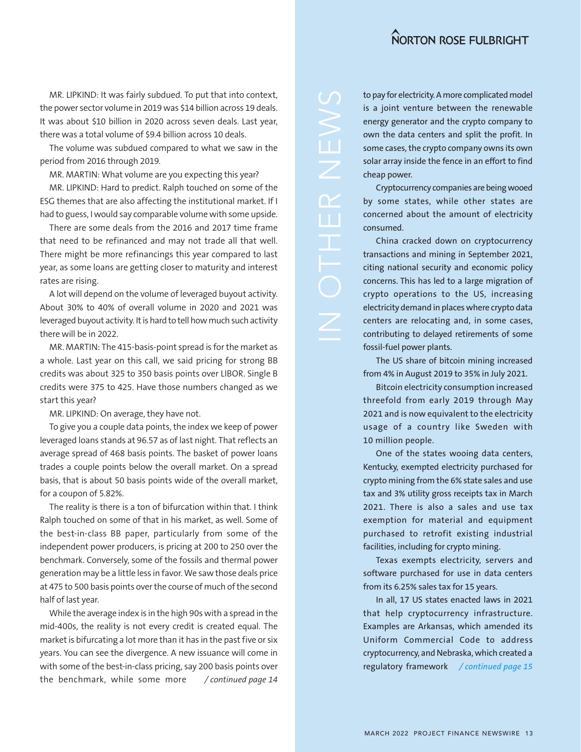MR. LIPKIND: It was fairly subdued. To put that into context, the power sector volume in 2019 was $14 billion across 19 deals. It was about $10 billion in 2020 across seven deals. Last year, there was a total volume of $9.4 billion across 10 deals.

The volume was subdued compared to what we saw in the period from 2016 through 2019.

MR. MARTIN: What volume are you expecting this year?

MR. LIPKIND: Hard to predict. Ralph touched on some of the ESG themes that are also affecting the institutional market. If I had to guess, I would say comparable volume with some upside.

There are some deals from the 2016 and 2017 time frame that need to be refinanced and may not trade all that well. There might be more refinancings this year compared to last year, as some loans are getting closer to maturity and interest rates are rising.

A lot will depend on the volume of leveraged buyout activity. About 30% to 40% of overall volume in 2020 and 2021 was leveraged buyout activity. It is hard to tell how much such activity there will be in 2022.

MR. MARTIN: The 415-basis-point spread is for the market as a whole. Last year on this call, we said pricing for strong BB credits was about 325 to 350 basis points over LIBOR. Single B credits were 375 to 425. Have those numbers changed as we start this year?

MR. LIPKIND: On average, they have not.

To give you a couple data points, the index we keep of power leveraged loans stands at 96.57 as of last night. That reflects an average spread of 468 basis points. The basket of power loans trades a couple points below the overall market. On a spread basis, that is about 50 basis points wide of the overall market, for a coupon of 5.82%.

The reality is there is a ton of bifurcation within that. I think Ralph touched on some of that in his market, as well. Some of the best-in-class BB paper, particularly from some of the independent power producers, is pricing at 200 to 250 over the benchmark. Conversely, some of the fossils and thermal power generation may be a little less in favor. We saw those deals price at 475 to 500 basis points over the course of much of the second half of last year.

While the average index is in the high 90s with a spread in the mid-400s, the reality is not every credit is created equal. The market is bifurcating a lot more than it has in the past five or six years. You can see the divergence. A new issuance will come in with some of the best-in-class pricing, say 200 basis points over the benchmark, while some more */ continued page 14*

## IN OTHER NEWS

to pay for electricity. A more complicated model is a joint venture between the renewable energy generator and the crypto company to own the data centers and split the profit. In some cases, the crypto company owns its own solar array inside the fence in an effort to find cheap power.

Cryptocurrency companies are being wooed by some states, while other states are concerned about the amount of electricity consumed.

China cracked down on cryptocurrency transactions and mining in September 2021, citing national security and economic policy concerns. This has led to a large migration of crypto operations to the US, increasing electricity demand in places where crypto data centers are relocating and, in some cases, contributing to delayed retirements of some fossil-fuel power plants.

The US share of bitcoin mining increased from 4% in August 2019 to 35% in July 2021.

Bitcoin electricity consumption increased threefold from early 2019 through May 2021 and is now equivalent to the electricity usage of a country like Sweden with 10 million people.

One of the states wooing data centers, Kentucky, exempted electricity purchased for crypto mining from the 6% state sales and use tax and 3% utility gross receipts tax in March 2021. There is also a sales and use tax exemption for material and equipment purchased to retrofit existing industrial facilities, including for crypto mining.

Texas exempts electricity, servers and software purchased for use in data centers from its 6.25% sales tax for 15 years.

In all, 17 US states enacted laws in 2021 that help cryptocurrency infrastructure. Examples are Arkansas, which amended its Uniform Commercial Code to address cryptocurrency, and Nebraska, which created a regulatory framework */ continued page 15*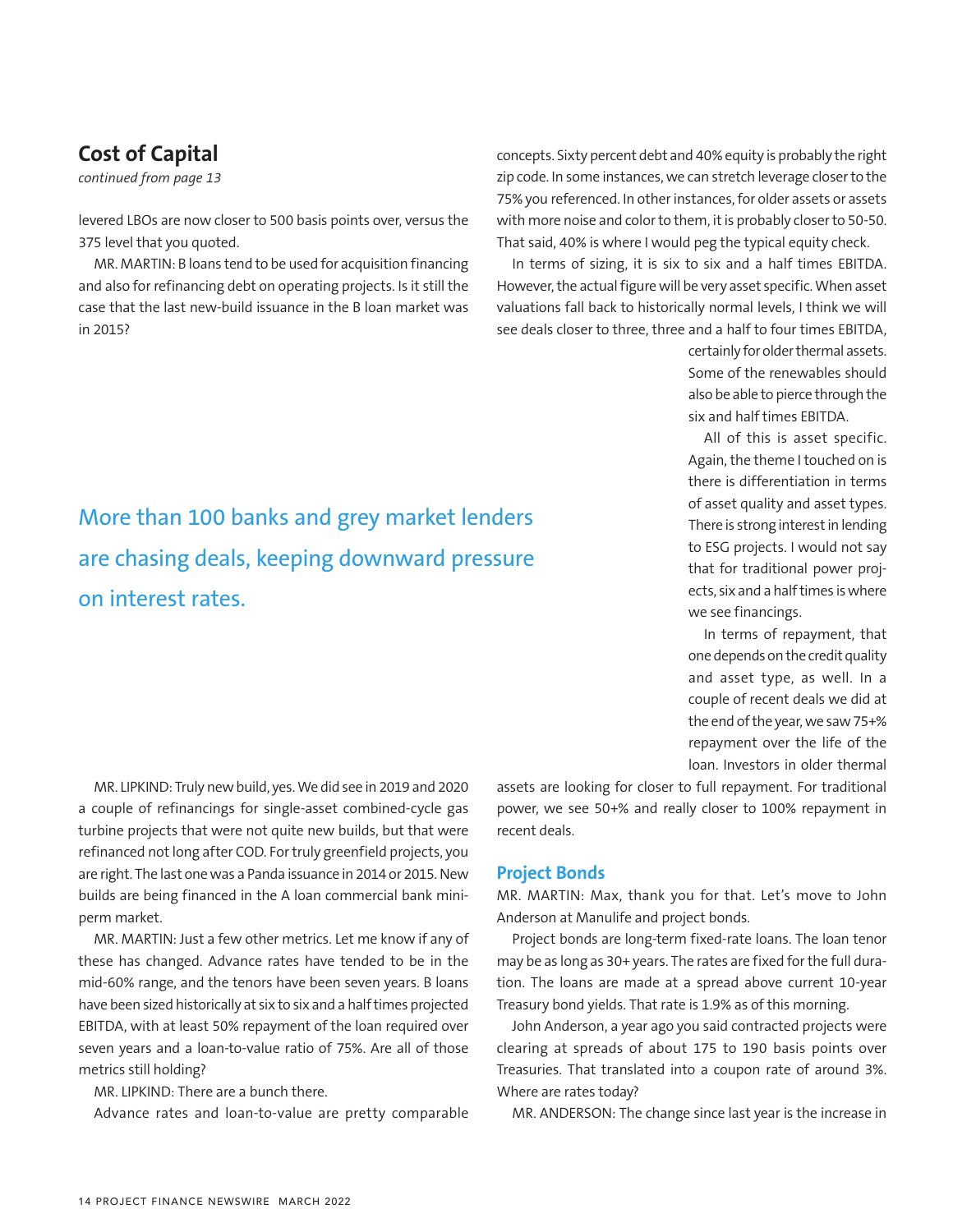## Cost of Capital

*continued from page 13*

levered LBOs are now closer to 500 basis points over, versus the 375 level that you quoted.

MR. MARTIN: B loans tend to be used for acquisition financing and also for refinancing debt on operating projects. Is it still the case that the last new-build issuance in the B loan market was in 2015?

MR. LIPKIND: Truly new build, yes. We did see in 2019 and 2020 a couple of refinancings for single-asset combined-cycle gas turbine projects that were not quite new builds, but that were refinanced not long after COD. For truly greenfield projects, you are right. The last one was a Panda issuance in 2014 or 2015. New builds are being financed in the A loan commercial bank mini-perm market.

MR. MARTIN: Just a few other metrics. Let me know if any of these has changed. Advance rates have tended to be in the mid-60% range, and the tenors have been seven years. B loans have been sized historically at six to six and a half times projected EBITDA, with at least 50% repayment of the loan required over seven years and a loan-to-value ratio of 75%. Are all of those metrics still holding?

MR. LIPKIND: There are a bunch there.

Advance rates and loan-to-value are pretty comparable concepts. Sixty percent debt and 40% equity is probably the right zip code. In some instances, we can stretch leverage closer to the 75% you referenced. In other instances, for older assets or assets with more noise and color to them, it is probably closer to 50-50. That said, 40% is where I would peg the typical equity check.

In terms of sizing, it is six to six and a half times EBITDA. However, the actual figure will be very asset specific. When asset valuations fall back to historically normal levels, I think we will see deals closer to three, three and a half to four times EBITDA, certainly for older thermal assets. Some of the renewables should also be able to pierce through the six and half times EBITDA.

> More than 100 banks and grey market lenders are chasing deals, keeping downward pressure on interest rates.

All of this is asset specific. Again, the theme I touched on is there is differentiation in terms of asset quality and asset types. There is strong interest in lending to ESG projects. I would not say that for traditional power projects, six and a half times is where we see financings.

In terms of repayment, that one depends on the credit quality and asset type, as well. In a couple of recent deals we did at the end of the year, we saw 75+% repayment over the life of the loan. Investors in older thermal assets are looking for closer to full repayment. For traditional power, we see 50+% and really closer to 100% repayment in recent deals.

### Project Bonds

MR. MARTIN: Max, thank you for that. Let's move to John Anderson at Manulife and project bonds.

Project bonds are long-term fixed-rate loans. The loan tenor may be as long as 30+ years. The rates are fixed for the full duration. The loans are made at a spread above current 10-year Treasury bond yields. That rate is 1.9% as of this morning.

John Anderson, a year ago you said contracted projects were clearing at spreads of about 175 to 190 basis points over Treasuries. That translated into a coupon rate of around 3%. Where are rates today?

MR. ANDERSON: The change since last year is the increase in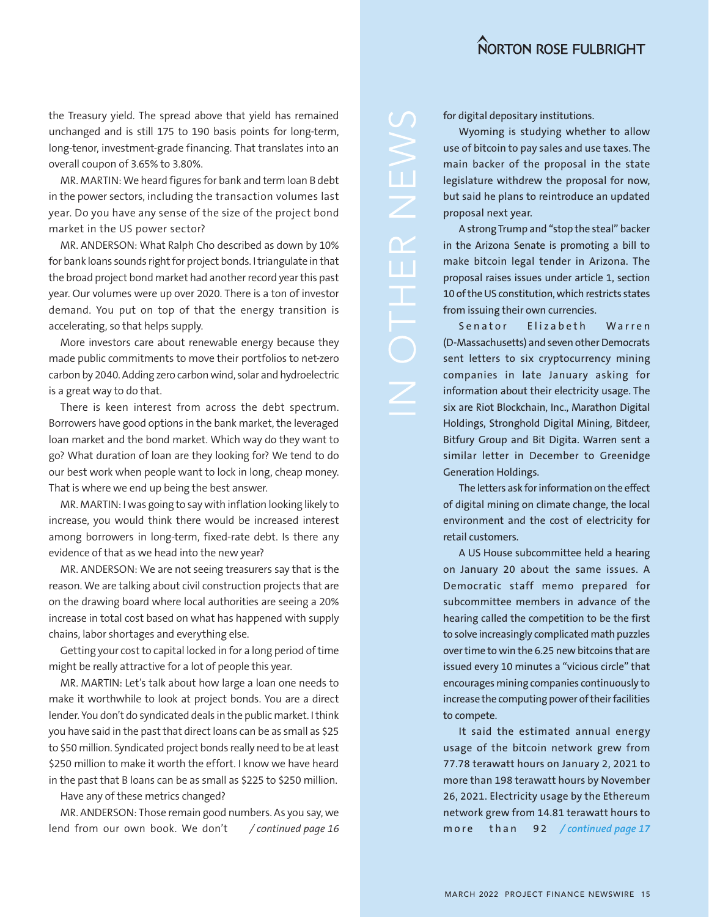the Treasury yield. The spread above that yield has remained unchanged and is still 175 to 190 basis points for long-term, long-tenor, investment-grade financing. That translates into an overall coupon of 3.65% to 3.80%.

MR. MARTIN: We heard figures for bank and term loan B debt in the power sectors, including the transaction volumes last year. Do you have any sense of the size of the project bond market in the US power sector?

MR. ANDERSON: What Ralph Cho described as down by 10% for bank loans sounds right for project bonds. I triangulate in that the broad project bond market had another record year this past year. Our volumes were up over 2020. There is a ton of investor demand. You put on top of that the energy transition is accelerating, so that helps supply.

More investors care about renewable energy because they made public commitments to move their portfolios to net-zero carbon by 2040. Adding zero carbon wind, solar and hydroelectric is a great way to do that.

There is keen interest from across the debt spectrum. Borrowers have good options in the bank market, the leveraged loan market and the bond market. Which way do they want to go? What duration of loan are they looking for? We tend to do our best work when people want to lock in long, cheap money. That is where we end up being the best answer.

MR. MARTIN: I was going to say with inflation looking likely to increase, you would think there would be increased interest among borrowers in long-term, fixed-rate debt. Is there any evidence of that as we head into the new year?

MR. ANDERSON: We are not seeing treasurers say that is the reason. We are talking about civil construction projects that are on the drawing board where local authorities are seeing a 20% increase in total cost based on what has happened with supply chains, labor shortages and everything else.

Getting your cost to capital locked in for a long period of time might be really attractive for a lot of people this year.

MR. MARTIN: Let's talk about how large a loan one needs to make it worthwhile to look at project bonds. You are a direct lender. You don't do syndicated deals in the public market. I think you have said in the past that direct loans can be as small as $25 to $50 million. Syndicated project bonds really need to be at least $250 million to make it worth the effort. I know we have heard in the past that B loans can be as small as $225 to $250 million.

Have any of these metrics changed?

MR. ANDERSON: Those remain good numbers. As you say, we lend from our own book. We don't *​/ continued page 16*

## IN OTHER NEWS

for digital depository institutions.

Wyoming is studying whether to allow use of bitcoin to pay sales and use taxes. The main backer of the proposal in the state legislature withdrew the proposal for now, but said he plans to reintroduce an updated proposal next year.

A strong Trump and "stop the steal" backer in the Arizona Senate is promoting a bill to make bitcoin legal tender in Arizona. The proposal raises issues under article 1, section 10 of the US constitution, which restricts states from issuing their own currencies.

Senator Elizabeth Warren (D-Massachusetts) and seven other Democrats sent letters to six cryptocurrency mining companies in late January asking for information about their electricity usage. The six are Riot Blockchain, Inc., Marathon Digital Holdings, Stronghold Digital Mining, Bitdeer, Bitfury Group and Bit Digita. Warren sent a similar letter in December to Greenidge Generation Holdings.

The letters ask for information on the effect of digital mining on climate change, the local environment and the cost of electricity for retail customers.

A US House subcommittee held a hearing on January 20 about the same issues. A Democratic staff memo prepared for subcommittee members in advance of the hearing called the competition to be the first to solve increasingly complicated math puzzles over time to win the 6.25 new bitcoins that are issued every 10 minutes a "vicious circle" that encourages mining companies continuously to increase the computing power of their facilities to compete.

It said the estimated annual energy usage of the bitcoin network grew from 77.78 terawatt hours on January 2, 2021 to more than 198 terawatt hours by November 26, 2021. Electricity usage by the Ethereum network grew from 14.81 terawatt hours to more than 92 *​/ continued page 17*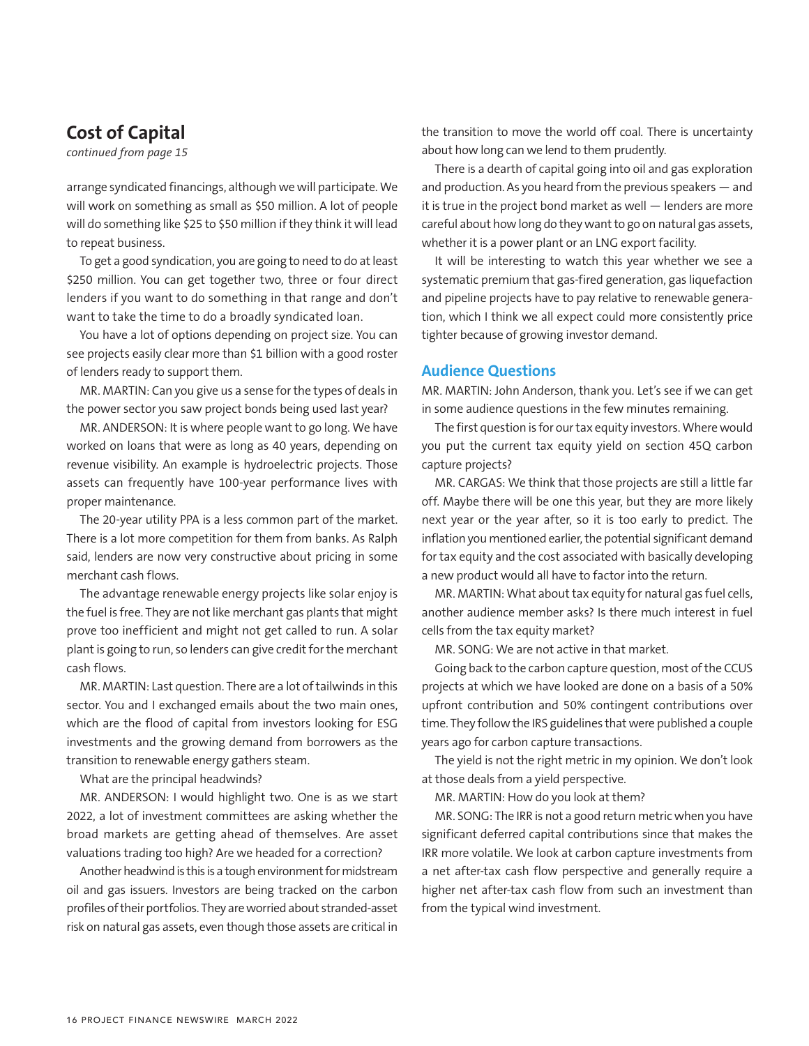## Cost of Capital

*continued from page 15*

arrange syndicated financings, although we will participate. We will work on something as small as $50 million. A lot of people will do something like $25 to $50 million if they think it will lead to repeat business.

To get a good syndication, you are going to need to do at least $250 million. You can get together two, three or four direct lenders if you want to do something in that range and don't want to take the time to do a broadly syndicated loan.

You have a lot of options depending on project size. You can see projects easily clear more than $1 billion with a good roster of lenders ready to support them.

MR. MARTIN: Can you give us a sense for the types of deals in the power sector you saw project bonds being used last year?

MR. ANDERSON: It is where people want to go long. We have worked on loans that were as long as 40 years, depending on revenue visibility. An example is hydroelectric projects. Those assets can frequently have 100-year performance lives with proper maintenance.

The 20-year utility PPA is a less common part of the market. There is a lot more competition for them from banks. As Ralph said, lenders are now very constructive about pricing in some merchant cash flows.

The advantage renewable energy projects like solar enjoy is the fuel is free. They are not like merchant gas plants that might prove too inefficient and might not get called to run. A solar plant is going to run, so lenders can give credit for the merchant cash flows.

MR. MARTIN: Last question. There are a lot of tailwinds in this sector. You and I exchanged emails about the two main ones, which are the flood of capital from investors looking for ESG investments and the growing demand from borrowers as the transition to renewable energy gathers steam.

What are the principal headwinds?

MR. ANDERSON: I would highlight two. One is as we start 2022, a lot of investment committees are asking whether the broad markets are getting ahead of themselves. Are asset valuations trading too high? Are we headed for a correction?

Another headwind is this is a tough environment for midstream oil and gas issuers. Investors are being tracked on the carbon profiles of their portfolios. They are worried about stranded-asset risk on natural gas assets, even though those assets are critical in the transition to move the world off coal. There is uncertainty about how long can we lend to them prudently.

There is a dearth of capital going into oil and gas exploration and production. As you heard from the previous speakers — and it is true in the project bond market as well — lenders are more careful about how long do they want to go on natural gas assets, whether it is a power plant or an LNG export facility.

It will be interesting to watch this year whether we see a systematic premium that gas-fired generation, gas liquefaction and pipeline projects have to pay relative to renewable generation, which I think we all expect could more consistently price tighter because of growing investor demand.

### Audience Questions

MR. MARTIN: John Anderson, thank you. Let's see if we can get in some audience questions in the few minutes remaining.

The first question is for our tax equity investors. Where would you put the current tax equity yield on section 45Q carbon capture projects?

MR. CARGAS: We think that those projects are still a little far off. Maybe there will be one this year, but they are more likely next year or the year after, so it is too early to predict. The inflation you mentioned earlier, the potential significant demand for tax equity and the cost associated with basically developing a new product would all have to factor into the return.

MR. MARTIN: What about tax equity for natural gas fuel cells, another audience member asks? Is there much interest in fuel cells from the tax equity market?

MR. SONG: We are not active in that market.

Going back to the carbon capture question, most of the CCUS projects at which we have looked are done on a basis of a 50% upfront contribution and 50% contingent contributions over time. They follow the IRS guidelines that were published a couple years ago for carbon capture transactions.

The yield is not the right metric in my opinion. We don't look at those deals from a yield perspective.

MR. MARTIN: How do you look at them?

MR. SONG: The IRR is not a good return metric when you have significant deferred capital contributions since that makes the IRR more volatile. We look at carbon capture investments from a net after-tax cash flow perspective and generally require a higher net after-tax cash flow from such an investment than from the typical wind investment.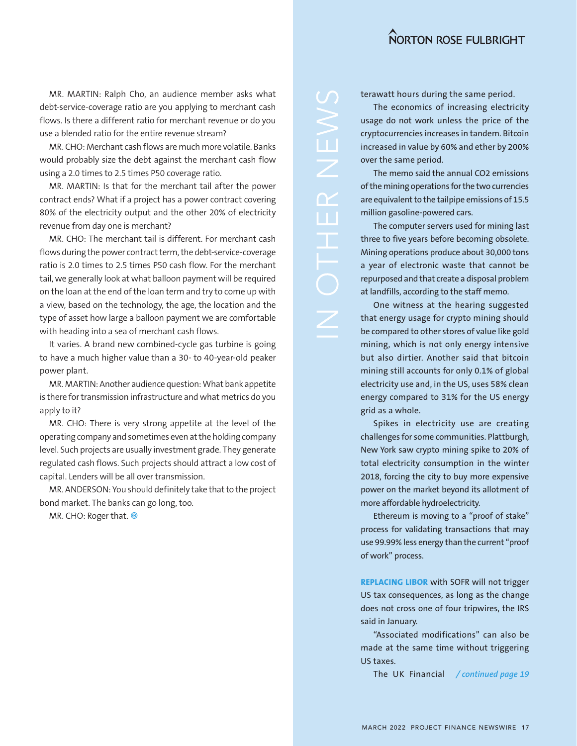MR. MARTIN: Ralph Cho, an audience member asks what debt-service-coverage ratio are you applying to merchant cash flows. Is there a different ratio for merchant revenue or do you use a blended ratio for the entire revenue stream?

MR. CHO: Merchant cash flows are much more volatile. Banks would probably size the debt against the merchant cash flow using a 2.0 times to 2.5 times P50 coverage ratio.

MR. MARTIN: Is that for the merchant tail after the power contract ends? What if a project has a power contract covering 80% of the electricity output and the other 20% of electricity revenue from day one is merchant?

MR. CHO: The merchant tail is different. For merchant cash flows during the power contract term, the debt-service-coverage ratio is 2.0 times to 2.5 times P50 cash flow. For the merchant tail, we generally look at what balloon payment will be required on the loan at the end of the loan term and try to come up with a view, based on the technology, the age, the location and the type of asset how large a balloon payment we are comfortable with heading into a sea of merchant cash flows.

It varies. A brand new combined-cycle gas turbine is going to have a much higher value than a 30- to 40-year-old peaker power plant.

MR. MARTIN: Another audience question: What bank appetite is there for transmission infrastructure and what metrics do you apply to it?

MR. CHO: There is very strong appetite at the level of the operating company and sometimes even at the holding company level. Such projects are usually investment grade. They generate regulated cash flows. Such projects should attract a low cost of capital. Lenders will be all over transmission.

MR. ANDERSON: You should definitely take that to the project bond market. The banks can go long, too.

MR. CHO: Roger that. ◎

## IN OTHER NEWS

terawatt hours during the same period.

The economics of increasing electricity usage do not work unless the price of the cryptocurrencies increases in tandem. Bitcoin increased in value by 60% and ether by 200% over the same period.

The memo said the annual $CO_2$ emissions of the mining operations for the two currencies are equivalent to the tailpipe emissions of 15.5 million gasoline-powered cars.

The computer servers used for mining last three to five years before becoming obsolete. Mining operations produce about 30,000 tons a year of electronic waste that cannot be repurposed and that create a disposal problem at landfills, according to the staff memo.

One witness at the hearing suggested that energy usage for crypto mining should be compared to other stores of value like gold mining, which is not only energy intensive but also dirtier. Another said that bitcoin mining still accounts for only 0.1% of global electricity use and, in the US, uses 58% clean energy compared to 31% for the US energy grid as a whole.

Spikes in electricity use are creating challenges for some communities. Plattburgh, New York saw crypto mining spike to 20% of total electricity consumption in the winter 2018, forcing the city to buy more expensive power on the market beyond its allotment of more affordable hydroelectricity.

Ethereum is moving to a "proof of stake" process for validating transactions that may use 99.99% less energy than the current "proof of work" process.

**REPLACING LIBOR** with SOFR will not trigger US tax consequences, as long as the change does not cross one of four tripwires, the IRS said in January.

"Associated modifications" can also be made at the same time without triggering US taxes.

The UK Financial */ continued page 19*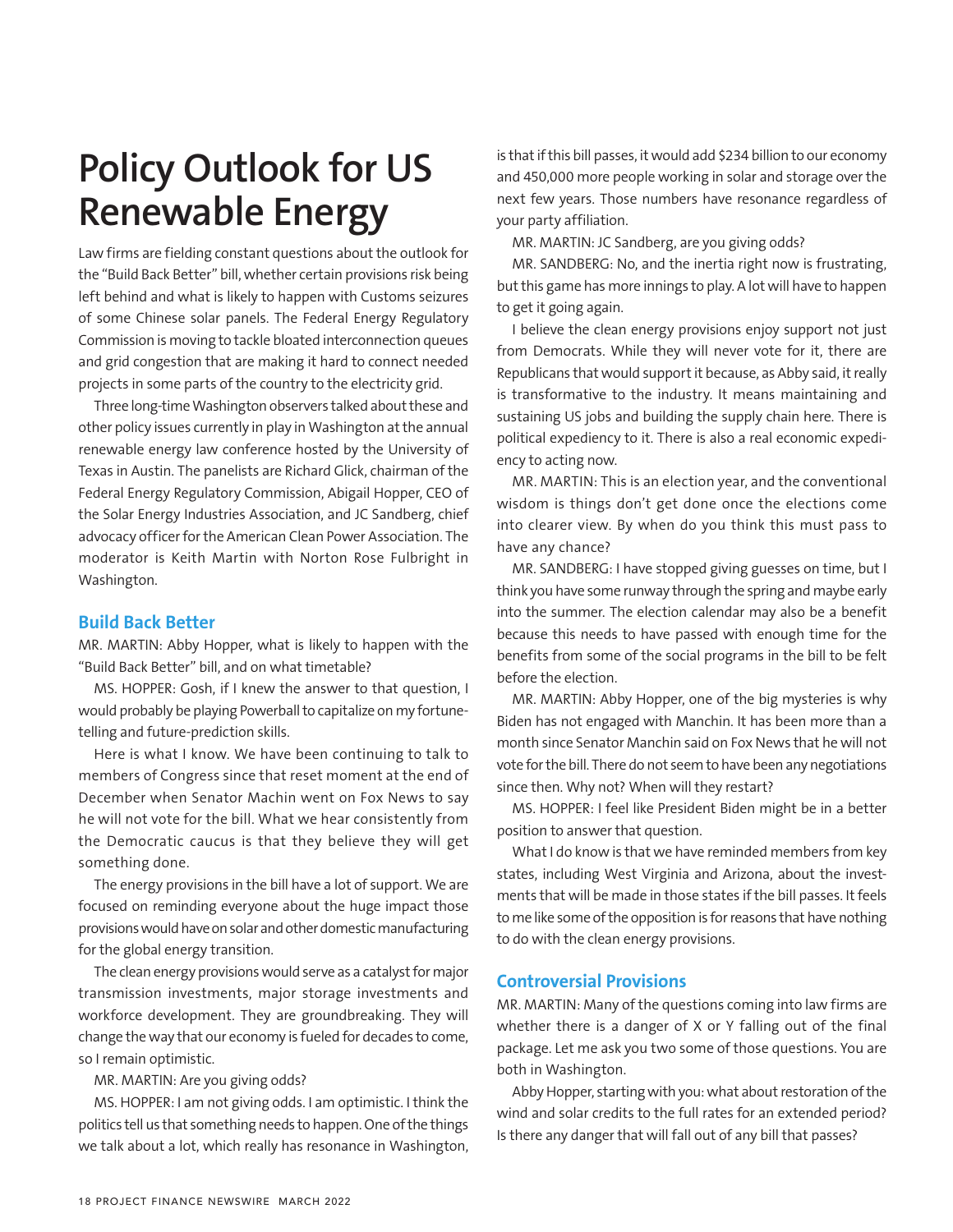# Policy Outlook for US Renewable Energy

Law firms are fielding constant questions about the outlook for the "Build Back Better" bill, whether certain provisions risk being left behind and what is likely to happen with Customs seizures of some Chinese solar panels. The Federal Energy Regulatory Commission is moving to tackle bloated interconnection queues and grid congestion that are making it hard to connect needed projects in some parts of the country to the electricity grid.

Three long-time Washington observers talked about these and other policy issues currently in play in Washington at the annual renewable energy law conference hosted by the University of Texas in Austin. The panelists are Richard Glick, chairman of the Federal Energy Regulatory Commission, Abigail Hopper, CEO of the Solar Energy Industries Association, and JC Sandberg, chief advocacy officer for the American Clean Power Association. The moderator is Keith Martin with Norton Rose Fulbright in Washington.

## Build Back Better

MR. MARTIN: Abby Hopper, what is likely to happen with the "Build Back Better" bill, and on what timetable?

MS. HOPPER: Gosh, if I knew the answer to that question, I would probably be playing Powerball to capitalize on my fortune-telling and future-prediction skills.

Here is what I know. We have been continuing to talk to members of Congress since that reset moment at the end of December when Senator Machin went on Fox News to say he will not vote for the bill. What we hear consistently from the Democratic caucus is that they believe they will get something done.

The energy provisions in the bill have a lot of support. We are focused on reminding everyone about the huge impact those provisions would have on solar and other domestic manufacturing for the global energy transition.

The clean energy provisions would serve as a catalyst for major transmission investments, major storage investments and workforce development. They are groundbreaking. They will change the way that our economy is fueled for decades to come, so I remain optimistic.

MR. MARTIN: Are you giving odds?

MS. HOPPER: I am not giving odds. I am optimistic. I think the politics tell us that something needs to happen. One of the things we talk about a lot, which really has resonance in Washington, is that if this bill passes, it would add $234 billion to our economy and 450,000 more people working in solar and storage over the next few years. Those numbers have resonance regardless of your party affiliation.

MR. MARTIN: JC Sandberg, are you giving odds?

MR. SANDBERG: No, and the inertia right now is frustrating, but this game has more innings to play. A lot will have to happen to get it going again.

I believe the clean energy provisions enjoy support not just from Democrats. While they will never vote for it, there are Republicans that would support it because, as Abby said, it really is transformative to the industry. It means maintaining and sustaining US jobs and building the supply chain here. There is political expediency to it. There is also a real economic expediency to acting now.

MR. MARTIN: This is an election year, and the conventional wisdom is things don't get done once the elections come into clearer view. By when do you think this must pass to have any chance?

MR. SANDBERG: I have stopped giving guesses on time, but I think you have some runway through the spring and maybe early into the summer. The election calendar may also be a benefit because this needs to have passed with enough time for the benefits from some of the social programs in the bill to be felt before the election.

MR. MARTIN: Abby Hopper, one of the big mysteries is why Biden has not engaged with Manchin. It has been more than a month since Senator Manchin said on Fox News that he will not vote for the bill. There do not seem to have been any negotiations since then. Why not? When will they restart?

MS. HOPPER: I feel like President Biden might be in a better position to answer that question.

What I do know is that we have reminded members from key states, including West Virginia and Arizona, about the investments that will be made in those states if the bill passes. It feels to me like some of the opposition is for reasons that have nothing to do with the clean energy provisions.

## Controversial Provisions

MR. MARTIN: Many of the questions coming into law firms are whether there is a danger of X or Y falling out of the final package. Let me ask you two some of those questions. You are both in Washington.

Abby Hopper, starting with you: what about restoration of the wind and solar credits to the full rates for an extended period? Is there any danger that will fall out of any bill that passes?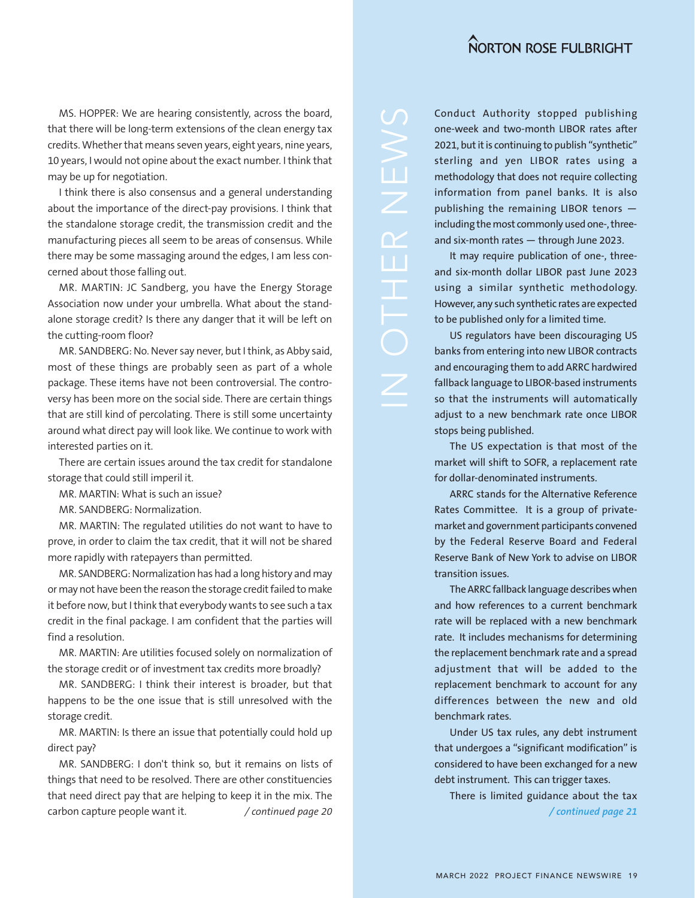MS. HOPPER: We are hearing consistently, across the board, that there will be long-term extensions of the clean energy tax credits. Whether that means seven years, eight years, nine years, 10 years, I would not opine about the exact number. I think that may be up for negotiation.

I think there is also consensus and a general understanding about the importance of the direct-pay provisions. I think that the standalone storage credit, the transmission credit and the manufacturing pieces all seem to be areas of consensus. While there may be some massaging around the edges, I am less concerned about those falling out.

MR. MARTIN: JC Sandberg, you have the Energy Storage Association now under your umbrella. What about the standalone storage credit? Is there any danger that it will be left on the cutting-room floor?

MR. SANDBERG: No. Never say never, but I think, as Abby said, most of these things are probably seen as part of a whole package. These items have not been controversial. The controversy has been more on the social side. There are certain things that are still kind of percolating. There is still some uncertainty around what direct pay will look like. We continue to work with interested parties on it.

There are certain issues around the tax credit for standalone storage that could still imperil it.

MR. MARTIN: What is such an issue?

MR. SANDBERG: Normalization.

MR. MARTIN: The regulated utilities do not want to have to prove, in order to claim the tax credit, that it will not be shared more rapidly with ratepayers than permitted.

MR. SANDBERG: Normalization has had a long history and may or may not have been the reason the storage credit failed to make it before now, but I think that everybody wants to see such a tax credit in the final package. I am confident that the parties will find a resolution.

MR. MARTIN: Are utilities focused solely on normalization of the storage credit or of investment tax credits more broadly?

MR. SANDBERG: I think their interest is broader, but that happens to be the one issue that is still unresolved with the storage credit.

MR. MARTIN: Is there an issue that potentially could hold up direct pay?

MR. SANDBERG: I don't think so, but it remains on lists of things that need to be resolved. There are other constituencies that need direct pay that are helping to keep it in the mix. The carbon capture people want it. */ continued page 20*

## IN OTHER NEWS

Conduct Authority stopped publishing one-week and two-month LIBOR rates after 2021, but it is continuing to publish "synthetic" sterling and yen LIBOR rates using a methodology that does not require collecting information from panel banks. It is also publishing the remaining LIBOR tenors — including the most commonly used one-, three- and six-month rates — through June 2023.

It may require publication of one-, three- and six-month dollar LIBOR past June 2023 using a similar synthetic methodology. However, any such synthetic rates are expected to be published only for a limited time.

US regulators have been discouraging US banks from entering into new LIBOR contracts and encouraging them to add ARRC hardwired fallback language to LIBOR-based instruments so that the instruments will automatically adjust to a new benchmark rate once LIBOR stops being published.

The US expectation is that most of the market will shift to SOFR, a replacement rate for dollar-denominated instruments.

ARRC stands for the Alternative Reference Rates Committee. It is a group of private-market and government participants convened by the Federal Reserve Board and Federal Reserve Bank of New York to advise on LIBOR transition issues.

The ARRC fallback language describes when and how references to a current benchmark rate will be replaced with a new benchmark rate. It includes mechanisms for determining the replacement benchmark rate and a spread adjustment that will be added to the replacement benchmark to account for any differences between the new and old benchmark rates.

Under US tax rules, any debt instrument that undergoes a "significant modification" is considered to have been exchanged for a new debt instrument. This can trigger taxes.

There is limited guidance about the tax */ continued page 21*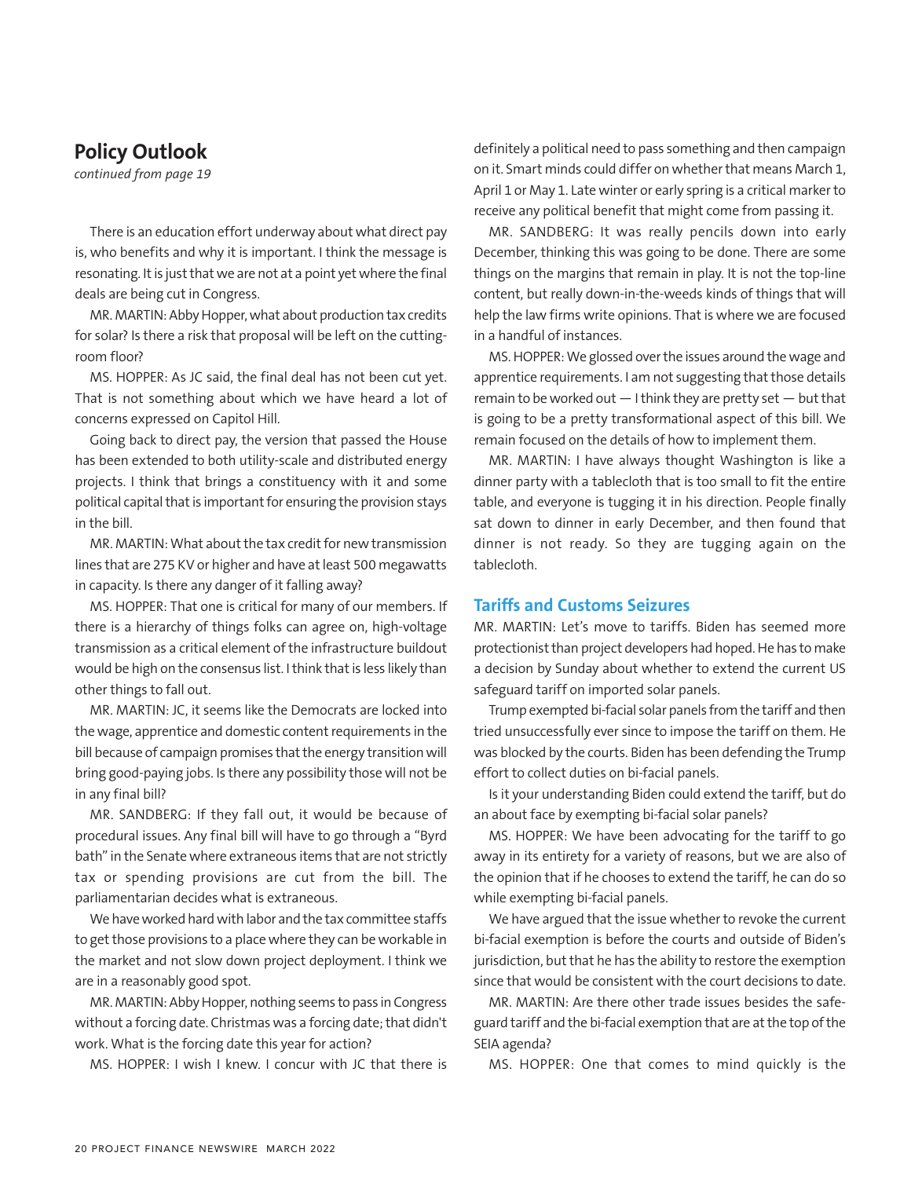## Policy Outlook

*continued from page 19*

There is an education effort underway about what direct pay is, who benefits and why it is important. I think the message is resonating. It is just that we are not at a point yet where the final deals are being cut in Congress.

MR. MARTIN: Abby Hopper, what about production tax credits for solar? Is there a risk that proposal will be left on the cutting-room floor?

MS. HOPPER: As JC said, the final deal has not been cut yet. That is not something about which we have heard a lot of concerns expressed on Capitol Hill.

Going back to direct pay, the version that passed the House has been extended to both utility-scale and distributed energy projects. I think that brings a constituency with it and some political capital that is important for ensuring the provision stays in the bill.

MR. MARTIN: What about the tax credit for new transmission lines that are 275 KV or higher and have at least 500 megawatts in capacity. Is there any danger of it falling away?

MS. HOPPER: That one is critical for many of our members. If there is a hierarchy of things folks can agree on, high-voltage transmission as a critical element of the infrastructure buildout would be high on the consensus list. I think that is less likely than other things to fall out.

MR. MARTIN: JC, it seems like the Democrats are locked into the wage, apprentice and domestic content requirements in the bill because of campaign promises that the energy transition will bring good-paying jobs. Is there any possibility those will not be in any final bill?

MR. SANDBERG: If they fall out, it would be because of procedural issues. Any final bill will have to go through a "Byrd bath" in the Senate where extraneous items that are not strictly tax or spending provisions are cut from the bill. The parliamentarian decides what is extraneous.

We have worked hard with labor and the tax committee staffs to get those provisions to a place where they can be workable in the market and not slow down project deployment. I think we are in a reasonably good spot.

MR. MARTIN: Abby Hopper, nothing seems to pass in Congress without a forcing date. Christmas was a forcing date; that didn't work. What is the forcing date this year for action?

MS. HOPPER: I wish I knew. I concur with JC that there is definitely a political need to pass something and then campaign on it. Smart minds could differ on whether that means March 1, April 1 or May 1. Late winter or early spring is a critical marker to receive any political benefit that might come from passing it.

MR. SANDBERG: It was really pencils down into early December, thinking this was going to be done. There are some things on the margins that remain in play. It is not the top-line content, but really down-in-the-weeds kinds of things that will help the law firms write opinions. That is where we are focused in a handful of instances.

MS. HOPPER: We glossed over the issues around the wage and apprentice requirements. I am not suggesting that those details remain to be worked out — I think they are pretty set — but that is going to be a pretty transformational aspect of this bill. We remain focused on the details of how to implement them.

MR. MARTIN: I have always thought Washington is like a dinner party with a tablecloth that is too small to fit the entire table, and everyone is tugging it in his direction. People finally sat down to dinner in early December, and then found that dinner is not ready. So they are tugging again on the tablecloth.

### Tariffs and Customs Seizures

MR. MARTIN: Let's move to tariffs. Biden has seemed more protectionist than project developers had hoped. He has to make a decision by Sunday about whether to extend the current US safeguard tariff on imported solar panels.

Trump exempted bi-facial solar panels from the tariff and then tried unsuccessfully ever since to impose the tariff on them. He was blocked by the courts. Biden has been defending the Trump effort to collect duties on bi-facial panels.

Is it your understanding Biden could extend the tariff, but do an about face by exempting bi-facial solar panels?

MS. HOPPER: We have been advocating for the tariff to go away in its entirety for a variety of reasons, but we are also of the opinion that if he chooses to extend the tariff, he can do so while exempting bi-facial panels.

We have argued that the issue whether to revoke the current bi-facial exemption is before the courts and outside of Biden's jurisdiction, but that he has the ability to restore the exemption since that would be consistent with the court decisions to date.

MR. MARTIN: Are there other trade issues besides the safeguard tariff and the bi-facial exemption that are at the top of the SEIA agenda?

MS. HOPPER: One that comes to mind quickly is the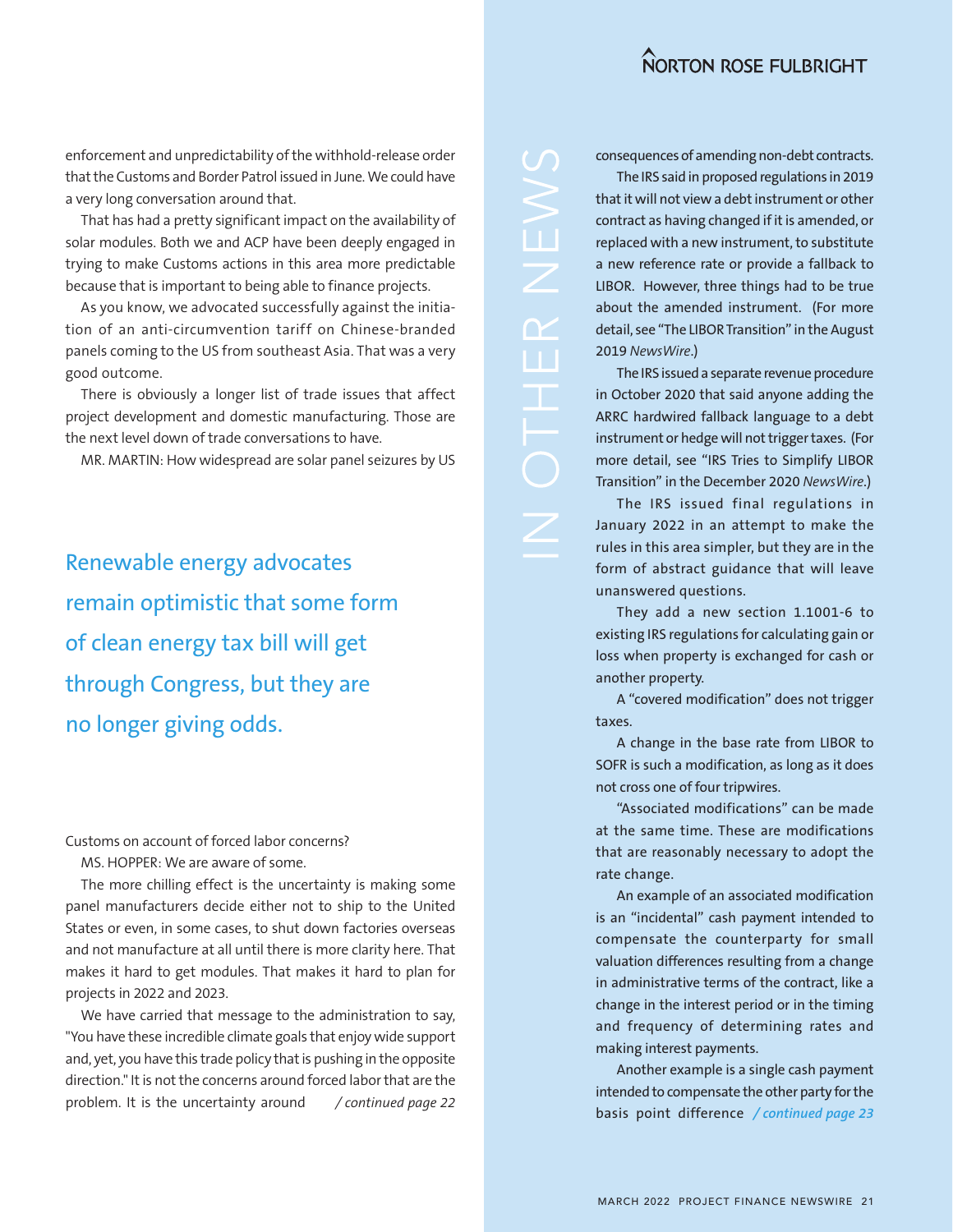enforcement and unpredictability of the withhold-release order that the Customs and Border Patrol issued in June. We could have a very long conversation around that.

That has had a pretty significant impact on the availability of solar modules. Both we and ACP have been deeply engaged in trying to make Customs actions in this area more predictable because that is important to being able to finance projects.

As you know, we advocated successfully against the initiation of an anti-circumvention tariff on Chinese-branded panels coming to the US from southeast Asia. That was a very good outcome.

There is obviously a longer list of trade issues that affect project development and domestic manufacturing. Those are the next level down of trade conversations to have.

MR. MARTIN: How widespread are solar panel seizures by US Customs on account of forced labor concerns?

MS. HOPPER: We are aware of some.

The more chilling effect is the uncertainty is making some panel manufacturers decide either not to ship to the United States or even, in some cases, to shut down factories overseas and not manufacture at all until there is more clarity here. That makes it hard to get modules. That makes it hard to plan for projects in 2022 and 2023.

We have carried that message to the administration to say, "You have these incredible climate goals that enjoy wide support and, yet, you have this trade policy that is pushing in the opposite direction." It is not the concerns around forced labor that are the problem. It is the uncertainty around */ continued page 22*

> Renewable energy advocates remain optimistic that some form of clean energy tax bill will get through Congress, but they are no longer giving odds.

## IN OTHER NEWS

consequences of amending non-debt contracts.

The IRS said in proposed regulations in 2019 that it will not view a debt instrument or other contract as having changed if it is amended, or replaced with a new instrument, to substitute a new reference rate or provide a fallback to LIBOR. However, three things had to be true about the amended instrument. (For more detail, see "The LIBOR Transition" in the August 2019 *NewsWire*.)

The IRS issued a separate revenue procedure in October 2020 that said anyone adding the ARRC hardwired fallback language to a debt instrument or hedge will not trigger taxes. (For more detail, see "IRS Tries to Simplify LIBOR Transition" in the December 2020 *NewsWire*.)

The IRS issued final regulations in January 2022 in an attempt to make the rules in this area simpler, but they are in the form of abstract guidance that will leave unanswered questions.

They add a new section 1.1001-6 to existing IRS regulations for calculating gain or loss when property is exchanged for cash or another property.

A "covered modification" does not trigger taxes.

A change in the base rate from LIBOR to SOFR is such a modification, as long as it does not cross one of four tripwires.

"Associated modifications" can be made at the same time. These are modifications that are reasonably necessary to adopt the rate change.

An example of an associated modification is an "incidental" cash payment intended to compensate the counterparty for small valuation differences resulting from a change in administrative terms of the contract, like a change in the interest period or in the timing and frequency of determining rates and making interest payments.

Another example is a single cash payment intended to compensate the other party for the basis point difference */ continued page 23*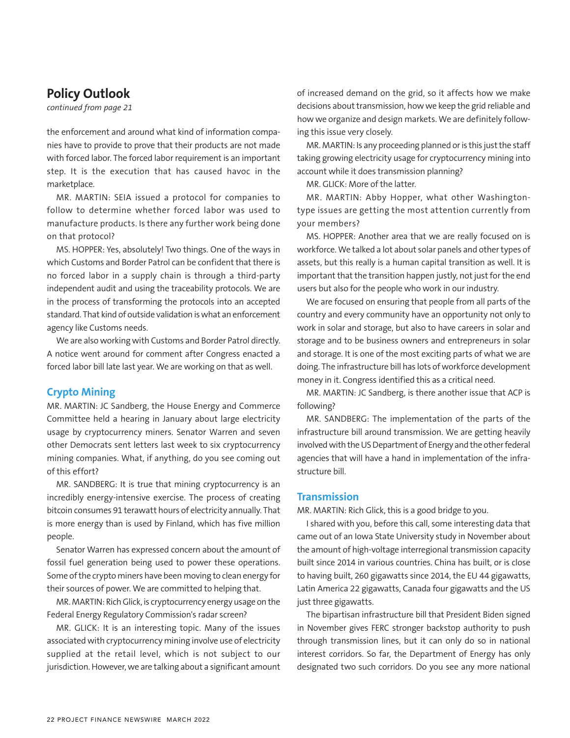## Policy Outlook

*continued from page 21*

the enforcement and around what kind of information companies have to provide to prove that their products are not made with forced labor. The forced labor requirement is an important step. It is the execution that has caused havoc in the marketplace.

MR. MARTIN: SEIA issued a protocol for companies to follow to determine whether forced labor was used to manufacture products. Is there any further work being done on that protocol?

MS. HOPPER: Yes, absolutely! Two things. One of the ways in which Customs and Border Patrol can be confident that there is no forced labor in a supply chain is through a third-party independent audit and using the traceability protocols. We are in the process of transforming the protocols into an accepted standard. That kind of outside validation is what an enforcement agency like Customs needs.

We are also working with Customs and Border Patrol directly. A notice went around for comment after Congress enacted a forced labor bill late last year. We are working on that as well.

### Crypto Mining

MR. MARTIN: JC Sandberg, the House Energy and Commerce Committee held a hearing in January about large electricity usage by cryptocurrency miners. Senator Warren and seven other Democrats sent letters last week to six cryptocurrency mining companies. What, if anything, do you see coming out of this effort?

MR. SANDBERG: It is true that mining cryptocurrency is an incredibly energy-intensive exercise. The process of creating bitcoin consumes 91 terawatt hours of electricity annually. That is more energy than is used by Finland, which has five million people.

Senator Warren has expressed concern about the amount of fossil fuel generation being used to power these operations. Some of the crypto miners have been moving to clean energy for their sources of power. We are committed to helping that.

MR. MARTIN: Rich Glick, is cryptocurrency energy usage on the Federal Energy Regulatory Commission's radar screen?

MR. GLICK: It is an interesting topic. Many of the issues associated with cryptocurrency mining involve use of electricity supplied at the retail level, which is not subject to our jurisdiction. However, we are talking about a significant amount of increased demand on the grid, so it affects how we make decisions about transmission, how we keep the grid reliable and how we organize and design markets. We are definitely following this issue very closely.

MR. MARTIN: Is any proceeding planned or is this just the staff taking growing electricity usage for cryptocurrency mining into account while it does transmission planning?

MR. GLICK: More of the latter.

MR. MARTIN: Abby Hopper, what other Washington-type issues are getting the most attention currently from your members?

MS. HOPPER: Another area that we are really focused on is workforce. We talked a lot about solar panels and other types of assets, but this really is a human capital transition as well. It is important that the transition happen justly, not just for the end users but also for the people who work in our industry.

We are focused on ensuring that people from all parts of the country and every community have an opportunity not only to work in solar and storage, but also to have careers in solar and storage and to be business owners and entrepreneurs in solar and storage. It is one of the most exciting parts of what we are doing. The infrastructure bill has lots of workforce development money in it. Congress identified this as a critical need.

MR. MARTIN: JC Sandberg, is there another issue that ACP is following?

MR. SANDBERG: The implementation of the parts of the infrastructure bill around transmission. We are getting heavily involved with the US Department of Energy and the other federal agencies that will have a hand in implementation of the infrastructure bill.

### Transmission

MR. MARTIN: Rich Glick, this is a good bridge to you.

I shared with you, before this call, some interesting data that came out of an Iowa State University study in November about the amount of high-voltage interregional transmission capacity built since 2014 in various countries. China has built, or is close to having built, 260 gigawatts since 2014, the EU 44 gigawatts, Latin America 22 gigawatts, Canada four gigawatts and the US just three gigawatts.

The bipartisan infrastructure bill that President Biden signed in November gives FERC stronger backstop authority to push through transmission lines, but it can only do so in national interest corridors. So far, the Department of Energy has only designated two such corridors. Do you see any more national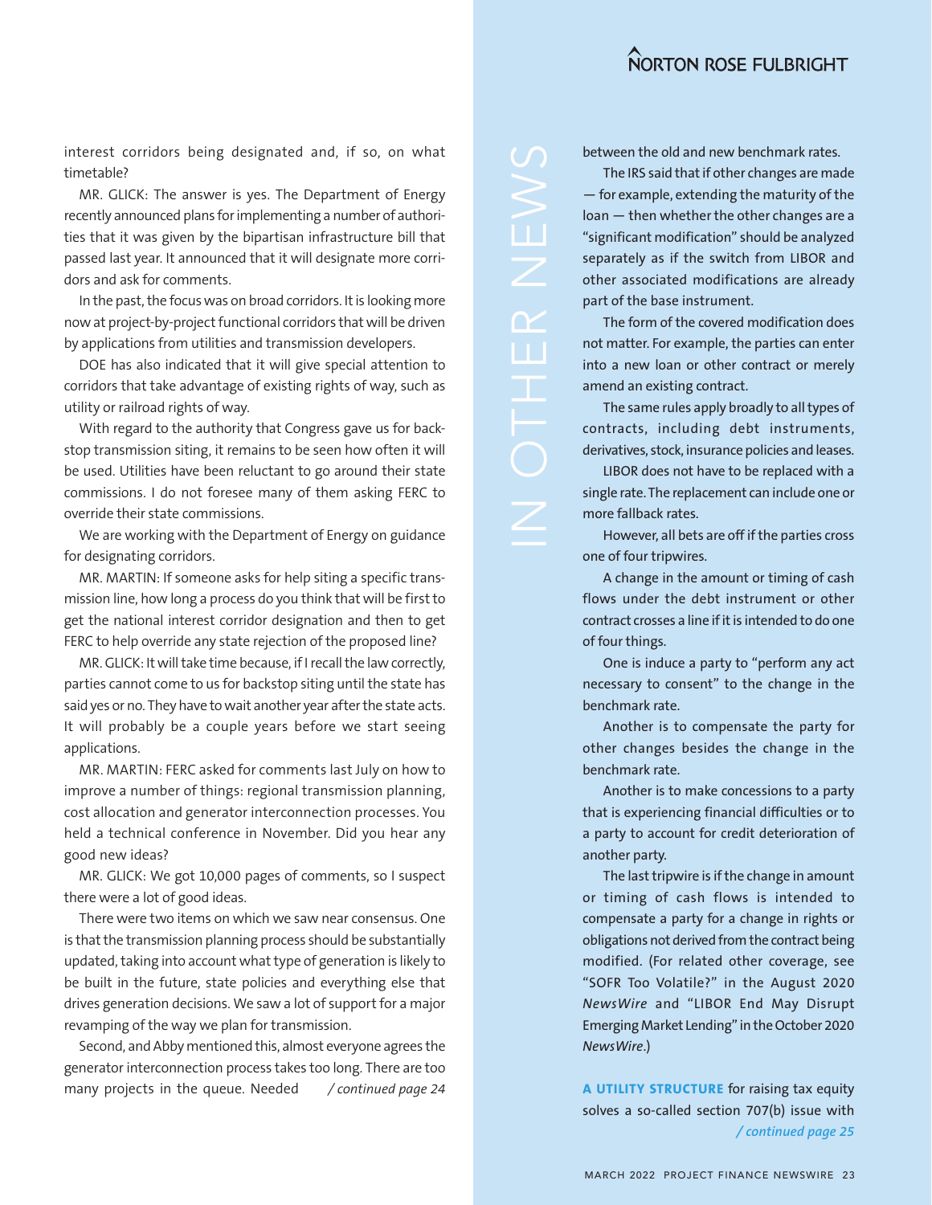interest corridors being designated and, if so, on what timetable?

MR. GLICK: The answer is yes. The Department of Energy recently announced plans for implementing a number of authorities that it was given by the bipartisan infrastructure bill that passed last year. It announced that it will designate more corridors and ask for comments.

In the past, the focus was on broad corridors. It is looking more now at project-by-project functional corridors that will be driven by applications from utilities and transmission developers.

DOE has also indicated that it will give special attention to corridors that take advantage of existing rights of way, such as utility or railroad rights of way.

With regard to the authority that Congress gave us for backstop transmission siting, it remains to be seen how often it will be used. Utilities have been reluctant to go around their state commissions. I do not foresee many of them asking FERC to override their state commissions.

We are working with the Department of Energy on guidance for designating corridors.

MR. MARTIN: If someone asks for help siting a specific transmission line, how long a process do you think that will be first to get the national interest corridor designation and then to get FERC to help override any state rejection of the proposed line?

MR. GLICK: It will take time because, if I recall the law correctly, parties cannot come to us for backstop siting until the state has said yes or no. They have to wait another year after the state acts. It will probably be a couple years before we start seeing applications.

MR. MARTIN: FERC asked for comments last July on how to improve a number of things: regional transmission planning, cost allocation and generator interconnection processes. You held a technical conference in November. Did you hear any good new ideas?

MR. GLICK: We got 10,000 pages of comments, so I suspect there were a lot of good ideas.

There were two items on which we saw near consensus. One is that the transmission planning process should be substantially updated, taking into account what type of generation is likely to be built in the future, state policies and everything else that drives generation decisions. We saw a lot of support for a major revamping of the way we plan for transmission.

Second, and Abby mentioned this, almost everyone agrees the generator interconnection process takes too long. There are too many projects in the queue. Needed */ continued page 24*

# IN OTHER NEWS

between the old and new benchmark rates.

The IRS said that if other changes are made — for example, extending the maturity of the loan — then whether the other changes are a "significant modification" should be analyzed separately as if the switch from LIBOR and other associated modifications are already part of the base instrument.

The form of the covered modification does not matter. For example, the parties can enter into a new loan or other contract or merely amend an existing contract.

The same rules apply broadly to all types of contracts, including debt instruments, derivatives, stock, insurance policies and leases.

LIBOR does not have to be replaced with a single rate. The replacement can include one or more fallback rates.

However, all bets are off if the parties cross one of four tripwires.

A change in the amount or timing of cash flows under the debt instrument or other contract crosses a line if it is intended to do one of four things.

One is induce a party to "perform any act necessary to consent" to the change in the benchmark rate.

Another is to compensate the party for other changes besides the change in the benchmark rate.

Another is to make concessions to a party that is experiencing financial difficulties or to a party to account for credit deterioration of another party.

The last tripwire is if the change in amount or timing of cash flows is intended to compensate a party for a change in rights or obligations not derived from the contract being modified. (For related other coverage, see "SOFR Too Volatile?" in the August 2020 *NewsWire* and "LIBOR End May Disrupt Emerging Market Lending" in the October 2020 *NewsWire*.)

**A UTILITY STRUCTURE** for raising tax equity solves a so-called section 707(b) issue with */ continued page 25*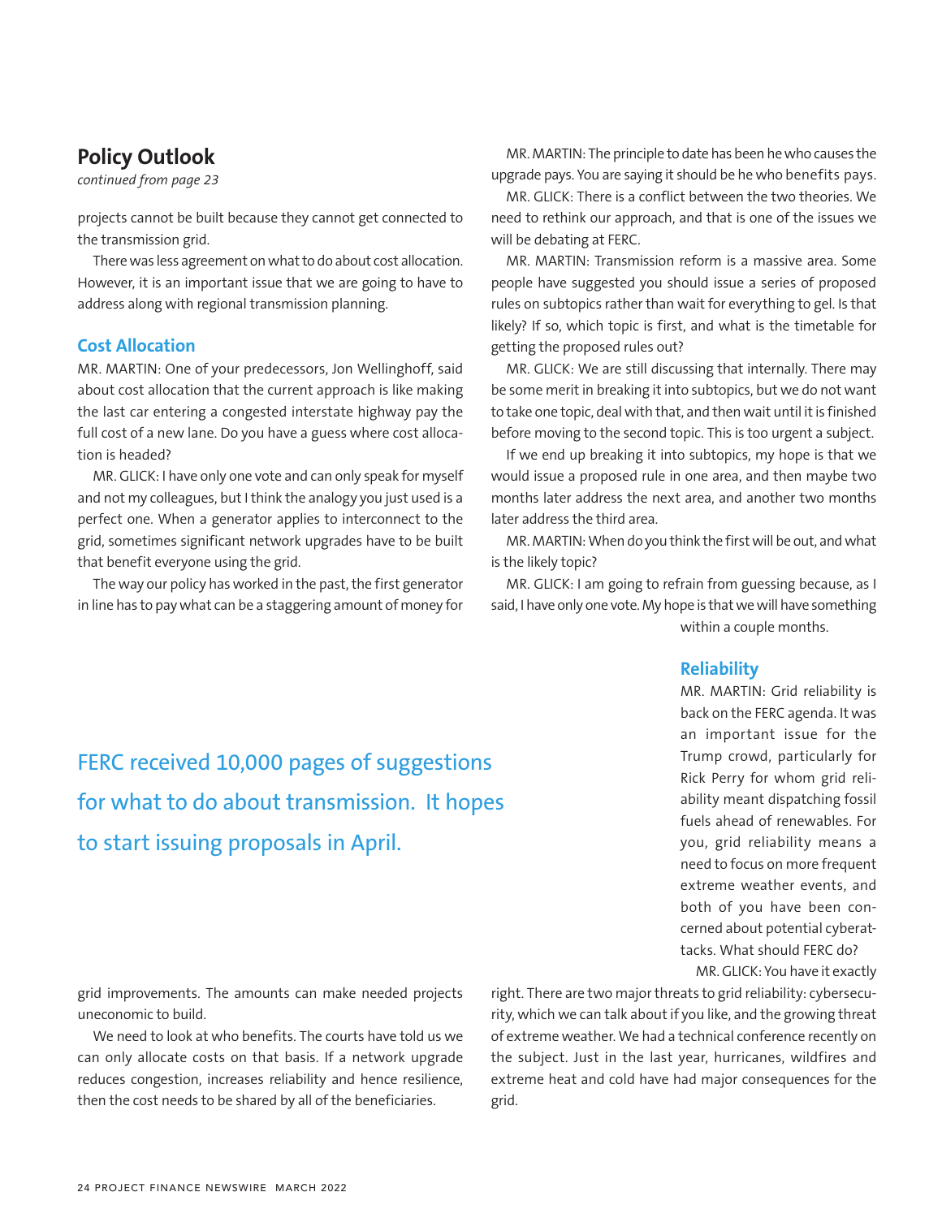## Policy Outlook

*continued from page 23*

projects cannot be built because they cannot get connected to the transmission grid.

There was less agreement on what to do about cost allocation. However, it is an important issue that we are going to have to address along with regional transmission planning.

### Cost Allocation

MR. MARTIN: One of your predecessors, Jon Wellinghoff, said about cost allocation that the current approach is like making the last car entering a congested interstate highway pay the full cost of a new lane. Do you have a guess where cost allocation is headed?

MR. GLICK: I have only one vote and can only speak for myself and not my colleagues, but I think the analogy you just used is a perfect one. When a generator applies to interconnect to the grid, sometimes significant network upgrades have to be built that benefit everyone using the grid.

The way our policy has worked in the past, the first generator in line has to pay what can be a staggering amount of money for grid improvements. The amounts can make needed projects uneconomic to build.

We need to look at who benefits. The courts have told us we can only allocate costs on that basis. If a network upgrade reduces congestion, increases reliability and hence resilience, then the cost needs to be shared by all of the beneficiaries.

MR. MARTIN: The principle to date has been he who causes the upgrade pays. You are saying it should be he who benefits pays.

MR. GLICK: There is a conflict between the two theories. We need to rethink our approach, and that is one of the issues we will be debating at FERC.

MR. MARTIN: Transmission reform is a massive area. Some people have suggested you should issue a series of proposed rules on subtopics rather than wait for everything to gel. Is that likely? If so, which topic is first, and what is the timetable for getting the proposed rules out?

MR. GLICK: We are still discussing that internally. There may be some merit in breaking it into subtopics, but we do not want to take one topic, deal with that, and then wait until it is finished before moving to the second topic. This is too urgent a subject.

If we end up breaking it into subtopics, my hope is that we would issue a proposed rule in one area, and then maybe two months later address the next area, and another two months later address the third area.

MR. MARTIN: When do you think the first will be out, and what is the likely topic?

MR. GLICK: I am going to refrain from guessing because, as I said, I have only one vote. My hope is that we will have something within a couple months.

FERC received 10,000 pages of suggestions for what to do about transmission. It hopes to start issuing proposals in April.

### Reliability

MR. MARTIN: Grid reliability is back on the FERC agenda. It was an important issue for the Trump crowd, particularly for Rick Perry for whom grid reliability meant dispatching fossil fuels ahead of renewables. For you, grid reliability means a need to focus on more frequent extreme weather events, and both of you have been concerned about potential cyberattacks. What should FERC do?

MR. GLICK: You have it exactly right. There are two major threats to grid reliability: cybersecurity, which we can talk about if you like, and the growing threat of extreme weather. We had a technical conference recently on the subject. Just in the last year, hurricanes, wildfires and extreme heat and cold have had major consequences for the grid.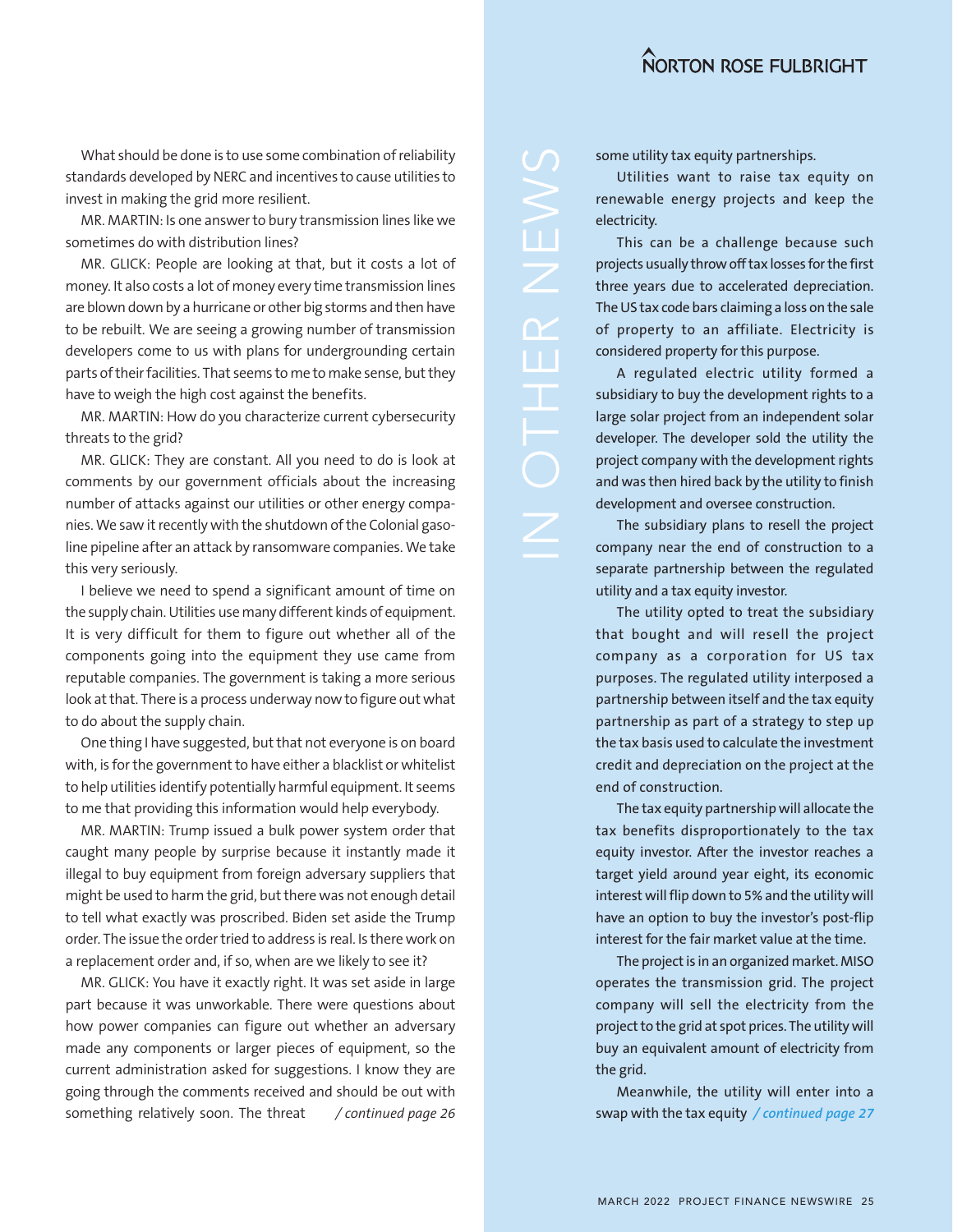What should be done is to use some combination of reliability standards developed by NERC and incentives to cause utilities to invest in making the grid more resilient.

MR. MARTIN: Is one answer to bury transmission lines like we sometimes do with distribution lines?

MR. GLICK: People are looking at that, but it costs a lot of money. It also costs a lot of money every time transmission lines are blown down by a hurricane or other big storms and then have to be rebuilt. We are seeing a growing number of transmission developers come to us with plans for undergrounding certain parts of their facilities. That seems to me to make sense, but they have to weigh the high cost against the benefits.

MR. MARTIN: How do you characterize current cybersecurity threats to the grid?

MR. GLICK: They are constant. All you need to do is look at comments by our government officials about the increasing number of attacks against our utilities or other energy companies. We saw it recently with the shutdown of the Colonial gasoline pipeline after an attack by ransomware companies. We take this very seriously.

I believe we need to spend a significant amount of time on the supply chain. Utilities use many different kinds of equipment. It is very difficult for them to figure out whether all of the components going into the equipment they use came from reputable companies. The government is taking a more serious look at that. There is a process underway now to figure out what to do about the supply chain.

One thing I have suggested, but that not everyone is on board with, is for the government to have either a blacklist or whitelist to help utilities identify potentially harmful equipment. It seems to me that providing this information would help everybody.

MR. MARTIN: Trump issued a bulk power system order that caught many people by surprise because it instantly made it illegal to buy equipment from foreign adversary suppliers that might be used to harm the grid, but there was not enough detail to tell what exactly was proscribed. Biden set aside the Trump order. The issue the order tried to address is real. Is there work on a replacement order and, if so, when are we likely to see it?

MR. GLICK: You have it exactly right. It was set aside in large part because it was unworkable. There were questions about how power companies can figure out whether an adversary made any components or larger pieces of equipment, so the current administration asked for suggestions. I know they are going through the comments received and should be out with something relatively soon. The threat */ continued page 26*

## IN OTHER NEWS

some utility tax equity partnerships.

Utilities want to raise tax equity on renewable energy projects and keep the electricity.

This can be a challenge because such projects usually throw off tax losses for the first three years due to accelerated depreciation. The US tax code bars claiming a loss on the sale of property to an affiliate. Electricity is considered property for this purpose.

A regulated electric utility formed a subsidiary to buy the development rights to a large solar project from an independent solar developer. The developer sold the utility the project company with the development rights and was then hired back by the utility to finish development and oversee construction.

The subsidiary plans to resell the project company near the end of construction to a separate partnership between the regulated utility and a tax equity investor.

The utility opted to treat the subsidiary that bought and will resell the project company as a corporation for US tax purposes. The regulated utility interposed a partnership between itself and the tax equity partnership as part of a strategy to step up the tax basis used to calculate the investment credit and depreciation on the project at the end of construction.

The tax equity partnership will allocate the tax benefits disproportionately to the tax equity investor. After the investor reaches a target yield around year eight, its economic interest will flip down to 5% and the utility will have an option to buy the investor's post-flip interest for the fair market value at the time.

The project is in an organized market. MISO operates the transmission grid. The project company will sell the electricity from the project to the grid at spot prices. The utility will buy an equivalent amount of electricity from the grid.

Meanwhile, the utility will enter into a swap with the tax equity */ continued page 27*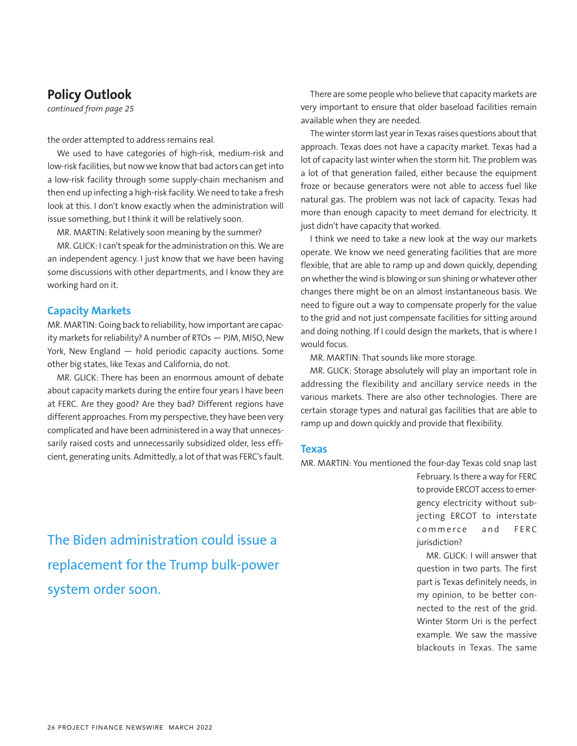## Policy Outlook

*continued from page 25*

the order attempted to address remains real.

We used to have categories of high-risk, medium-risk and low-risk facilities, but now we know that bad actors can get into a low-risk facility through some supply-chain mechanism and then end up infecting a high-risk facility. We need to take a fresh look at this. I don't know exactly when the administration will issue something, but I think it will be relatively soon.

MR. MARTIN: Relatively soon meaning by the summer?

MR. GLICK: I can't speak for the administration on this. We are an independent agency. I just know that we have been having some discussions with other departments, and I know they are working hard on it.

### Capacity Markets

MR. MARTIN: Going back to reliability, how important are capacity markets for reliability? A number of RTOs — PJM, MISO, New York, New England — hold periodic capacity auctions. Some other big states, like Texas and California, do not.

MR. GLICK: There has been an enormous amount of debate about capacity markets during the entire four years I have been at FERC. Are they good? Are they bad? Different regions have different approaches. From my perspective, they have been very complicated and have been administered in a way that unnecessarily raised costs and unnecessarily subsidized older, less efficient, generating units. Admittedly, a lot of that was FERC's fault.

> The Biden administration could issue a replacement for the Trump bulk-power system order soon.

There are some people who believe that capacity markets are very important to ensure that older baseload facilities remain available when they are needed.

The winter storm last year in Texas raises questions about that approach. Texas does not have a capacity market. Texas had a lot of capacity last winter when the storm hit. The problem was a lot of that generation failed, either because the equipment froze or because generators were not able to access fuel like natural gas. The problem was not lack of capacity. Texas had more than enough capacity to meet demand for electricity. It just didn't have capacity that worked.

I think we need to take a new look at the way our markets operate. We know we need generating facilities that are more flexible, that are able to ramp up and down quickly, depending on whether the wind is blowing or sun shining or whatever other changes there might be on an almost instantaneous basis. We need to figure out a way to compensate properly for the value to the grid and not just compensate facilities for sitting around and doing nothing. If I could design the markets, that is where I would focus.

MR. MARTIN: That sounds like more storage.

MR. GLICK: Storage absolutely will play an important role in addressing the flexibility and ancillary service needs in the various markets. There are also other technologies. There are certain storage types and natural gas facilities that are able to ramp up and down quickly and provide that flexibility.

### Texas

MR. MARTIN: You mentioned the four-day Texas cold snap last February. Is there a way for FERC to provide ERCOT access to emergency electricity without subjecting ERCOT to interstate commerce and FERC jurisdiction?

MR. GLICK: I will answer that question in two parts. The first part is Texas definitely needs, in my opinion, to be better connected to the rest of the grid. Winter Storm Uri is the perfect example. We saw the massive blackouts in Texas. The same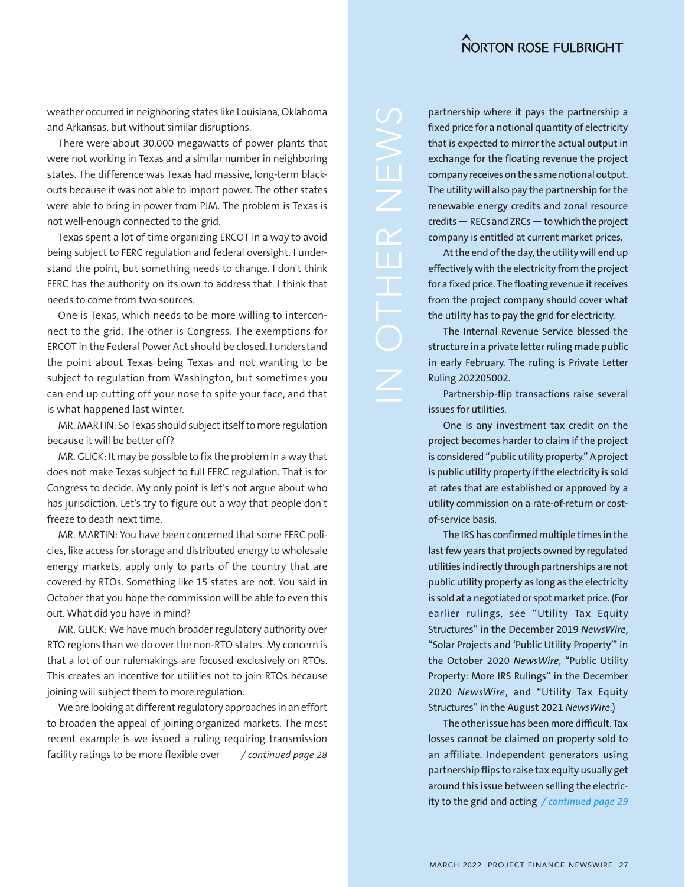weather occurred in neighboring states like Louisiana, Oklahoma and Arkansas, but without similar disruptions.

There were about 30,000 megawatts of power plants that were not working in Texas and a similar number in neighboring states. The difference was Texas had massive, long-term blackouts because it was not able to import power. The other states were able to bring in power from PJM. The problem is Texas is not well-enough connected to the grid.

Texas spent a lot of time organizing ERCOT in a way to avoid being subject to FERC regulation and federal oversight. I understand the point, but something needs to change. I don't think FERC has the authority on its own to address that. I think that needs to come from two sources.

One is Texas, which needs to be more willing to interconnect to the grid. The other is Congress. The exemptions for ERCOT in the Federal Power Act should be closed. I understand the point about Texas being Texas and not wanting to be subject to regulation from Washington, but sometimes you can end up cutting off your nose to spite your face, and that is what happened last winter.

MR. MARTIN: So Texas should subject itself to more regulation because it will be better off?

MR. GLICK: It may be possible to fix the problem in a way that does not make Texas subject to full FERC regulation. That is for Congress to decide. My only point is let's not argue about who has jurisdiction. Let's try to figure out a way that people don't freeze to death next time.

MR. MARTIN: You have been concerned that some FERC policies, like access for storage and distributed energy to wholesale energy markets, apply only to parts of the country that are covered by RTOs. Something like 15 states are not. You said in October that you hope the commission will be able to even this out. What did you have in mind?

MR. GLICK: We have much broader regulatory authority over RTO regions than we do over the non-RTO states. My concern is that a lot of our rulemakings are focused exclusively on RTOs. This creates an incentive for utilities not to join RTOs because joining will subject them to more regulation.

We are looking at different regulatory approaches in an effort to broaden the appeal of joining organized markets. The most recent example is we issued a ruling requiring transmission facility ratings to be more flexible over */ continued page 28*

IN OTHER NEWS

partnership where it pays the partnership a fixed price for a notional quantity of electricity that is expected to mirror the actual output in exchange for the floating revenue the project company receives on the same notional output. The utility will also pay the partnership for the renewable energy credits and zonal resource credits — RECs and ZRCs — to which the project company is entitled at current market prices.

At the end of the day, the utility will end up effectively with the electricity from the project for a fixed price. The floating revenue it receives from the project company should cover what the utility has to pay the grid for electricity.

The Internal Revenue Service blessed the structure in a private letter ruling made public in early February. The ruling is Private Letter Ruling 202205002.

Partnership-flip transactions raise several issues for utilities.

One is any investment tax credit on the project becomes harder to claim if the project is considered "public utility property." A project is public utility property if the electricity is sold at rates that are established or approved by a utility commission on a rate-of-return or cost-of-service basis.

The IRS has confirmed multiple times in the last few years that projects owned by regulated utilities indirectly through partnerships are not public utility property as long as the electricity is sold at a negotiated or spot market price. (For earlier rulings, see "Utility Tax Equity Structures" in the December 2019 *NewsWire*, "Solar Projects and 'Public Utility Property'" in the October 2020 *NewsWire*, "Public Utility Property: More IRS Rulings" in the December 2020 *NewsWire*, and "Utility Tax Equity Structures" in the August 2021 *NewsWire*.)

The other issue has been more difficult. Tax losses cannot be claimed on property sold to an affiliate. Independent generators using partnership flips to raise tax equity usually get around this issue between selling the electricity to the grid and acting */ continued page 29*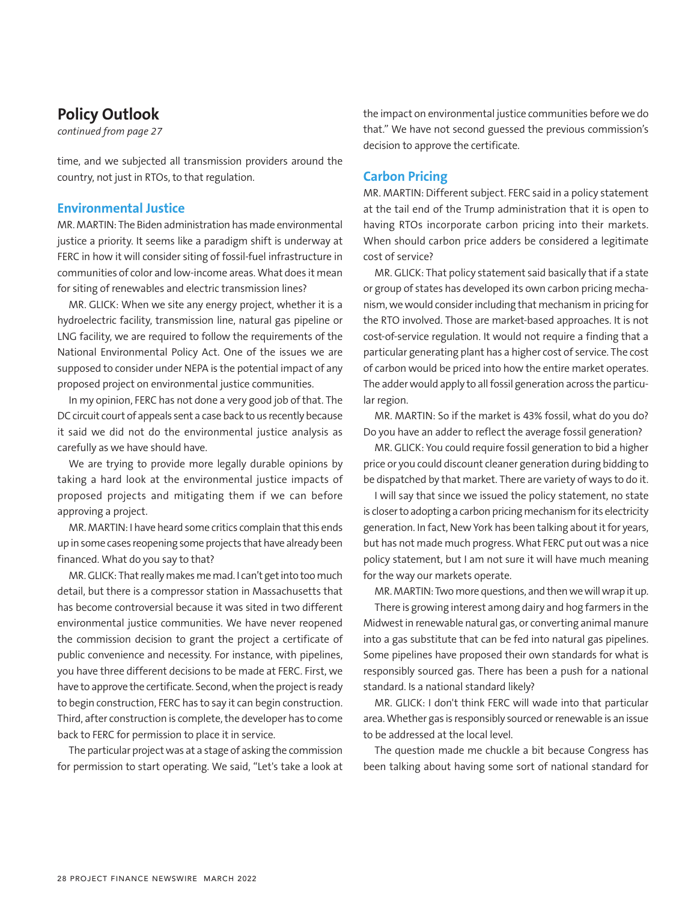## Policy Outlook

*continued from page 27*

time, and we subjected all transmission providers around the country, not just in RTOs, to that regulation.

### Environmental Justice

MR. MARTIN: The Biden administration has made environmental justice a priority. It seems like a paradigm shift is underway at FERC in how it will consider siting of fossil-fuel infrastructure in communities of color and low-income areas. What does it mean for siting of renewables and electric transmission lines?

MR. GLICK: When we site any energy project, whether it is a hydroelectric facility, transmission line, natural gas pipeline or LNG facility, we are required to follow the requirements of the National Environmental Policy Act. One of the issues we are supposed to consider under NEPA is the potential impact of any proposed project on environmental justice communities.

In my opinion, FERC has not done a very good job of that. The DC circuit court of appeals sent a case back to us recently because it said we did not do the environmental justice analysis as carefully as we have should have.

We are trying to provide more legally durable opinions by taking a hard look at the environmental justice impacts of proposed projects and mitigating them if we can before approving a project.

MR. MARTIN: I have heard some critics complain that this ends up in some cases reopening some projects that have already been financed. What do you say to that?

MR. GLICK: That really makes me mad. I can't get into too much detail, but there is a compressor station in Massachusetts that has become controversial because it was sited in two different environmental justice communities. We have never reopened the commission decision to grant the project a certificate of public convenience and necessity. For instance, with pipelines, you have three different decisions to be made at FERC. First, we have to approve the certificate. Second, when the project is ready to begin construction, FERC has to say it can begin construction. Third, after construction is complete, the developer has to come back to FERC for permission to place it in service.

The particular project was at a stage of asking the commission for permission to start operating. We said, "Let's take a look at the impact on environmental justice communities before we do that." We have not second guessed the previous commission's decision to approve the certificate.

### Carbon Pricing

MR. MARTIN: Different subject. FERC said in a policy statement at the tail end of the Trump administration that it is open to having RTOs incorporate carbon pricing into their markets. When should carbon price adders be considered a legitimate cost of service?

MR. GLICK: That policy statement said basically that if a state or group of states has developed its own carbon pricing mechanism, we would consider including that mechanism in pricing for the RTO involved. Those are market-based approaches. It is not cost-of-service regulation. It would not require a finding that a particular generating plant has a higher cost of service. The cost of carbon would be priced into how the entire market operates. The adder would apply to all fossil generation across the particular region.

MR. MARTIN: So if the market is 43% fossil, what do you do? Do you have an adder to reflect the average fossil generation?

MR. GLICK: You could require fossil generation to bid a higher price or you could discount cleaner generation during bidding to be dispatched by that market. There are variety of ways to do it.

I will say that since we issued the policy statement, no state is closer to adopting a carbon pricing mechanism for its electricity generation. In fact, New York has been talking about it for years, but has not made much progress. What FERC put out was a nice policy statement, but I am not sure it will have much meaning for the way our markets operate.

MR. MARTIN: Two more questions, and then we will wrap it up.

There is growing interest among dairy and hog farmers in the Midwest in renewable natural gas, or converting animal manure into a gas substitute that can be fed into natural gas pipelines. Some pipelines have proposed their own standards for what is responsibly sourced gas. There has been a push for a national standard. Is a national standard likely?

MR. GLICK: I don't think FERC will wade into that particular area. Whether gas is responsibly sourced or renewable is an issue to be addressed at the local level.

The question made me chuckle a bit because Congress has been talking about having some sort of national standard for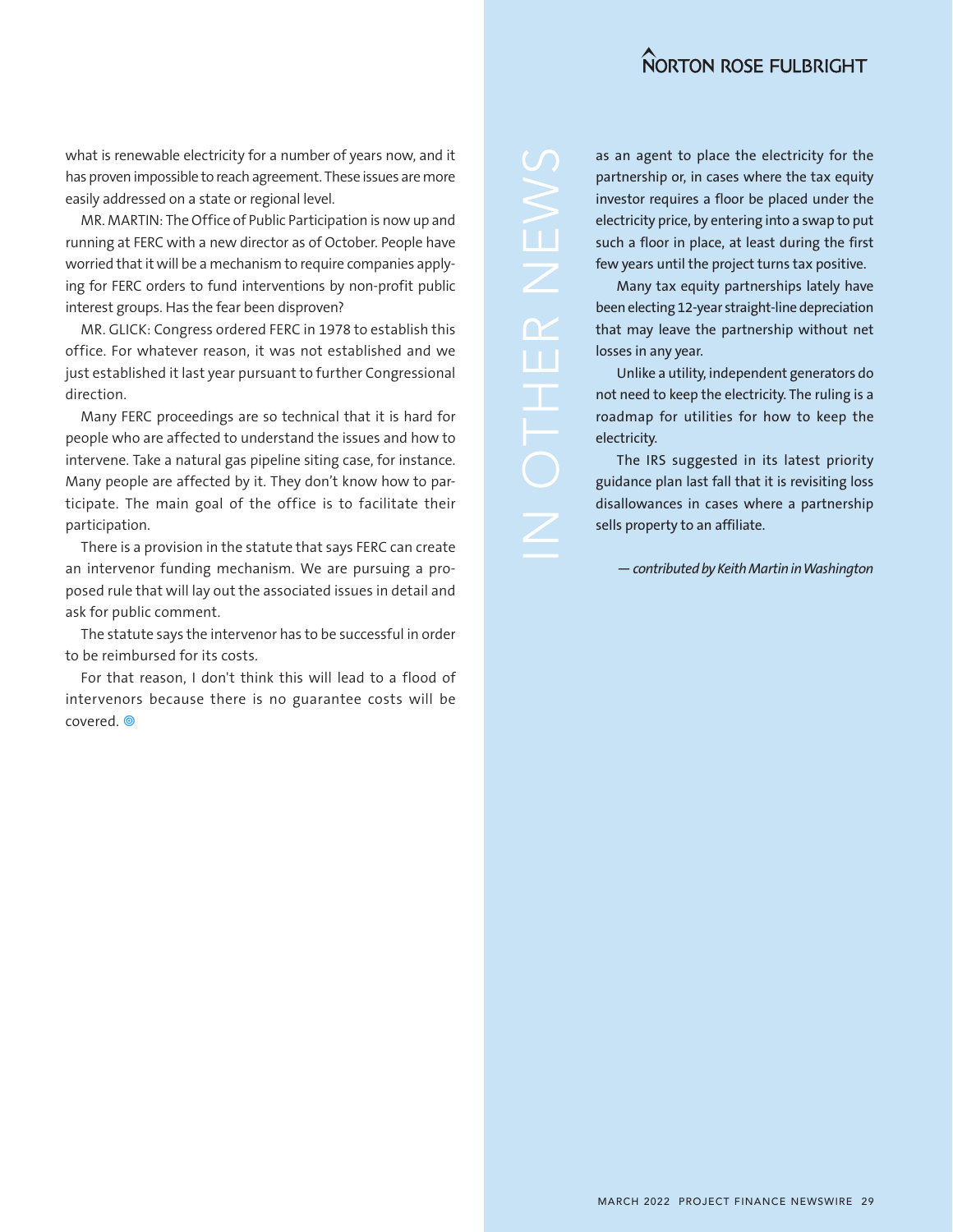what is renewable electricity for a number of years now, and it has proven impossible to reach agreement. These issues are more easily addressed on a state or regional level.

MR. MARTIN: The Office of Public Participation is now up and running at FERC with a new director as of October. People have worried that it will be a mechanism to require companies applying for FERC orders to fund interventions by non-profit public interest groups. Has the fear been disproven?

MR. GLICK: Congress ordered FERC in 1978 to establish this office. For whatever reason, it was not established and we just established it last year pursuant to further Congressional direction.

Many FERC proceedings are so technical that it is hard for people who are affected to understand the issues and how to intervene. Take a natural gas pipeline siting case, for instance. Many people are affected by it. They don't know how to participate. The main goal of the office is to facilitate their participation.

There is a provision in the statute that says FERC can create an intervenor funding mechanism. We are pursuing a proposed rule that will lay out the associated issues in detail and ask for public comment.

The statute says the intervenor has to be successful in order to be reimbursed for its costs.

For that reason, I don't think this will lead to a flood of intervenors because there is no guarantee costs will be covered.

## IN OTHER NEWS

as an agent to place the electricity for the partnership or, in cases where the tax equity investor requires a floor be placed under the electricity price, by entering into a swap to put such a floor in place, at least during the first few years until the project turns tax positive.

Many tax equity partnerships lately have been electing 12-year straight-line depreciation that may leave the partnership without net losses in any year.

Unlike a utility, independent generators do not need to keep the electricity. The ruling is a roadmap for utilities for how to keep the electricity.

The IRS suggested in its latest priority guidance plan last fall that it is revisiting loss disallowances in cases where a partnership sells property to an affiliate.

*— contributed by Keith Martin in Washington*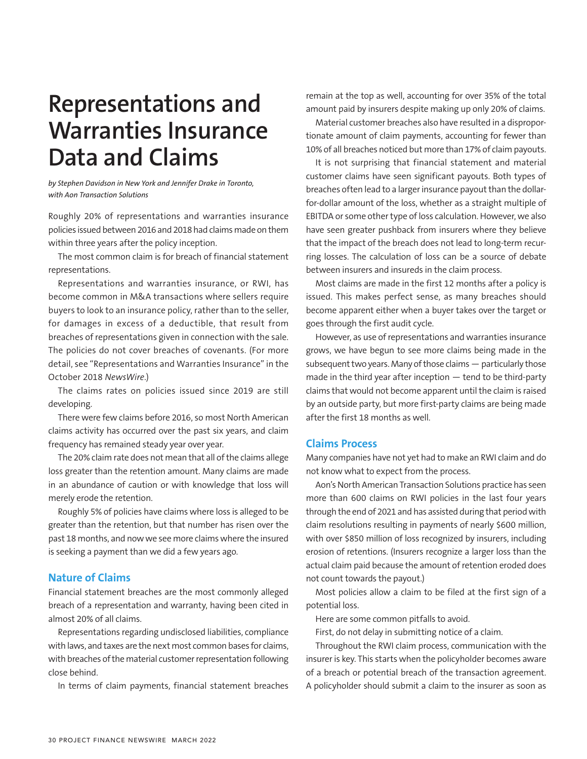# Representations and Warranties Insurance Data and Claims

*by Stephen Davidson in New York and Jennifer Drake in Toronto, with Aon Transaction Solutions*

Roughly 20% of representations and warranties insurance policies issued between 2016 and 2018 had claims made on them within three years after the policy inception.

The most common claim is for breach of financial statement representations.

Representations and warranties insurance, or RWI, has become common in M&A transactions where sellers require buyers to look to an insurance policy, rather than to the seller, for damages in excess of a deductible, that result from breaches of representations given in connection with the sale. The policies do not cover breaches of covenants. (For more detail, see "Representations and Warranties Insurance" in the October 2018 *NewsWire*.)

The claims rates on policies issued since 2019 are still developing.

There were few claims before 2016, so most North American claims activity has occurred over the past six years, and claim frequency has remained steady year over year.

The 20% claim rate does not mean that all of the claims allege loss greater than the retention amount. Many claims are made in an abundance of caution or with knowledge that loss will merely erode the retention.

Roughly 5% of policies have claims where loss is alleged to be greater than the retention, but that number has risen over the past 18 months, and now we see more claims where the insured is seeking a payment than we did a few years ago.

## Nature of Claims

Financial statement breaches are the most commonly alleged breach of a representation and warranty, having been cited in almost 20% of all claims.

Representations regarding undisclosed liabilities, compliance with laws, and taxes are the next most common bases for claims, with breaches of the material customer representation following close behind.

In terms of claim payments, financial statement breaches remain at the top as well, accounting for over 35% of the total amount paid by insurers despite making up only 20% of claims.

Material customer breaches also have resulted in a disproportionate amount of claim payments, accounting for fewer than 10% of all breaches noticed but more than 17% of claim payouts.

It is not surprising that financial statement and material customer claims have seen significant payouts. Both types of breaches often lead to a larger insurance payout than the dollar-for-dollar amount of the loss, whether as a straight multiple of EBITDA or some other type of loss calculation. However, we also have seen greater pushback from insurers where they believe that the impact of the breach does not lead to long-term recurring losses. The calculation of loss can be a source of debate between insurers and insureds in the claim process.

Most claims are made in the first 12 months after a policy is issued. This makes perfect sense, as many breaches should become apparent either when a buyer takes over the target or goes through the first audit cycle.

However, as use of representations and warranties insurance grows, we have begun to see more claims being made in the subsequent two years. Many of those claims — particularly those made in the third year after inception — tend to be third-party claims that would not become apparent until the claim is raised by an outside party, but more first-party claims are being made after the first 18 months as well.

## Claims Process

Many companies have not yet had to make an RWI claim and do not know what to expect from the process.

Aon's North American Transaction Solutions practice has seen more than 600 claims on RWI policies in the last four years through the end of 2021 and has assisted during that period with claim resolutions resulting in payments of nearly $600 million, with over $850 million of loss recognized by insurers, including erosion of retentions. (Insurers recognize a larger loss than the actual claim paid because the amount of retention eroded does not count towards the payout.)

Most policies allow a claim to be filed at the first sign of a potential loss.

Here are some common pitfalls to avoid.

First, do not delay in submitting notice of a claim.

Throughout the RWI claim process, communication with the insurer is key. This starts when the policyholder becomes aware of a breach or potential breach of the transaction agreement. A policyholder should submit a claim to the insurer as soon as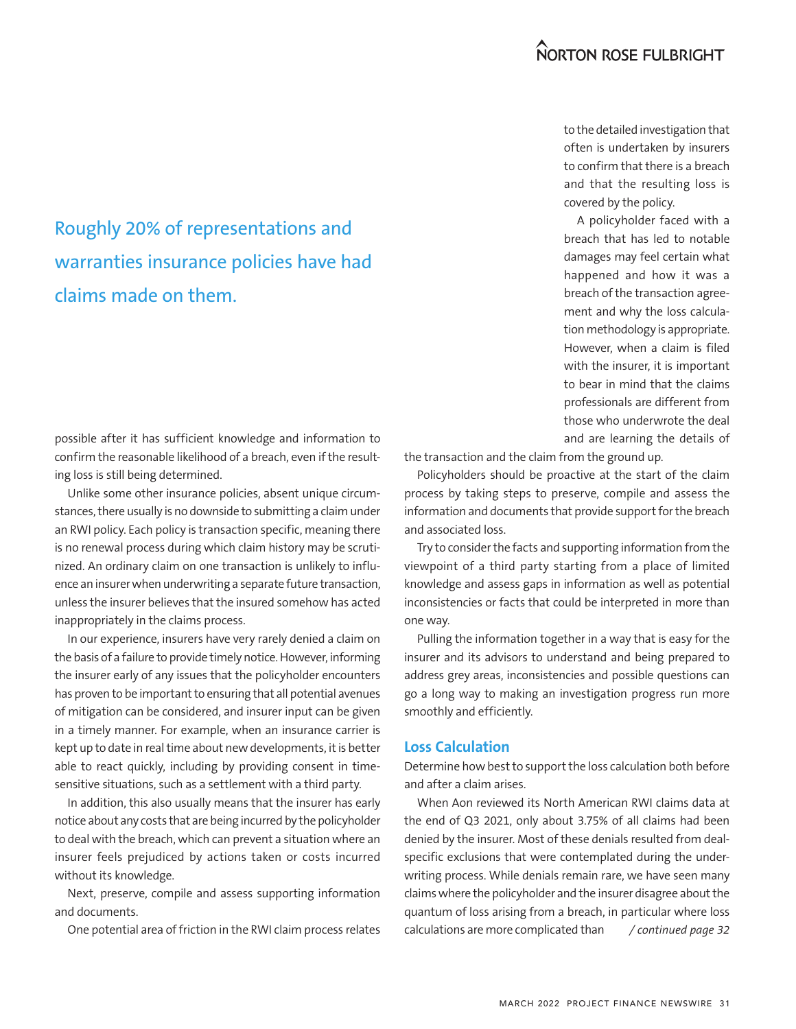Roughly 20% of representations and warranties insurance policies have had claims made on them.

possible after it has sufficient knowledge and information to confirm the reasonable likelihood of a breach, even if the resulting loss is still being determined.

Unlike some other insurance policies, absent unique circumstances, there usually is no downside to submitting a claim under an RWI policy. Each policy is transaction specific, meaning there is no renewal process during which claim history may be scrutinized. An ordinary claim on one transaction is unlikely to influence an insurer when underwriting a separate future transaction, unless the insurer believes that the insured somehow has acted inappropriately in the claims process.

In our experience, insurers have very rarely denied a claim on the basis of a failure to provide timely notice. However, informing the insurer early of any issues that the policyholder encounters has proven to be important to ensuring that all potential avenues of mitigation can be considered, and insurer input can be given in a timely manner. For example, when an insurance carrier is kept up to date in real time about new developments, it is better able to react quickly, including by providing consent in time-sensitive situations, such as a settlement with a third party.

In addition, this also usually means that the insurer has early notice about any costs that are being incurred by the policyholder to deal with the breach, which can prevent a situation where an insurer feels prejudiced by actions taken or costs incurred without its knowledge.

Next, preserve, compile and assess supporting information and documents.

One potential area of friction in the RWI claim process relates to the detailed investigation that often is undertaken by insurers to confirm that there is a breach and that the resulting loss is covered by the policy.

A policyholder faced with a breach that has led to notable damages may feel certain what happened and how it was a breach of the transaction agreement and why the loss calculation methodology is appropriate. However, when a claim is filed with the insurer, it is important to bear in mind that the claims professionals are different from those who underwrote the deal and are learning the details of the transaction and the claim from the ground up.

Policyholders should be proactive at the start of the claim process by taking steps to preserve, compile and assess the information and documents that provide support for the breach and associated loss.

Try to consider the facts and supporting information from the viewpoint of a third party starting from a place of limited knowledge and assess gaps in information as well as potential inconsistencies or facts that could be interpreted in more than one way.

Pulling the information together in a way that is easy for the insurer and its advisors to understand and being prepared to address grey areas, inconsistencies and possible questions can go a long way to making an investigation progress run more smoothly and efficiently.

## Loss Calculation

Determine how best to support the loss calculation both before and after a claim arises.

When Aon reviewed its North American RWI claims data at the end of Q3 2021, only about 3.75% of all claims had been denied by the insurer. Most of these denials resulted from deal-specific exclusions that were contemplated during the underwriting process. While denials remain rare, we have seen many claims where the policyholder and the insurer disagree about the quantum of loss arising from a breach, in particular where loss calculations are more complicated than *continued page 32*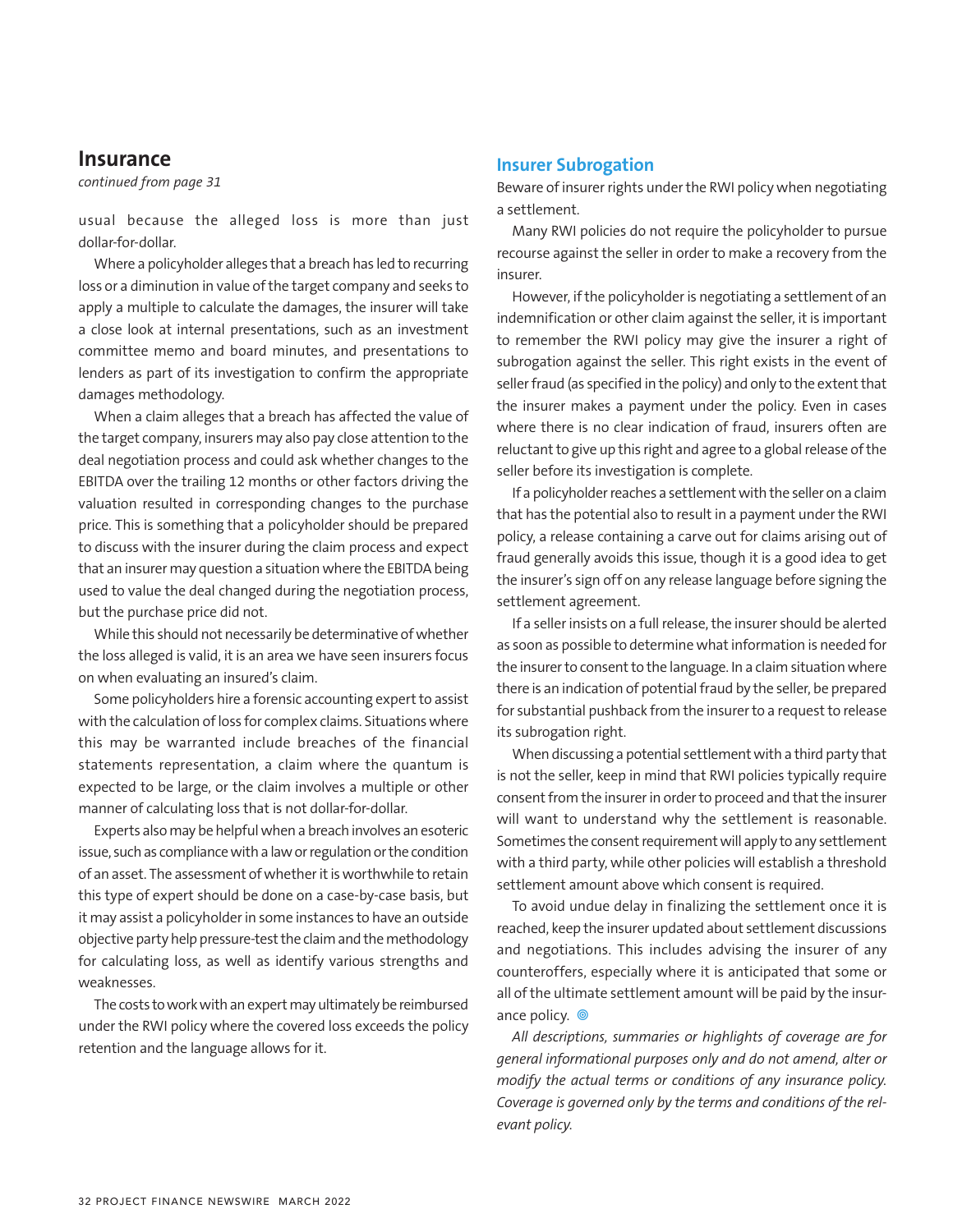## Insurance

*continued from page 31*

usual because the alleged loss is more than just dollar-for-dollar.

Where a policyholder alleges that a breach has led to recurring loss or a diminution in value of the target company and seeks to apply a multiple to calculate the damages, the insurer will take a close look at internal presentations, such as an investment committee memo and board minutes, and presentations to lenders as part of its investigation to confirm the appropriate damages methodology.

When a claim alleges that a breach has affected the value of the target company, insurers may also pay close attention to the deal negotiation process and could ask whether changes to the EBITDA over the trailing 12 months or other factors driving the valuation resulted in corresponding changes to the purchase price. This is something that a policyholder should be prepared to discuss with the insurer during the claim process and expect that an insurer may question a situation where the EBITDA being used to value the deal changed during the negotiation process, but the purchase price did not.

While this should not necessarily be determinative of whether the loss alleged is valid, it is an area we have seen insurers focus on when evaluating an insured's claim.

Some policyholders hire a forensic accounting expert to assist with the calculation of loss for complex claims. Situations where this may be warranted include breaches of the financial statements representation, a claim where the quantum is expected to be large, or the claim involves a multiple or other manner of calculating loss that is not dollar-for-dollar.

Experts also may be helpful when a breach involves an esoteric issue, such as compliance with a law or regulation or the condition of an asset. The assessment of whether it is worthwhile to retain this type of expert should be done on a case-by-case basis, but it may assist a policyholder in some instances to have an outside objective party help pressure-test the claim and the methodology for calculating loss, as well as identify various strengths and weaknesses.

The costs to work with an expert may ultimately be reimbursed under the RWI policy where the covered loss exceeds the policy retention and the language allows for it.

### Insurer Subrogation

Beware of insurer rights under the RWI policy when negotiating a settlement.

Many RWI policies do not require the policyholder to pursue recourse against the seller in order to make a recovery from the insurer.

However, if the policyholder is negotiating a settlement of an indemnification or other claim against the seller, it is important to remember the RWI policy may give the insurer a right of subrogation against the seller. This right exists in the event of seller fraud (as specified in the policy) and only to the extent that the insurer makes a payment under the policy. Even in cases where there is no clear indication of fraud, insurers often are reluctant to give up this right and agree to a global release of the seller before its investigation is complete.

If a policyholder reaches a settlement with the seller on a claim that has the potential also to result in a payment under the RWI policy, a release containing a carve out for claims arising out of fraud generally avoids this issue, though it is a good idea to get the insurer's sign off on any release language before signing the settlement agreement.

If a seller insists on a full release, the insurer should be alerted as soon as possible to determine what information is needed for the insurer to consent to the language. In a claim situation where there is an indication of potential fraud by the seller, be prepared for substantial pushback from the insurer to a request to release its subrogation right.

When discussing a potential settlement with a third party that is not the seller, keep in mind that RWI policies typically require consent from the insurer in order to proceed and that the insurer will want to understand why the settlement is reasonable. Sometimes the consent requirement will apply to any settlement with a third party, while other policies will establish a threshold settlement amount above which consent is required.

To avoid undue delay in finalizing the settlement once it is reached, keep the insurer updated about settlement discussions and negotiations. This includes advising the insurer of any counteroffers, especially where it is anticipated that some or all of the ultimate settlement amount will be paid by the insurance policy. ◎

*All descriptions, summaries or highlights of coverage are for general informational purposes only and do not amend, alter or modify the actual terms or conditions of any insurance policy. Coverage is governed only by the terms and conditions of the relevant policy.*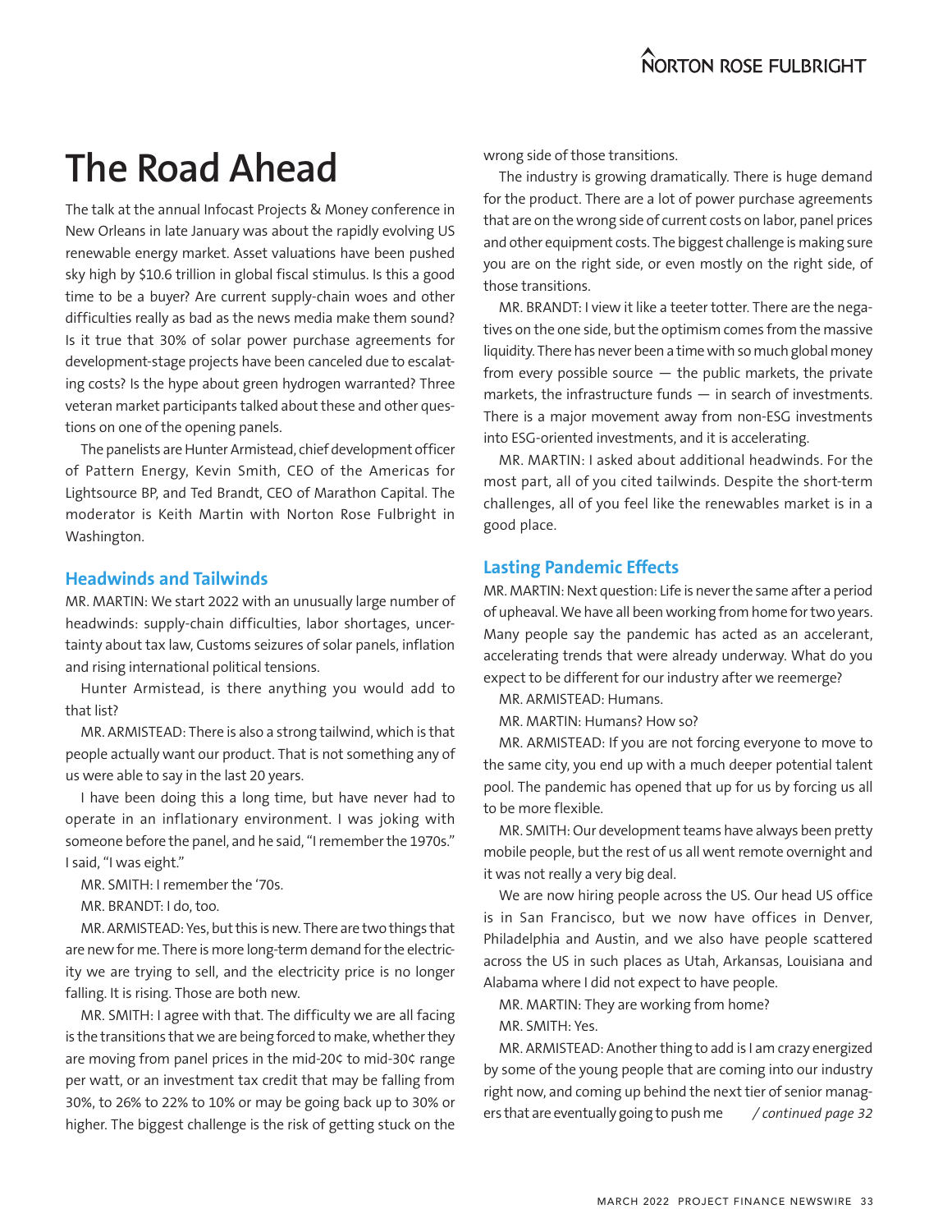# The Road Ahead

The talk at the annual Infocast Projects & Money conference in New Orleans in late January was about the rapidly evolving US renewable energy market. Asset valuations have been pushed sky high by $10.6 trillion in global fiscal stimulus. Is this a good time to be a buyer? Are current supply-chain woes and other difficulties really as bad as the news media make them sound? Is it true that 30% of solar power purchase agreements for development-stage projects have been canceled due to escalating costs? Is the hype about green hydrogen warranted? Three veteran market participants talked about these and other questions on one of the opening panels.

The panelists are Hunter Armistead, chief development officer of Pattern Energy, Kevin Smith, CEO of the Americas for Lightsource BP, and Ted Brandt, CEO of Marathon Capital. The moderator is Keith Martin with Norton Rose Fulbright in Washington.

## Headwinds and Tailwinds

MR. MARTIN: We start 2022 with an unusually large number of headwinds: supply-chain difficulties, labor shortages, uncertainty about tax law, Customs seizures of solar panels, inflation and rising international political tensions.

Hunter Armistead, is there anything you would add to that list?

MR. ARMISTEAD: There is also a strong tailwind, which is that people actually want our product. That is not something any of us were able to say in the last 20 years.

I have been doing this a long time, but have never had to operate in an inflationary environment. I was joking with someone before the panel, and he said, "I remember the 1970s." I said, "I was eight."

MR. SMITH: I remember the '70s.

MR. BRANDT: I do, too.

MR. ARMISTEAD: Yes, but this is new. There are two things that are new for me. There is more long-term demand for the electricity we are trying to sell, and the electricity price is no longer falling. It is rising. Those are both new.

MR. SMITH: I agree with that. The difficulty we are all facing is the transitions that we are being forced to make, whether they are moving from panel prices in the mid-20¢ to mid-30¢ range per watt, or an investment tax credit that may be falling from 30%, to 26% to 22% to 10% or may be going back up to 30% or higher. The biggest challenge is the risk of getting stuck on the wrong side of those transitions.

The industry is growing dramatically. There is huge demand for the product. There are a lot of power purchase agreements that are on the wrong side of current costs on labor, panel prices and other equipment costs. The biggest challenge is making sure you are on the right side, or even mostly on the right side, of those transitions.

MR. BRANDT: I view it like a teeter totter. There are the negatives on the one side, but the optimism comes from the massive liquidity. There has never been a time with so much global money from every possible source — the public markets, the private markets, the infrastructure funds — in search of investments. There is a major movement away from non-ESG investments into ESG-oriented investments, and it is accelerating.

MR. MARTIN: I asked about additional headwinds. For the most part, all of you cited tailwinds. Despite the short-term challenges, all of you feel like the renewables market is in a good place.

## Lasting Pandemic Effects

MR. MARTIN: Next question: Life is never the same after a period of upheaval. We have all been working from home for two years. Many people say the pandemic has acted as an accelerant, accelerating trends that were already underway. What do you expect to be different for our industry after we reemerge?

MR. ARMISTEAD: Humans.

MR. MARTIN: Humans? How so?

MR. ARMISTEAD: If you are not forcing everyone to move to the same city, you end up with a much deeper potential talent pool. The pandemic has opened that up for us by forcing us all to be more flexible.

MR. SMITH: Our development teams have always been pretty mobile people, but the rest of us all went remote overnight and it was not really a very big deal.

We are now hiring people across the US. Our head US office is in San Francisco, but we now have offices in Denver, Philadelphia and Austin, and we also have people scattered across the US in such places as Utah, Arkansas, Louisiana and Alabama where I did not expect to have people.

MR. MARTIN: They are working from home?

MR. SMITH: Yes.

MR. ARMISTEAD: Another thing to add is I am crazy energized by some of the young people that are coming into our industry right now, and coming up behind the next tier of senior managers that are eventually going to push me *continued page 32*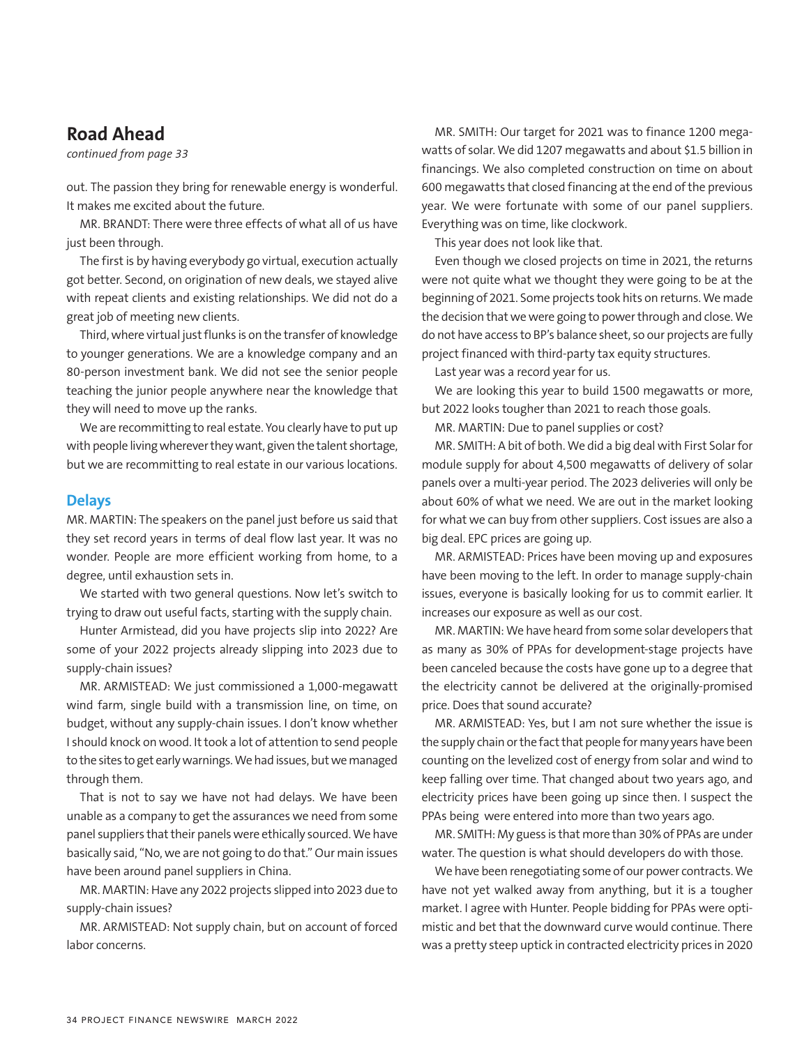## Road Ahead

*continued from page 33*

out. The passion they bring for renewable energy is wonderful. It makes me excited about the future.

MR. BRANDT: There were three effects of what all of us have just been through.

The first is by having everybody go virtual, execution actually got better. Second, on origination of new deals, we stayed alive with repeat clients and existing relationships. We did not do a great job of meeting new clients.

Third, where virtual just flunks is on the transfer of knowledge to younger generations. We are a knowledge company and an 80-person investment bank. We did not see the senior people teaching the junior people anywhere near the knowledge that they will need to move up the ranks.

We are recommitting to real estate. You clearly have to put up with people living wherever they want, given the talent shortage, but we are recommitting to real estate in our various locations.

### Delays

MR. MARTIN: The speakers on the panel just before us said that they set record years in terms of deal flow last year. It was no wonder. People are more efficient working from home, to a degree, until exhaustion sets in.

We started with two general questions. Now let's switch to trying to draw out useful facts, starting with the supply chain.

Hunter Armistead, did you have projects slip into 2022? Are some of your 2022 projects already slipping into 2023 due to supply-chain issues?

MR. ARMISTEAD: We just commissioned a 1,000-megawatt wind farm, single build with a transmission line, on time, on budget, without any supply-chain issues. I don't know whether I should knock on wood. It took a lot of attention to send people to the sites to get early warnings. We had issues, but we managed through them.

That is not to say we have not had delays. We have been unable as a company to get the assurances we need from some panel suppliers that their panels were ethically sourced. We have basically said, "No, we are not going to do that." Our main issues have been around panel suppliers in China.

MR. MARTIN: Have any 2022 projects slipped into 2023 due to supply-chain issues?

MR. ARMISTEAD: Not supply chain, but on account of forced labor concerns.

MR. SMITH: Our target for 2021 was to finance 1200 megawatts of solar. We did 1207 megawatts and about $1.5 billion in financings. We also completed construction on time on about 600 megawatts that closed financing at the end of the previous year. We were fortunate with some of our panel suppliers. Everything was on time, like clockwork.

This year does not look like that.

Even though we closed projects on time in 2021, the returns were not quite what we thought they were going to be at the beginning of 2021. Some projects took hits on returns. We made the decision that we were going to power through and close. We do not have access to BP's balance sheet, so our projects are fully project financed with third-party tax equity structures.

Last year was a record year for us.

We are looking this year to build 1500 megawatts or more, but 2022 looks tougher than 2021 to reach those goals.

MR. MARTIN: Due to panel supplies or cost?

MR. SMITH: A bit of both. We did a big deal with First Solar for module supply for about 4,500 megawatts of delivery of solar panels over a multi-year period. The 2023 deliveries will only be about 60% of what we need. We are out in the market looking for what we can buy from other suppliers. Cost issues are also a big deal. EPC prices are going up.

MR. ARMISTEAD: Prices have been moving up and exposures have been moving to the left. In order to manage supply-chain issues, everyone is basically looking for us to commit earlier. It increases our exposure as well as our cost.

MR. MARTIN: We have heard from some solar developers that as many as 30% of PPAs for development-stage projects have been canceled because the costs have gone up to a degree that the electricity cannot be delivered at the originally-promised price. Does that sound accurate?

MR. ARMISTEAD: Yes, but I am not sure whether the issue is the supply chain or the fact that people for many years have been counting on the levelized cost of energy from solar and wind to keep falling over time. That changed about two years ago, and electricity prices have been going up since then. I suspect the PPAs being were entered into more than two years ago.

MR. SMITH: My guess is that more than 30% of PPAs are under water. The question is what should developers do with those.

We have been renegotiating some of our power contracts. We have not yet walked away from anything, but it is a tougher market. I agree with Hunter. People bidding for PPAs were optimistic and bet that the downward curve would continue. There was a pretty steep uptick in contracted electricity prices in 2020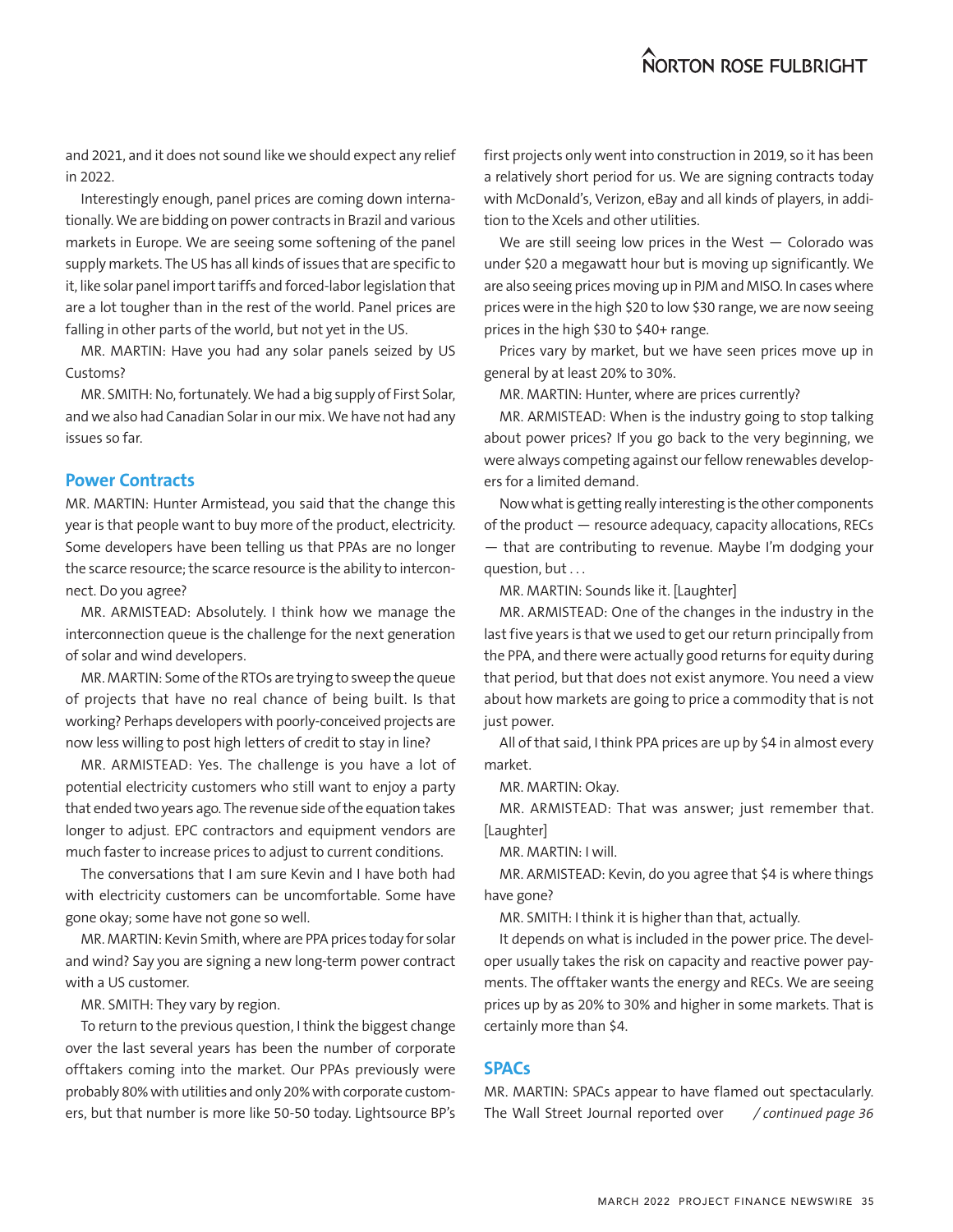and 2021, and it does not sound like we should expect any relief in 2022.

Interestingly enough, panel prices are coming down internationally. We are bidding on power contracts in Brazil and various markets in Europe. We are seeing some softening of the panel supply markets. The US has all kinds of issues that are specific to it, like solar panel import tariffs and forced-labor legislation that are a lot tougher than in the rest of the world. Panel prices are falling in other parts of the world, but not yet in the US.

MR. MARTIN: Have you had any solar panels seized by US Customs?

MR. SMITH: No, fortunately. We had a big supply of First Solar, and we also had Canadian Solar in our mix. We have not had any issues so far.

## Power Contracts

MR. MARTIN: Hunter Armistead, you said that the change this year is that people want to buy more of the product, electricity. Some developers have been telling us that PPAs are no longer the scarce resource; the scarce resource is the ability to interconnect. Do you agree?

MR. ARMISTEAD: Absolutely. I think how we manage the interconnection queue is the challenge for the next generation of solar and wind developers.

MR. MARTIN: Some of the RTOs are trying to sweep the queue of projects that have no real chance of being built. Is that working? Perhaps developers with poorly-conceived projects are now less willing to post high letters of credit to stay in line?

MR. ARMISTEAD: Yes. The challenge is you have a lot of potential electricity customers who still want to enjoy a party that ended two years ago. The revenue side of the equation takes longer to adjust. EPC contractors and equipment vendors are much faster to increase prices to adjust to current conditions.

The conversations that I am sure Kevin and I have both had with electricity customers can be uncomfortable. Some have gone okay; some have not gone so well.

MR. MARTIN: Kevin Smith, where are PPA prices today for solar and wind? Say you are signing a new long-term power contract with a US customer.

MR. SMITH: They vary by region.

To return to the previous question, I think the biggest change over the last several years has been the number of corporate offtakers coming into the market. Our PPAs previously were probably 80% with utilities and only 20% with corporate customers, but that number is more like 50-50 today. Lightsource BP's first projects only went into construction in 2019, so it has been a relatively short period for us. We are signing contracts today with McDonald's, Verizon, eBay and all kinds of players, in addition to the Xcels and other utilities.

We are still seeing low prices in the West — Colorado was under $20 a megawatt hour but is moving up significantly. We are also seeing prices moving up in PJM and MISO. In cases where prices were in the high $20 to low $30 range, we are now seeing prices in the high $30 to $40+ range.

Prices vary by market, but we have seen prices move up in general by at least 20% to 30%.

MR. MARTIN: Hunter, where are prices currently?

MR. ARMISTEAD: When is the industry going to stop talking about power prices? If you go back to the very beginning, we were always competing against our fellow renewables developers for a limited demand.

Now what is getting really interesting is the other components of the product — resource adequacy, capacity allocations, RECs — that are contributing to revenue. Maybe I'm dodging your question, but . . .

MR. MARTIN: Sounds like it. [Laughter]

MR. ARMISTEAD: One of the changes in the industry in the last five years is that we used to get our return principally from the PPA, and there were actually good returns for equity during that period, but that does not exist anymore. You need a view about how markets are going to price a commodity that is not just power.

All of that said, I think PPA prices are up by $4 in almost every market.

MR. MARTIN: Okay.

MR. ARMISTEAD: That was answer; just remember that. [Laughter]

MR. MARTIN: I will.

MR. ARMISTEAD: Kevin, do you agree that $4 is where things have gone?

MR. SMITH: I think it is higher than that, actually.

It depends on what is included in the power price. The developer usually takes the risk on capacity and reactive power payments. The offtaker wants the energy and RECs. We are seeing prices up by as 20% to 30% and higher in some markets. That is certainly more than $4.

## SPACs

MR. MARTIN: SPACs appear to have flamed out spectacularly. The Wall Street Journal reported over */ continued page 36*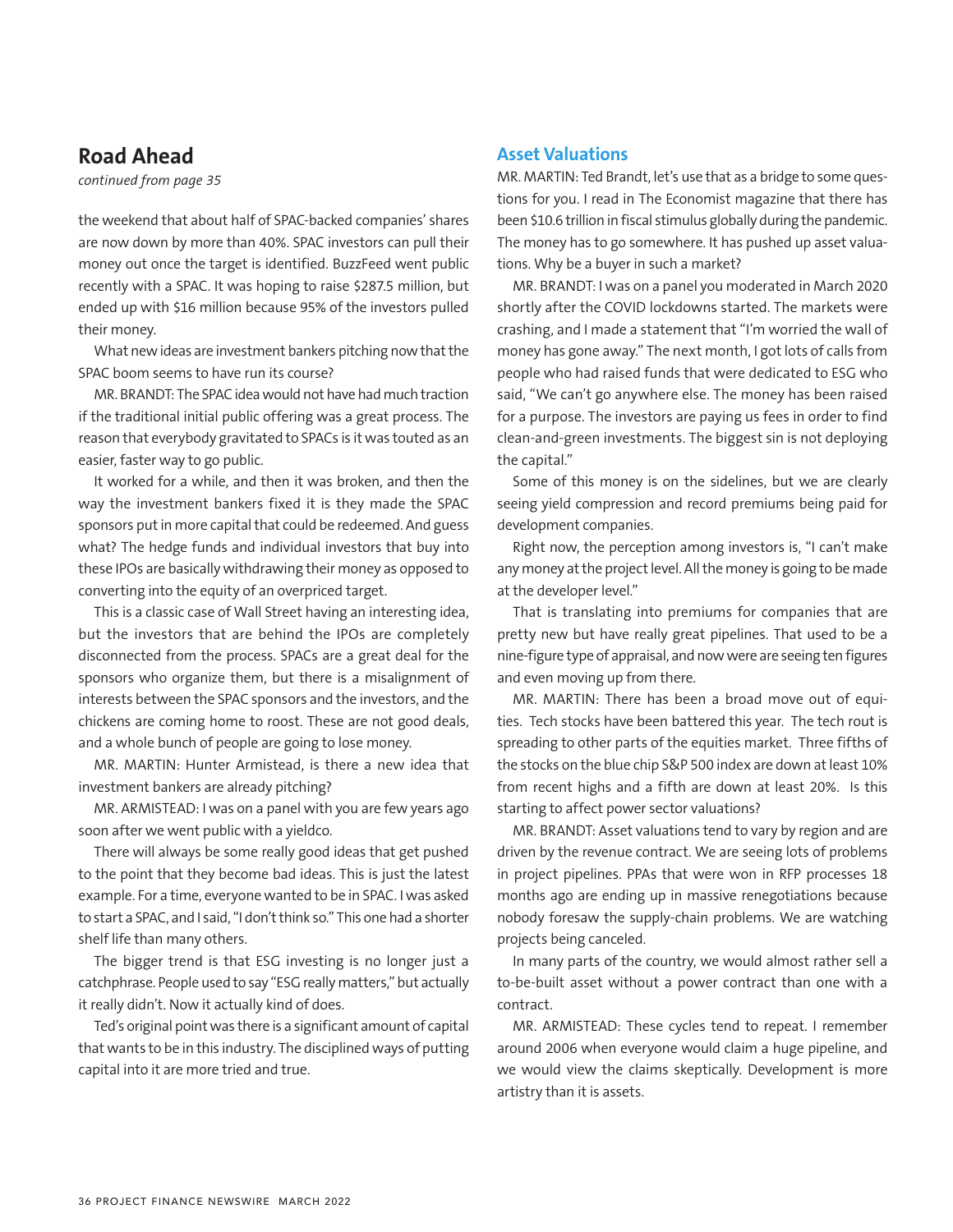## Road Ahead

*continued from page 35*

the weekend that about half of SPAC-backed companies' shares are now down by more than 40%. SPAC investors can pull their money out once the target is identified. BuzzFeed went public recently with a SPAC. It was hoping to raise $287.5 million, but ended up with $16 million because 95% of the investors pulled their money.

What new ideas are investment bankers pitching now that the SPAC boom seems to have run its course?

MR. BRANDT: The SPAC idea would not have had much traction if the traditional initial public offering was a great process. The reason that everybody gravitated to SPACs is it was touted as an easier, faster way to go public.

It worked for a while, and then it was broken, and then the way the investment bankers fixed it is they made the SPAC sponsors put in more capital that could be redeemed. And guess what? The hedge funds and individual investors that buy into these IPOs are basically withdrawing their money as opposed to converting into the equity of an overpriced target.

This is a classic case of Wall Street having an interesting idea, but the investors that are behind the IPOs are completely disconnected from the process. SPACs are a great deal for the sponsors who organize them, but there is a misalignment of interests between the SPAC sponsors and the investors, and the chickens are coming home to roost. These are not good deals, and a whole bunch of people are going to lose money.

MR. MARTIN: Hunter Armistead, is there a new idea that investment bankers are already pitching?

MR. ARMISTEAD: I was on a panel with you are few years ago soon after we went public with a yieldco.

There will always be some really good ideas that get pushed to the point that they become bad ideas. This is just the latest example. For a time, everyone wanted to be in SPAC. I was asked to start a SPAC, and I said, "I don't think so." This one had a shorter shelf life than many others.

The bigger trend is that ESG investing is no longer just a catchphrase. People used to say "ESG really matters," but actually it really didn't. Now it actually kind of does.

Ted's original point was there is a significant amount of capital that wants to be in this industry. The disciplined ways of putting capital into it are more tried and true.

### Asset Valuations

MR. MARTIN: Ted Brandt, let's use that as a bridge to some questions for you. I read in The Economist magazine that there has been $10.6 trillion in fiscal stimulus globally during the pandemic. The money has to go somewhere. It has pushed up asset valuations. Why be a buyer in such a market?

MR. BRANDT: I was on a panel you moderated in March 2020 shortly after the COVID lockdowns started. The markets were crashing, and I made a statement that "I'm worried the wall of money has gone away." The next month, I got lots of calls from people who had raised funds that were dedicated to ESG who said, "We can't go anywhere else. The money has been raised for a purpose. The investors are paying us fees in order to find clean-and-green investments. The biggest sin is not deploying the capital."

Some of this money is on the sidelines, but we are clearly seeing yield compression and record premiums being paid for development companies.

Right now, the perception among investors is, "I can't make any money at the project level. All the money is going to be made at the developer level."

That is translating into premiums for companies that are pretty new but have really great pipelines. That used to be a nine-figure type of appraisal, and now were are seeing ten figures and even moving up from there.

MR. MARTIN: There has been a broad move out of equities. Tech stocks have been battered this year. The tech rout is spreading to other parts of the equities market. Three fifths of the stocks on the blue chip S&P 500 index are down at least 10% from recent highs and a fifth are down at least 20%. Is this starting to affect power sector valuations?

MR. BRANDT: Asset valuations tend to vary by region and are driven by the revenue contract. We are seeing lots of problems in project pipelines. PPAs that were won in RFP processes 18 months ago are ending up in massive renegotiations because nobody foresaw the supply-chain problems. We are watching projects being canceled.

In many parts of the country, we would almost rather sell a to-be-built asset without a power contract than one with a contract.

MR. ARMISTEAD: These cycles tend to repeat. I remember around 2006 when everyone would claim a huge pipeline, and we would view the claims skeptically. Development is more artistry than it is assets.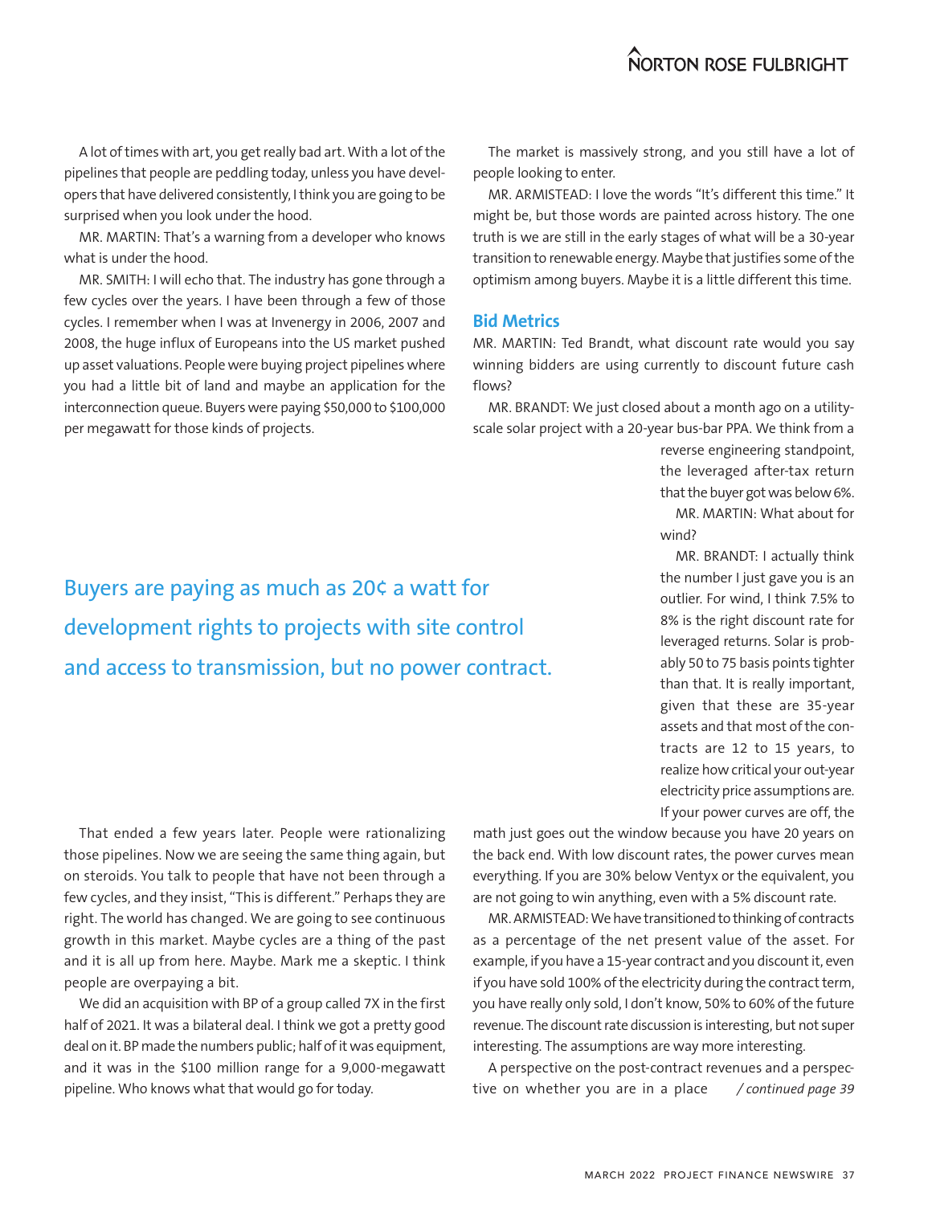A lot of times with art, you get really bad art. With a lot of the pipelines that people are peddling today, unless you have developers that have delivered consistently, I think you are going to be surprised when you look under the hood.

MR. MARTIN: That's a warning from a developer who knows what is under the hood.

MR. SMITH: I will echo that. The industry has gone through a few cycles over the years. I have been through a few of those cycles. I remember when I was at Invenergy in 2006, 2007 and 2008, the huge influx of Europeans into the US market pushed up asset valuations. People were buying project pipelines where you had a little bit of land and maybe an application for the interconnection queue. Buyers were paying $50,000 to $100,000 per megawatt for those kinds of projects.

Buyers are paying as much as 20¢ a watt for development rights to projects with site control and access to transmission, but no power contract.

That ended a few years later. People were rationalizing those pipelines. Now we are seeing the same thing again, but on steroids. You talk to people that have not been through a few cycles, and they insist, "This is different." Perhaps they are right. The world has changed. We are going to see continuous growth in this market. Maybe cycles are a thing of the past and it is all up from here. Maybe. Mark me a skeptic. I think people are overpaying a bit.

We did an acquisition with BP of a group called 7X in the first half of 2021. It was a bilateral deal. I think we got a pretty good deal on it. BP made the numbers public; half of it was equipment, and it was in the $100 million range for a 9,000-megawatt pipeline. Who knows what that would go for today.

The market is massively strong, and you still have a lot of people looking to enter.

MR. ARMISTEAD: I love the words "It's different this time." It might be, but those words are painted across history. The one truth is we are still in the early stages of what will be a 30-year transition to renewable energy. Maybe that justifies some of the optimism among buyers. Maybe it is a little different this time.

## Bid Metrics

MR. MARTIN: Ted Brandt, what discount rate would you say winning bidders are using currently to discount future cash flows?

MR. BRANDT: We just closed about a month ago on a utility-scale solar project with a 20-year bus-bar PPA. We think from a reverse engineering standpoint, the leveraged after-tax return that the buyer got was below 6%.

MR. MARTIN: What about for wind?

MR. BRANDT: I actually think the number I just gave you is an outlier. For wind, I think 7.5% to 8% is the right discount rate for leveraged returns. Solar is probably 50 to 75 basis points tighter than that. It is really important, given that these are 35-year assets and that most of the contracts are 12 to 15 years, to realize how critical your out-year electricity price assumptions are. If your power curves are off, the math just goes out the window because you have 20 years on the back end. With low discount rates, the power curves mean everything. If you are 30% below Ventyx or the equivalent, you are not going to win anything, even with a 5% discount rate.

MR. ARMISTEAD: We have transitioned to thinking of contracts as a percentage of the net present value of the asset. For example, if you have a 15-year contract and you discount it, even if you have sold 100% of the electricity during the contract term, you have really only sold, I don't know, 50% to 60% of the future revenue. The discount rate discussion is interesting, but not super interesting. The assumptions are way more interesting.

A perspective on the post-contract revenues and a perspective on whether you are in a place *— continued page 39*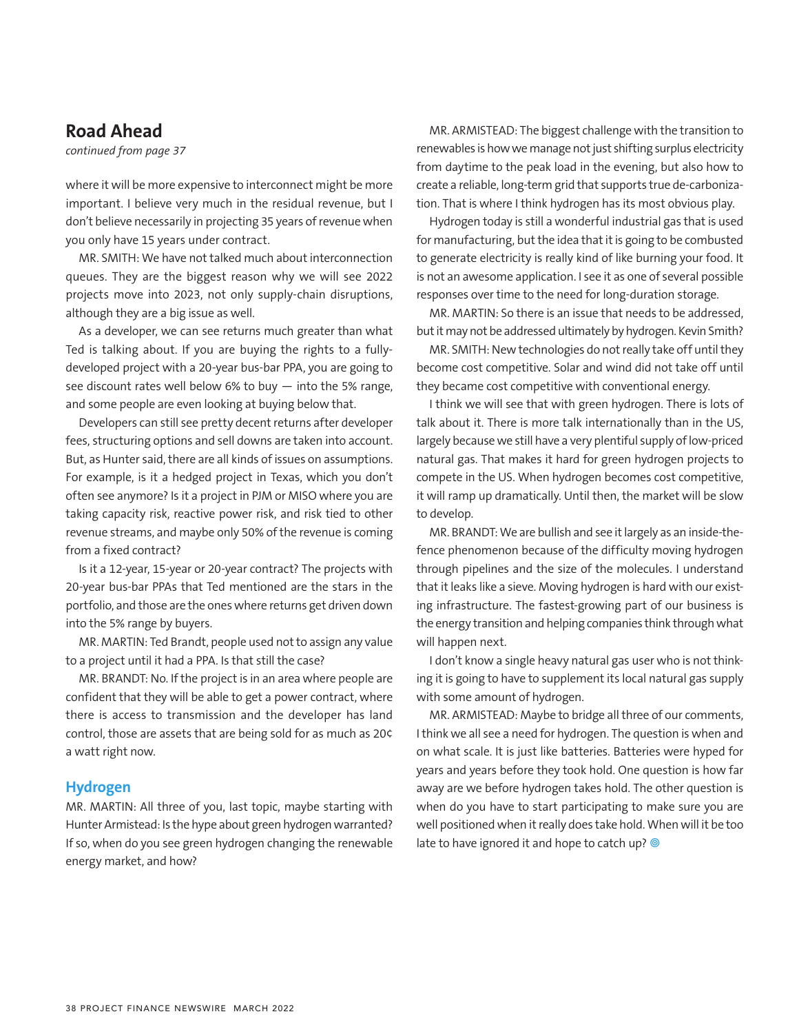## Road Ahead

*continued from page 37*

where it will be more expensive to interconnect might be more important. I believe very much in the residual revenue, but I don't believe necessarily in projecting 35 years of revenue when you only have 15 years under contract.

MR. SMITH: We have not talked much about interconnection queues. They are the biggest reason why we will see 2022 projects move into 2023, not only supply-chain disruptions, although they are a big issue as well.

As a developer, we can see returns much greater than what Ted is talking about. If you are buying the rights to a fully-developed project with a 20-year bus-bar PPA, you are going to see discount rates well below 6% to buy — into the 5% range, and some people are even looking at buying below that.

Developers can still see pretty decent returns after developer fees, structuring options and sell downs are taken into account. But, as Hunter said, there are all kinds of issues on assumptions. For example, is it a hedged project in Texas, which you don't often see anymore? Is it a project in PJM or MISO where you are taking capacity risk, reactive power risk, and risk tied to other revenue streams, and maybe only 50% of the revenue is coming from a fixed contract?

Is it a 12-year, 15-year or 20-year contract? The projects with 20-year bus-bar PPAs that Ted mentioned are the stars in the portfolio, and those are the ones where returns get driven down into the 5% range by buyers.

MR. MARTIN: Ted Brandt, people used not to assign any value to a project until it had a PPA. Is that still the case?

MR. BRANDT: No. If the project is in an area where people are confident that they will be able to get a power contract, where there is access to transmission and the developer has land control, those are assets that are being sold for as much as 20¢ a watt right now.

### Hydrogen

MR. MARTIN: All three of you, last topic, maybe starting with Hunter Armistead: Is the hype about green hydrogen warranted? If so, when do you see green hydrogen changing the renewable energy market, and how?

MR. ARMISTEAD: The biggest challenge with the transition to renewables is how we manage not just shifting surplus electricity from daytime to the peak load in the evening, but also how to create a reliable, long-term grid that supports true de-carbonization. That is where I think hydrogen has its most obvious play.

Hydrogen today is still a wonderful industrial gas that is used for manufacturing, but the idea that it is going to be combusted to generate electricity is really kind of like burning your food. It is not an awesome application. I see it as one of several possible responses over time to the need for long-duration storage.

MR. MARTIN: So there is an issue that needs to be addressed, but it may not be addressed ultimately by hydrogen. Kevin Smith?

MR. SMITH: New technologies do not really take off until they become cost competitive. Solar and wind did not take off until they became cost competitive with conventional energy.

I think we will see that with green hydrogen. There is lots of talk about it. There is more talk internationally than in the US, largely because we still have a very plentiful supply of low-priced natural gas. That makes it hard for green hydrogen projects to compete in the US. When hydrogen becomes cost competitive, it will ramp up dramatically. Until then, the market will be slow to develop.

MR. BRANDT: We are bullish and see it largely as an inside-the-fence phenomenon because of the difficulty moving hydrogen through pipelines and the size of the molecules. I understand that it leaks like a sieve. Moving hydrogen is hard with our existing infrastructure. The fastest-growing part of our business is the energy transition and helping companies think through what will happen next.

I don't know a single heavy natural gas user who is not thinking it is going to have to supplement its local natural gas supply with some amount of hydrogen.

MR. ARMISTEAD: Maybe to bridge all three of our comments, I think we all see a need for hydrogen. The question is when and on what scale. It is just like batteries. Batteries were hyped for years and years before they took hold. One question is how far away are we before hydrogen takes hold. The other question is when do you have to start participating to make sure you are well positioned when it really does take hold. When will it be too late to have ignored it and hope to catch up? ◎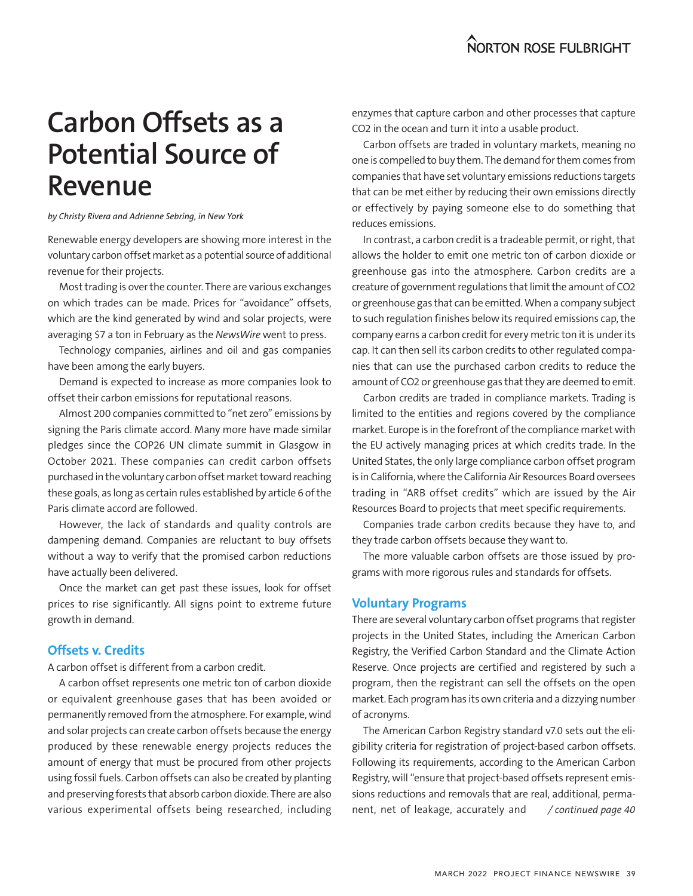# Carbon Offsets as a Potential Source of Revenue

*by Christy Rivera and Adrienne Sebring, in New York*

Renewable energy developers are showing more interest in the voluntary carbon offset market as a potential source of additional revenue for their projects.

Most trading is over the counter. There are various exchanges on which trades can be made. Prices for "avoidance" offsets, which are the kind generated by wind and solar projects, were averaging $7 a ton in February as the *NewsWire* went to press.

Technology companies, airlines and oil and gas companies have been among the early buyers.

Demand is expected to increase as more companies look to offset their carbon emissions for reputational reasons.

Almost 200 companies committed to "net zero" emissions by signing the Paris climate accord. Many more have made similar pledges since the COP26 UN climate summit in Glasgow in October 2021. These companies can credit carbon offsets purchased in the voluntary carbon offset market toward reaching these goals, as long as certain rules established by article 6 of the Paris climate accord are followed.

However, the lack of standards and quality controls are dampening demand. Companies are reluctant to buy offsets without a way to verify that the promised carbon reductions have actually been delivered.

Once the market can get past these issues, look for offset prices to rise significantly. All signs point to extreme future growth in demand.

## Offsets v. Credits

A carbon offset is different from a carbon credit.

A carbon offset represents one metric ton of carbon dioxide or equivalent greenhouse gases that has been avoided or permanently removed from the atmosphere. For example, wind and solar projects can create carbon offsets because the energy produced by these renewable energy projects reduces the amount of energy that must be procured from other projects using fossil fuels. Carbon offsets can also be created by planting and preserving forests that absorb carbon dioxide. There are also various experimental offsets being researched, including enzymes that capture carbon and other processes that capture $CO_2$ in the ocean and turn it into a usable product.

Carbon offsets are traded in voluntary markets, meaning no one is compelled to buy them. The demand for them comes from companies that have set voluntary emissions reductions targets that can be met either by reducing their own emissions directly or effectively by paying someone else to do something that reduces emissions.

In contrast, a carbon credit is a tradeable permit, or right, that allows the holder to emit one metric ton of carbon dioxide or greenhouse gas into the atmosphere. Carbon credits are a creature of government regulations that limit the amount of $CO_2$ or greenhouse gas that can be emitted. When a company subject to such regulation finishes below its required emissions cap, the company earns a carbon credit for every metric ton it is under its cap. It can then sell its carbon credits to other regulated companies that can use the purchased carbon credits to reduce the amount of $CO_2$ or greenhouse gas that they are deemed to emit.

Carbon credits are traded in compliance markets. Trading is limited to the entities and regions covered by the compliance market. Europe is in the forefront of the compliance market with the EU actively managing prices at which credits trade. In the United States, the only large compliance carbon offset program is in California, where the California Air Resources Board oversees trading in "ARB offset credits" which are issued by the Air Resources Board to projects that meet specific requirements.

Companies trade carbon credits because they have to, and they trade carbon offsets because they want to.

The more valuable carbon offsets are those issued by programs with more rigorous rules and standards for offsets.

## Voluntary Programs

There are several voluntary carbon offset programs that register projects in the United States, including the American Carbon Registry, the Verified Carbon Standard and the Climate Action Reserve. Once projects are certified and registered by such a program, then the registrant can sell the offsets on the open market. Each program has its own criteria and a dizzying number of acronyms.

The American Carbon Registry standard v7.0 sets out the eligibility criteria for registration of project-based carbon offsets. Following its requirements, according to the American Carbon Registry, will "ensure that project-based offsets represent emissions reductions and removals that are real, additional, permanent, net of leakage, accurately and */ continued page 40*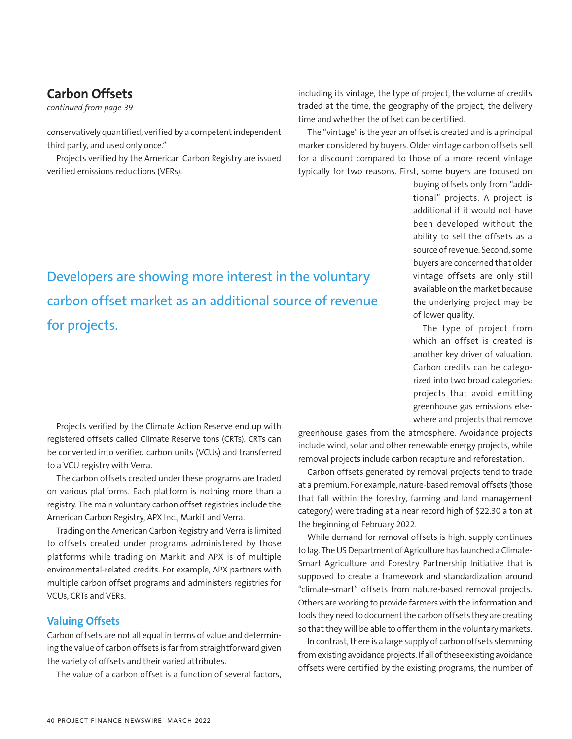## Carbon Offsets

*continued from page 39*

conservatively quantified, verified by a competent independent third party, and used only once."

Projects verified by the American Carbon Registry are issued verified emissions reductions (VERs).

Developers are showing more interest in the voluntary carbon offset market as an additional source of revenue for projects.

Projects verified by the Climate Action Reserve end up with registered offsets called Climate Reserve tons (CRTs). CRTs can be converted into verified carbon units (VCUs) and transferred to a VCU registry with Verra.

The carbon offsets created under these programs are traded on various platforms. Each platform is nothing more than a registry. The main voluntary carbon offset registries include the American Carbon Registry, APX Inc., Markit and Verra.

Trading on the American Carbon Registry and Verra is limited to offsets created under programs administered by those platforms while trading on Markit and APX is of multiple environmental-related credits. For example, APX partners with multiple carbon offset programs and administers registries for VCUs, CRTs and VERs.

### Valuing Offsets

Carbon offsets are not all equal in terms of value and determining the value of carbon offsets is far from straightforward given the variety of offsets and their varied attributes.

The value of a carbon offset is a function of several factors, including its vintage, the type of project, the volume of credits traded at the time, the geography of the project, the delivery time and whether the offset can be certified.

The "vintage" is the year an offset is created and is a principal marker considered by buyers. Older vintage carbon offsets sell for a discount compared to those of a more recent vintage typically for two reasons. First, some buyers are focused on buying offsets only from "additional" projects. A project is additional if it would not have been developed without the ability to sell the offsets as a source of revenue. Second, some buyers are concerned that older vintage offsets are only still available on the market because the underlying project may be of lower quality.

The type of project from which an offset is created is another key driver of valuation. Carbon credits can be categorized into two broad categories: projects that avoid emitting greenhouse gas emissions elsewhere and projects that remove greenhouse gases from the atmosphere. Avoidance projects include wind, solar and other renewable energy projects, while removal projects include carbon recapture and reforestation.

Carbon offsets generated by removal projects tend to trade at a premium. For example, nature-based removal offsets (those that fall within the forestry, farming and land management category) were trading at a near record high of $22.30 a ton at the beginning of February 2022.

While demand for removal offsets is high, supply continues to lag. The US Department of Agriculture has launched a Climate-Smart Agriculture and Forestry Partnership Initiative that is supposed to create a framework and standardization around "climate-smart" offsets from nature-based removal projects. Others are working to provide farmers with the information and tools they need to document the carbon offsets they are creating so that they will be able to offer them in the voluntary markets.

In contrast, there is a large supply of carbon offsets stemming from existing avoidance projects. If all of these existing avoidance offsets were certified by the existing programs, the number of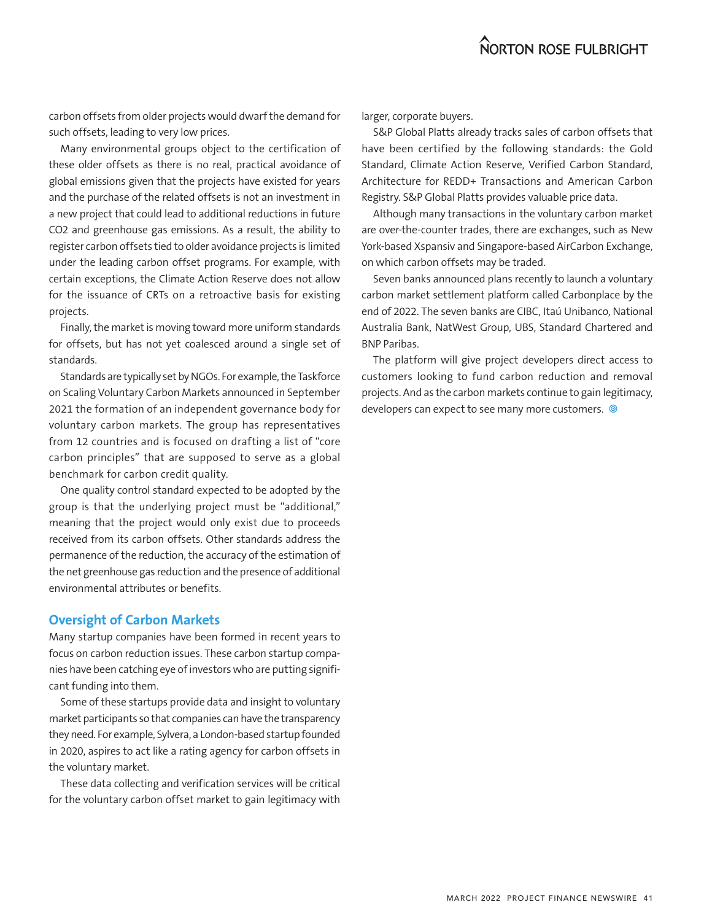carbon offsets from older projects would dwarf the demand for such offsets, leading to very low prices.

Many environmental groups object to the certification of these older offsets as there is no real, practical avoidance of global emissions given that the projects have existed for years and the purchase of the related offsets is not an investment in a new project that could lead to additional reductions in future $CO_2$ and greenhouse gas emissions. As a result, the ability to register carbon offsets tied to older avoidance projects is limited under the leading carbon offset programs. For example, with certain exceptions, the Climate Action Reserve does not allow for the issuance of CRTs on a retroactive basis for existing projects.

Finally, the market is moving toward more uniform standards for offsets, but has not yet coalesced around a single set of standards.

Standards are typically set by NGOs. For example, the Taskforce on Scaling Voluntary Carbon Markets announced in September 2021 the formation of an independent governance body for voluntary carbon markets. The group has representatives from 12 countries and is focused on drafting a list of "core carbon principles" that are supposed to serve as a global benchmark for carbon credit quality.

One quality control standard expected to be adopted by the group is that the underlying project must be "additional," meaning that the project would only exist due to proceeds received from its carbon offsets. Other standards address the permanence of the reduction, the accuracy of the estimation of the net greenhouse gas reduction and the presence of additional environmental attributes or benefits.

## Oversight of Carbon Markets

Many startup companies have been formed in recent years to focus on carbon reduction issues. These carbon startup companies have been catching eye of investors who are putting significant funding into them.

Some of these startups provide data and insight to voluntary market participants so that companies can have the transparency they need. For example, Sylvera, a London-based startup founded in 2020, aspires to act like a rating agency for carbon offsets in the voluntary market.

These data collecting and verification services will be critical for the voluntary carbon offset market to gain legitimacy with larger, corporate buyers.

S&P Global Platts already tracks sales of carbon offsets that have been certified by the following standards: the Gold Standard, Climate Action Reserve, Verified Carbon Standard, Architecture for REDD+ Transactions and American Carbon Registry. S&P Global Platts provides valuable price data.

Although many transactions in the voluntary carbon market are over-the-counter trades, there are exchanges, such as New York-based Xspansiv and Singapore-based AirCarbon Exchange, on which carbon offsets may be traded.

Seven banks announced plans recently to launch a voluntary carbon market settlement platform called Carbonplace by the end of 2022. The seven banks are CIBC, Itaú Unibanco, National Australia Bank, NatWest Group, UBS, Standard Chartered and BNP Paribas.

The platform will give project developers direct access to customers looking to fund carbon reduction and removal projects. And as the carbon markets continue to gain legitimacy, developers can expect to see many more customers. ◎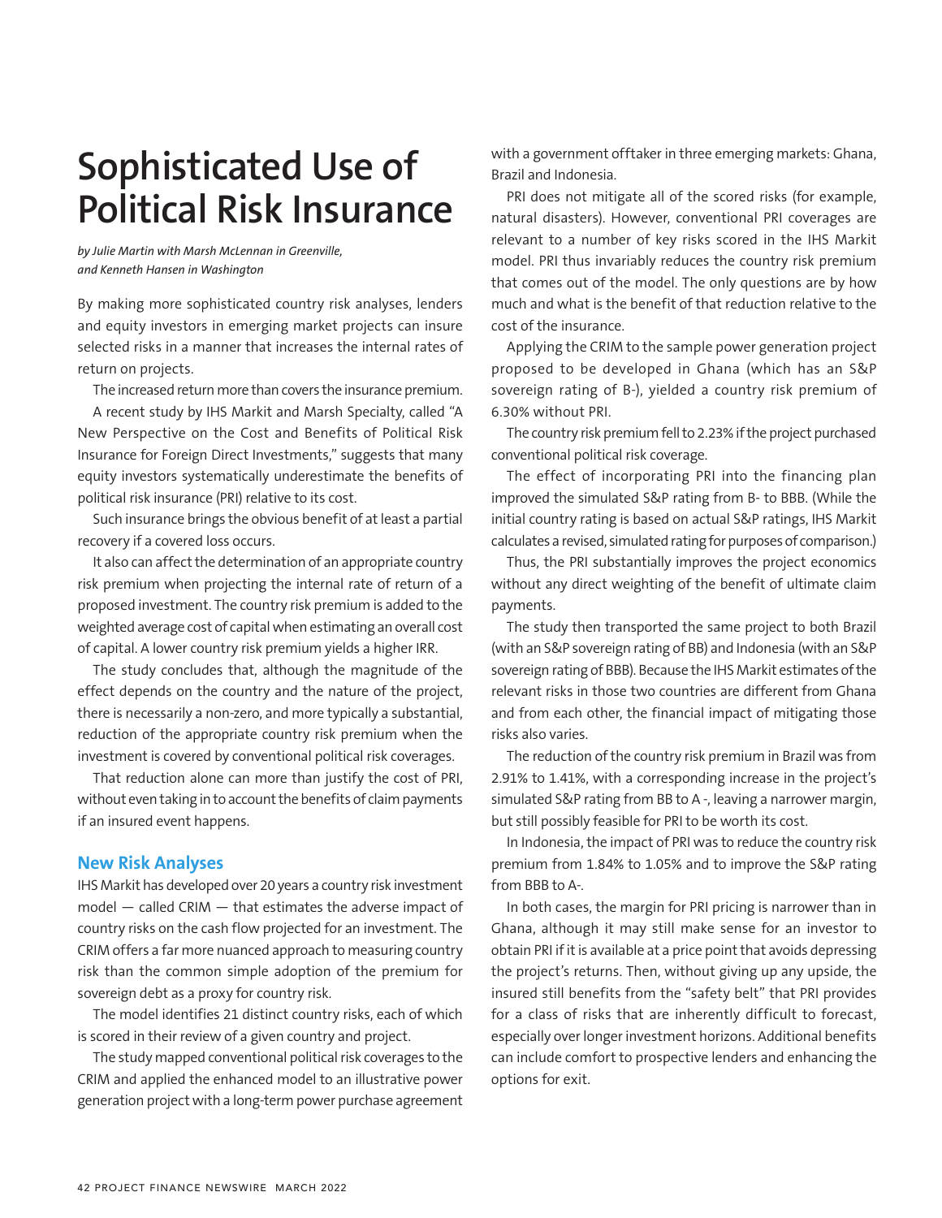# Sophisticated Use of Political Risk Insurance

*by Julie Martin with Marsh McLennan in Greenville, and Kenneth Hansen in Washington*

By making more sophisticated country risk analyses, lenders and equity investors in emerging market projects can insure selected risks in a manner that increases the internal rates of return on projects.

The increased return more than covers the insurance premium.

A recent study by IHS Markit and Marsh Specialty, called "A New Perspective on the Cost and Benefits of Political Risk Insurance for Foreign Direct Investments," suggests that many equity investors systematically underestimate the benefits of political risk insurance (PRI) relative to its cost.

Such insurance brings the obvious benefit of at least a partial recovery if a covered loss occurs.

It also can affect the determination of an appropriate country risk premium when projecting the internal rate of return of a proposed investment. The country risk premium is added to the weighted average cost of capital when estimating an overall cost of capital. A lower country risk premium yields a higher IRR.

The study concludes that, although the magnitude of the effect depends on the country and the nature of the project, there is necessarily a non-zero, and more typically a substantial, reduction of the appropriate country risk premium when the investment is covered by conventional political risk coverages.

That reduction alone can more than justify the cost of PRI, without even taking in to account the benefits of claim payments if an insured event happens.

## New Risk Analyses

IHS Markit has developed over 20 years a country risk investment model — called CRIM — that estimates the adverse impact of country risks on the cash flow projected for an investment. The CRIM offers a far more nuanced approach to measuring country risk than the common simple adoption of the premium for sovereign debt as a proxy for country risk.

The model identifies 21 distinct country risks, each of which is scored in their review of a given country and project.

The study mapped conventional political risk coverages to the CRIM and applied the enhanced model to an illustrative power generation project with a long-term power purchase agreement with a government offtaker in three emerging markets: Ghana, Brazil and Indonesia.

PRI does not mitigate all of the scored risks (for example, natural disasters). However, conventional PRI coverages are relevant to a number of key risks scored in the IHS Markit model. PRI thus invariably reduces the country risk premium that comes out of the model. The only questions are by how much and what is the benefit of that reduction relative to the cost of the insurance.

Applying the CRIM to the sample power generation project proposed to be developed in Ghana (which has an S&P sovereign rating of B-), yielded a country risk premium of 6.30% without PRI.

The country risk premium fell to 2.23% if the project purchased conventional political risk coverage.

The effect of incorporating PRI into the financing plan improved the simulated S&P rating from B- to BBB. (While the initial country rating is based on actual S&P ratings, IHS Markit calculates a revised, simulated rating for purposes of comparison.)

Thus, the PRI substantially improves the project economics without any direct weighting of the benefit of ultimate claim payments.

The study then transported the same project to both Brazil (with an S&P sovereign rating of BB) and Indonesia (with an S&P sovereign rating of BBB). Because the IHS Markit estimates of the relevant risks in those two countries are different from Ghana and from each other, the financial impact of mitigating those risks also varies.

The reduction of the country risk premium in Brazil was from 2.91% to 1.41%, with a corresponding increase in the project's simulated S&P rating from BB to A -, leaving a narrower margin, but still possibly feasible for PRI to be worth its cost.

In Indonesia, the impact of PRI was to reduce the country risk premium from 1.84% to 1.05% and to improve the S&P rating from BBB to A-.

In both cases, the margin for PRI pricing is narrower than in Ghana, although it may still make sense for an investor to obtain PRI if it is available at a price point that avoids depressing the project's returns. Then, without giving up any upside, the insured still benefits from the "safety belt" that PRI provides for a class of risks that are inherently difficult to forecast, especially over longer investment horizons. Additional benefits can include comfort to prospective lenders and enhancing the options for exit.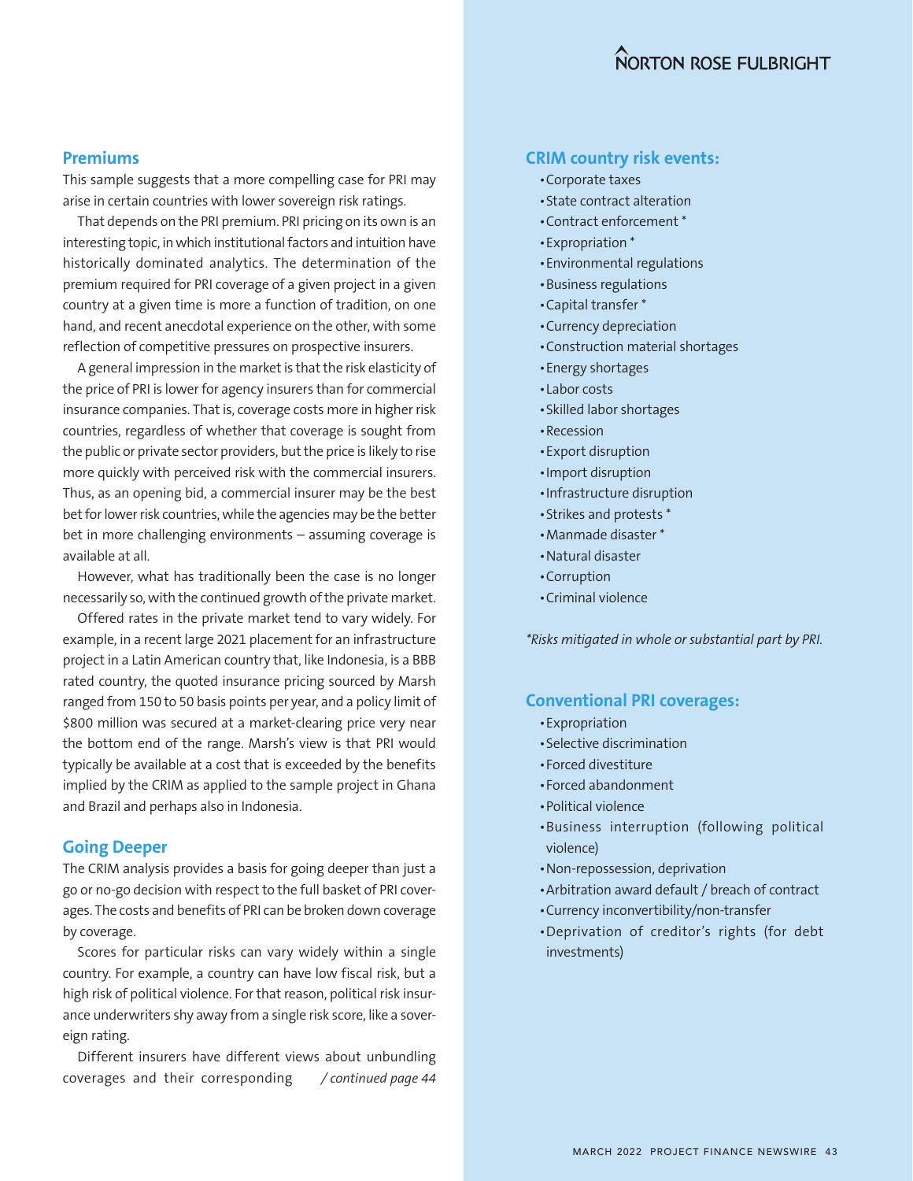## Premiums

This sample suggests that a more compelling case for PRI may arise in certain countries with lower sovereign risk ratings.

That depends on the PRI premium. PRI pricing on its own is an interesting topic, in which institutional factors and intuition have historically dominated analytics. The determination of the premium required for PRI coverage of a given project in a given country at a given time is more a function of tradition, on one hand, and recent anecdotal experience on the other, with some reflection of competitive pressures on prospective insurers.

A general impression in the market is that the risk elasticity of the price of PRI is lower for agency insurers than for commercial insurance companies. That is, coverage costs more in higher risk countries, regardless of whether that coverage is sought from the public or private sector providers, but the price is likely to rise more quickly with perceived risk with the commercial insurers. Thus, as an opening bid, a commercial insurer may be the best bet for lower risk countries, while the agencies may be the better bet in more challenging environments – assuming coverage is available at all.

However, what has traditionally been the case is no longer necessarily so, with the continued growth of the private market.

Offered rates in the private market tend to vary widely. For example, in a recent large 2021 placement for an infrastructure project in a Latin American country that, like Indonesia, is a BBB rated country, the quoted insurance pricing sourced by Marsh ranged from 150 to 50 basis points per year, and a policy limit of $800 million was secured at a market-clearing price very near the bottom end of the range. Marsh's view is that PRI would typically be available at a cost that is exceeded by the benefits implied by the CRIM as applied to the sample project in Ghana and Brazil and perhaps also in Indonesia.

## Going Deeper

The CRIM analysis provides a basis for going deeper than just a go or no-go decision with respect to the full basket of PRI coverages. The costs and benefits of PRI can be broken down coverage by coverage.

Scores for particular risks can vary widely within a single country. For example, a country can have low fiscal risk, but a high risk of political violence. For that reason, political risk insurance underwriters shy away from a single risk score, like a sovereign rating.

Different insurers have different views about unbundling coverages and their corresponding */ continued page 44*

## CRIM country risk events:

- Corporate taxes
- State contract alteration
- Contract enforcement *
- Expropriation *
- Environmental regulations
- Business regulations
- Capital transfer *
- Currency depreciation
- Construction material shortages
- Energy shortages
- Labor costs
- Skilled labor shortages
- Recession
- Export disruption
- Import disruption
- Infrastructure disruption
- Strikes and protests *
- Manmade disaster *
- Natural disaster
- Corruption
- Criminal violence

*\*Risks mitigated in whole or substantial part by PRI.*

## Conventional PRI coverages:

- Expropriation
- Selective discrimination
- Forced divestiture
- Forced abandonment
- Political violence
- Business interruption (following political violence)
- Non-repossession, deprivation
- Arbitration award default / breach of contract
- Currency inconvertibility/non-transfer
- Deprivation of creditor's rights (for debt investments)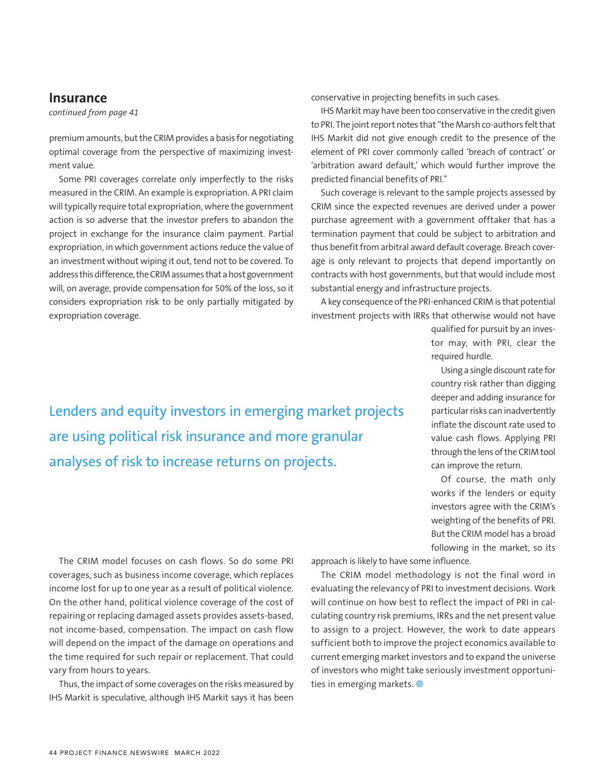## Insurance

*continued from page 41*

premium amounts, but the CRIM provides a basis for negotiating optimal coverage from the perspective of maximizing investment value.

Some PRI coverages correlate only imperfectly to the risks measured in the CRIM. An example is expropriation. A PRI claim will typically require total expropriation, where the government action is so adverse that the investor prefers to abandon the project in exchange for the insurance claim payment. Partial expropriation, in which government actions reduce the value of an investment without wiping it out, tend not to be covered. To address this difference, the CRIM assumes that a host government will, on average, provide compensation for 50% of the loss, so it considers expropriation risk to be only partially mitigated by expropriation coverage.

The CRIM model focuses on cash flows. So do some PRI coverages, such as business income coverage, which replaces income lost for up to one year as a result of political violence. On the other hand, political violence coverage of the cost of repairing or replacing damaged assets provides assets-based, not income-based, compensation. The impact on cash flow will depend on the impact of the damage on operations and the time required for such repair or replacement. That could vary from hours to years.

Thus, the impact of some coverages on the risks measured by IHS Markit is speculative, although IHS Markit says it has been conservative in projecting benefits in such cases.

IHS Markit may have been too conservative in the credit given to PRI. The joint report notes that "the Marsh co-authors felt that IHS Markit did not give enough credit to the presence of the element of PRI cover commonly called 'breach of contract' or 'arbitration award default,' which would further improve the predicted financial benefits of PRI."

Such coverage is relevant to the sample projects assessed by CRIM since the expected revenues are derived under a power purchase agreement with a government offtaker that has a termination payment that could be subject to arbitration and thus benefit from arbitral award default coverage. Breach coverage is only relevant to projects that depend importantly on contracts with host governments, but that would include most substantial energy and infrastructure projects.

A key consequence of the PRI-enhanced CRIM is that potential investment projects with IRRs that otherwise would not have qualified for pursuit by an investor may, with PRI, clear the required hurdle.

> Lenders and equity investors in emerging market projects are using political risk insurance and more granular analyses of risk to increase returns on projects.

Using a single discount rate for country risk rather than digging deeper and adding insurance for particular risks can inadvertently inflate the discount rate used to value cash flows. Applying PRI through the lens of the CRIM tool can improve the return.

Of course, the math only works if the lenders or equity investors agree with the CRIM's weighting of the benefits of PRI. But the CRIM model has a broad following in the market, so its approach is likely to have some influence.

The CRIM model methodology is not the final word in evaluating the relevancy of PRI to investment decisions. Work will continue on how best to reflect the impact of PRI in calculating country risk premiums, IRRs and the net present value to assign to a project. However, the work to date appears sufficient both to improve the project economics available to current emerging market investors and to expand the universe of investors who might take seriously investment opportunities in emerging markets. ◎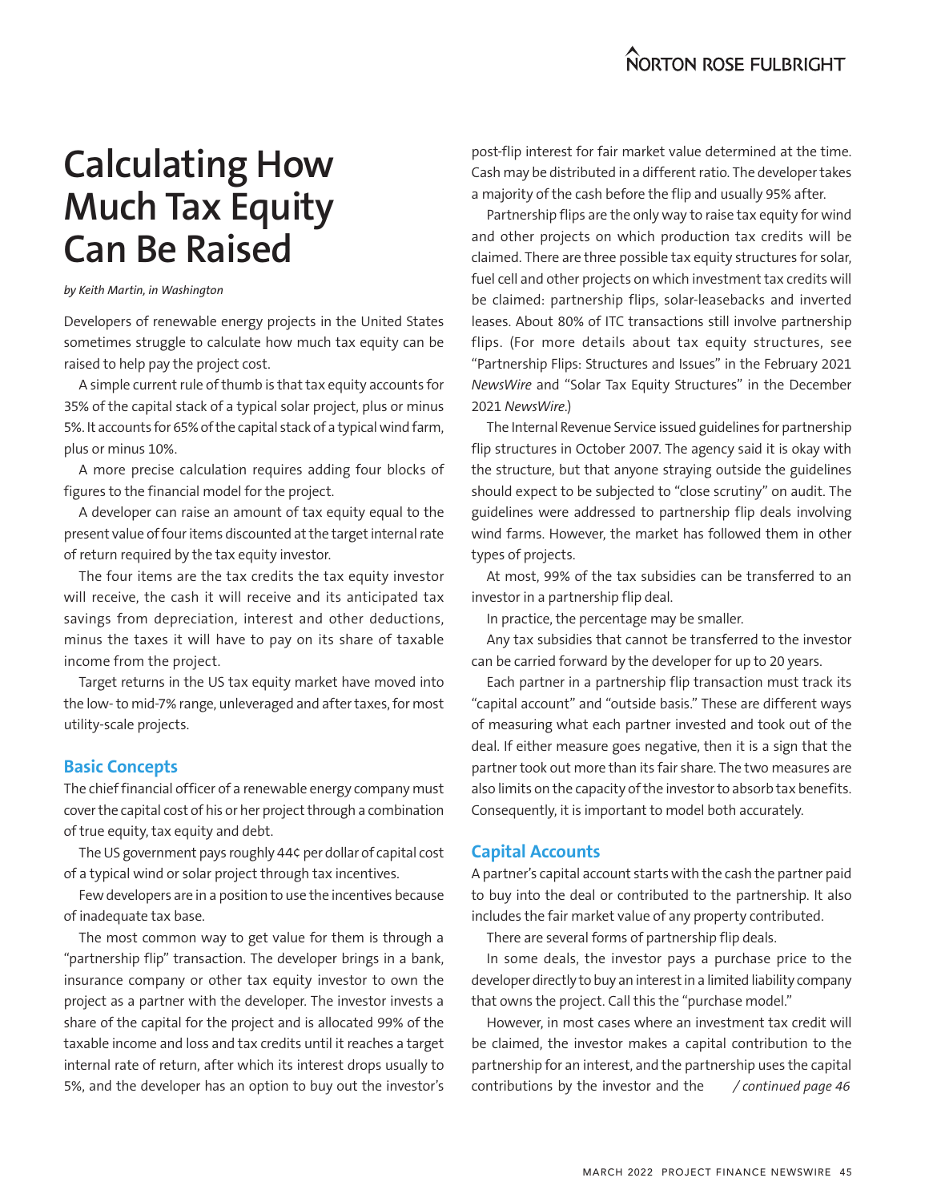# Calculating How Much Tax Equity Can Be Raised

*by Keith Martin, in Washington*

Developers of renewable energy projects in the United States sometimes struggle to calculate how much tax equity can be raised to help pay the project cost.

A simple current rule of thumb is that tax equity accounts for 35% of the capital stack of a typical solar project, plus or minus 5%. It accounts for 65% of the capital stack of a typical wind farm, plus or minus 10%.

A more precise calculation requires adding four blocks of figures to the financial model for the project.

A developer can raise an amount of tax equity equal to the present value of four items discounted at the target internal rate of return required by the tax equity investor.

The four items are the tax credits the tax equity investor will receive, the cash it will receive and its anticipated tax savings from depreciation, interest and other deductions, minus the taxes it will have to pay on its share of taxable income from the project.

Target returns in the US tax equity market have moved into the low- to mid-7% range, unleveraged and after taxes, for most utility-scale projects.

## Basic Concepts

The chief financial officer of a renewable energy company must cover the capital cost of his or her project through a combination of true equity, tax equity and debt.

The US government pays roughly 44¢ per dollar of capital cost of a typical wind or solar project through tax incentives.

Few developers are in a position to use the incentives because of inadequate tax base.

The most common way to get value for them is through a "partnership flip" transaction. The developer brings in a bank, insurance company or other tax equity investor to own the project as a partner with the developer. The investor invests a share of the capital for the project and is allocated 99% of the taxable income and loss and tax credits until it reaches a target internal rate of return, after which its interest drops usually to 5%, and the developer has an option to buy out the investor's post-flip interest for fair market value determined at the time. Cash may be distributed in a different ratio. The developer takes a majority of the cash before the flip and usually 95% after.

Partnership flips are the only way to raise tax equity for wind and other projects on which production tax credits will be claimed. There are three possible tax equity structures for solar, fuel cell and other projects on which investment tax credits will be claimed: partnership flips, solar-leasebacks and inverted leases. About 80% of ITC transactions still involve partnership flips. (For more details about tax equity structures, see "Partnership Flips: Structures and Issues" in the February 2021 *NewsWire* and "Solar Tax Equity Structures" in the December 2021 *NewsWire*.)

The Internal Revenue Service issued guidelines for partnership flip structures in October 2007. The agency said it is okay with the structure, but that anyone straying outside the guidelines should expect to be subjected to "close scrutiny" on audit. The guidelines were addressed to partnership flip deals involving wind farms. However, the market has followed them in other types of projects.

At most, 99% of the tax subsidies can be transferred to an investor in a partnership flip deal.

In practice, the percentage may be smaller.

Any tax subsidies that cannot be transferred to the investor can be carried forward by the developer for up to 20 years.

Each partner in a partnership flip transaction must track its "capital account" and "outside basis." These are different ways of measuring what each partner invested and took out of the deal. If either measure goes negative, then it is a sign that the partner took out more than its fair share. The two measures are also limits on the capacity of the investor to absorb tax benefits. Consequently, it is important to model both accurately.

## Capital Accounts

A partner's capital account starts with the cash the partner paid to buy into the deal or contributed to the partnership. It also includes the fair market value of any property contributed.

There are several forms of partnership flip deals.

In some deals, the investor pays a purchase price to the developer directly to buy an interest in a limited liability company that owns the project. Call this the "purchase model."

However, in most cases where an investment tax credit will be claimed, the investor makes a capital contribution to the partnership for an interest, and the partnership uses the capital contributions by the investor and the */ continued page 46*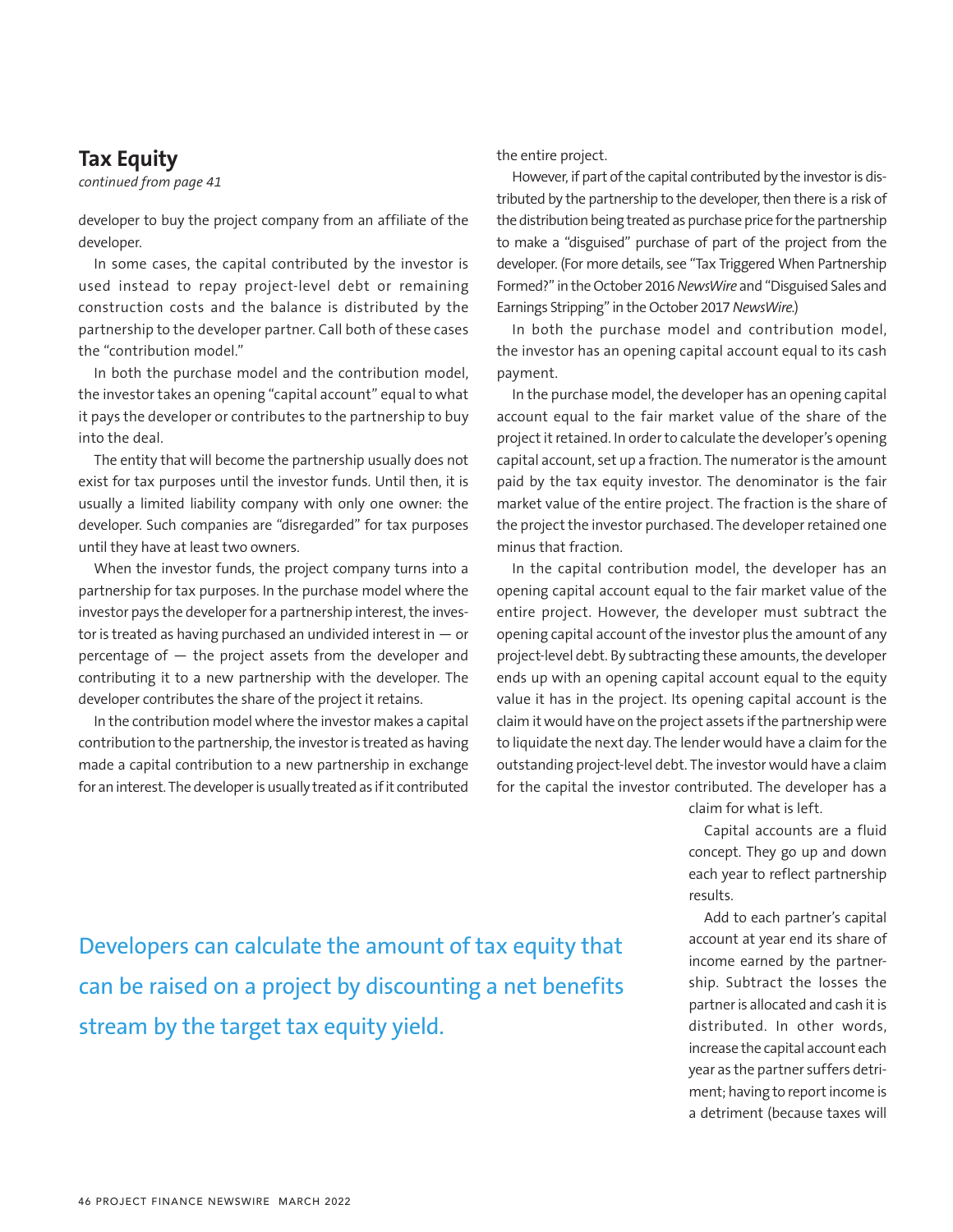## Tax Equity

*continued from page 41*

developer to buy the project company from an affiliate of the developer.

In some cases, the capital contributed by the investor is used instead to repay project-level debt or remaining construction costs and the balance is distributed by the partnership to the developer partner. Call both of these cases the "contribution model."

In both the purchase model and the contribution model, the investor takes an opening "capital account" equal to what it pays the developer or contributes to the partnership to buy into the deal.

The entity that will become the partnership usually does not exist for tax purposes until the investor funds. Until then, it is usually a limited liability company with only one owner: the developer. Such companies are "disregarded" for tax purposes until they have at least two owners.

When the investor funds, the project company turns into a partnership for tax purposes. In the purchase model where the investor pays the developer for a partnership interest, the investor is treated as having purchased an undivided interest in — or percentage of — the project assets from the developer and contributing it to a new partnership with the developer. The developer contributes the share of the project it retains.

In the contribution model where the investor makes a capital contribution to the partnership, the investor is treated as having made a capital contribution to a new partnership in exchange for an interest. The developer is usually treated as if it contributed the entire project.

However, if part of the capital contributed by the investor is distributed by the partnership to the developer, then there is a risk of the distribution being treated as purchase price for the partnership to make a "disguised" purchase of part of the project from the developer. (For more details, see "Tax Triggered When Partnership Formed?" in the October 2016 *NewsWire* and "Disguised Sales and Earnings Stripping" in the October 2017 *NewsWire*.)

In both the purchase model and contribution model, the investor has an opening capital account equal to its cash payment.

In the purchase model, the developer has an opening capital account equal to the fair market value of the share of the project it retained. In order to calculate the developer's opening capital account, set up a fraction. The numerator is the amount paid by the tax equity investor. The denominator is the fair market value of the entire project. The fraction is the share of the project the investor purchased. The developer retained one minus that fraction.

In the capital contribution model, the developer has an opening capital account equal to the fair market value of the entire project. However, the developer must subtract the opening capital account of the investor plus the amount of any project-level debt. By subtracting these amounts, the developer ends up with an opening capital account equal to the equity value it has in the project. Its opening capital account is the claim it would have on the project assets if the partnership were to liquidate the next day. The lender would have a claim for the outstanding project-level debt. The investor would have a claim for the capital the investor contributed. The developer has a claim for what is left.

Capital accounts are a fluid concept. They go up and down each year to reflect partnership results.

Add to each partner's capital account at year end its share of income earned by the partnership. Subtract the losses the partner is allocated and cash it is distributed. In other words, increase the capital account each year as the partner suffers detriment; having to report income is a detriment (because taxes will

> Developers can calculate the amount of tax equity that can be raised on a project by discounting a net benefits stream by the target tax equity yield.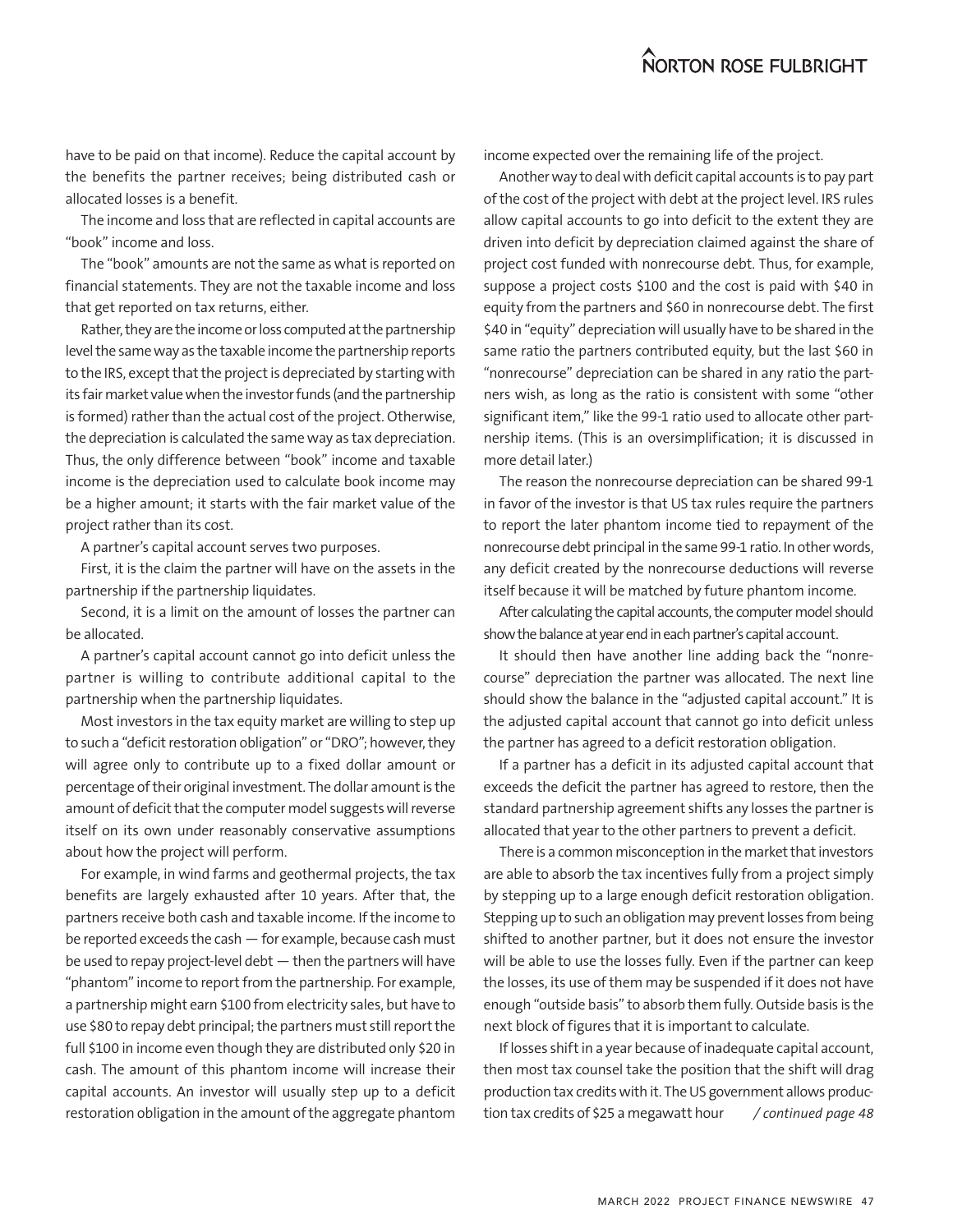have to be paid on that income). Reduce the capital account by the benefits the partner receives; being distributed cash or allocated losses is a benefit.

The income and loss that are reflected in capital accounts are "book" income and loss.

The "book" amounts are not the same as what is reported on financial statements. They are not the taxable income and loss that get reported on tax returns, either.

Rather, they are the income or loss computed at the partnership level the same way as the taxable income the partnership reports to the IRS, except that the project is depreciated by starting with its fair market value when the investor funds (and the partnership is formed) rather than the actual cost of the project. Otherwise, the depreciation is calculated the same way as tax depreciation. Thus, the only difference between "book" income and taxable income is the depreciation used to calculate book income may be a higher amount; it starts with the fair market value of the project rather than its cost.

A partner's capital account serves two purposes.

First, it is the claim the partner will have on the assets in the partnership if the partnership liquidates.

Second, it is a limit on the amount of losses the partner can be allocated.

A partner's capital account cannot go into deficit unless the partner is willing to contribute additional capital to the partnership when the partnership liquidates.

Most investors in the tax equity market are willing to step up to such a "deficit restoration obligation" or "DRO"; however, they will agree only to contribute up to a fixed dollar amount or percentage of their original investment. The dollar amount is the amount of deficit that the computer model suggests will reverse itself on its own under reasonably conservative assumptions about how the project will perform.

For example, in wind farms and geothermal projects, the tax benefits are largely exhausted after 10 years. After that, the partners receive both cash and taxable income. If the income to be reported exceeds the cash — for example, because cash must be used to repay project-level debt — then the partners will have "phantom" income to report from the partnership. For example, a partnership might earn \$100 from electricity sales, but have to use \$80 to repay debt principal; the partners must still report the full \$100 in income even though they are distributed only \$20 in cash. The amount of this phantom income will increase their capital accounts. An investor will usually step up to a deficit restoration obligation in the amount of the aggregate phantom income expected over the remaining life of the project.

Another way to deal with deficit capital accounts is to pay part of the cost of the project with debt at the project level. IRS rules allow capital accounts to go into deficit to the extent they are driven into deficit by depreciation claimed against the share of project cost funded with nonrecourse debt. Thus, for example, suppose a project costs \$100 and the cost is paid with \$40 in equity from the partners and \$60 in nonrecourse debt. The first \$40 in "equity" depreciation will usually have to be shared in the same ratio the partners contributed equity, but the last \$60 in "nonrecourse" depreciation can be shared in any ratio the partners wish, as long as the ratio is consistent with some "other significant item," like the 99-1 ratio used to allocate other partnership items. (This is an oversimplification; it is discussed in more detail later.)

The reason the nonrecourse depreciation can be shared 99-1 in favor of the investor is that US tax rules require the partners to report the later phantom income tied to repayment of the nonrecourse debt principal in the same 99-1 ratio. In other words, any deficit created by the nonrecourse deductions will reverse itself because it will be matched by future phantom income.

After calculating the capital accounts, the computer model should show the balance at year end in each partner's capital account.

It should then have another line adding back the "nonrecourse" depreciation the partner was allocated. The next line should show the balance in the "adjusted capital account." It is the adjusted capital account that cannot go into deficit unless the partner has agreed to a deficit restoration obligation.

If a partner has a deficit in its adjusted capital account that exceeds the deficit the partner has agreed to restore, then the standard partnership agreement shifts any losses the partner is allocated that year to the other partners to prevent a deficit.

There is a common misconception in the market that investors are able to absorb the tax incentives fully from a project simply by stepping up to a large enough deficit restoration obligation. Stepping up to such an obligation may prevent losses from being shifted to another partner, but it does not ensure the investor will be able to use the losses fully. Even if the partner can keep the losses, its use of them may be suspended if it does not have enough "outside basis" to absorb them fully. Outside basis is the next block of figures that it is important to calculate.

If losses shift in a year because of inadequate capital account, then most tax counsel take the position that the shift will drag production tax credits with it. The US government allows production tax credits of \$25 a megawatt hour *\/ continued page 48*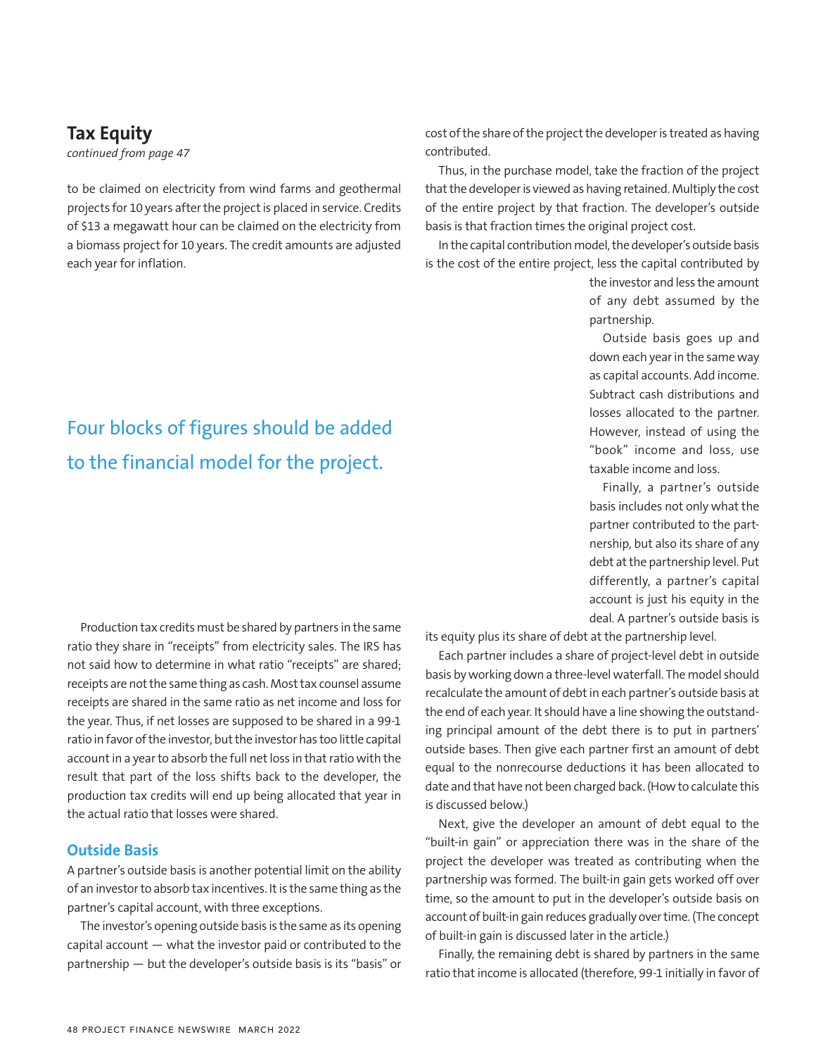## Tax Equity

*continued from page 47*

to be claimed on electricity from wind farms and geothermal projects for 10 years after the project is placed in service. Credits of $13 a megawatt hour can be claimed on the electricity from a biomass project for 10 years. The credit amounts are adjusted each year for inflation.

Four blocks of figures should be added to the financial model for the project.

Production tax credits must be shared by partners in the same ratio they share in "receipts" from electricity sales. The IRS has not said how to determine in what ratio "receipts" are shared; receipts are not the same thing as cash. Most tax counsel assume receipts are shared in the same ratio as net income and loss for the year. Thus, if net losses are supposed to be shared in a 99-1 ratio in favor of the investor, but the investor has too little capital account in a year to absorb the full net loss in that ratio with the result that part of the loss shifts back to the developer, the production tax credits will end up being allocated that year in the actual ratio that losses were shared.

### Outside Basis

A partner's outside basis is another potential limit on the ability of an investor to absorb tax incentives. It is the same thing as the partner's capital account, with three exceptions.

The investor's opening outside basis is the same as its opening capital account — what the investor paid or contributed to the partnership — but the developer's outside basis is its "basis" or cost of the share of the project the developer is treated as having contributed.

Thus, in the purchase model, take the fraction of the project that the developer is viewed as having retained. Multiply the cost of the entire project by that fraction. The developer's outside basis is that fraction times the original project cost.

In the capital contribution model, the developer's outside basis is the cost of the entire project, less the capital contributed by the investor and less the amount of any debt assumed by the partnership.

Outside basis goes up and down each year in the same way as capital accounts. Add income. Subtract cash distributions and losses allocated to the partner. However, instead of using the "book" income and loss, use taxable income and loss.

Finally, a partner's outside basis includes not only what the partner contributed to the partnership, but also its share of any debt at the partnership level. Put differently, a partner's capital account is just his equity in the deal. A partner's outside basis is its equity plus its share of debt at the partnership level.

Each partner includes a share of project-level debt in outside basis by working down a three-level waterfall. The model should recalculate the amount of debt in each partner's outside basis at the end of each year. It should have a line showing the outstanding principal amount of the debt there is to put in partners' outside bases. Then give each partner first an amount of debt equal to the nonrecourse deductions it has been allocated to date and that have not been charged back. (How to calculate this is discussed below.)

Next, give the developer an amount of debt equal to the "built-in gain" or appreciation there was in the share of the project the developer was treated as contributing when the partnership was formed. The built-in gain gets worked off over time, so the amount to put in the developer's outside basis on account of built-in gain reduces gradually over time. (The concept of built-in gain is discussed later in the article.)

Finally, the remaining debt is shared by partners in the same ratio that income is allocated (therefore, 99-1 initially in favor of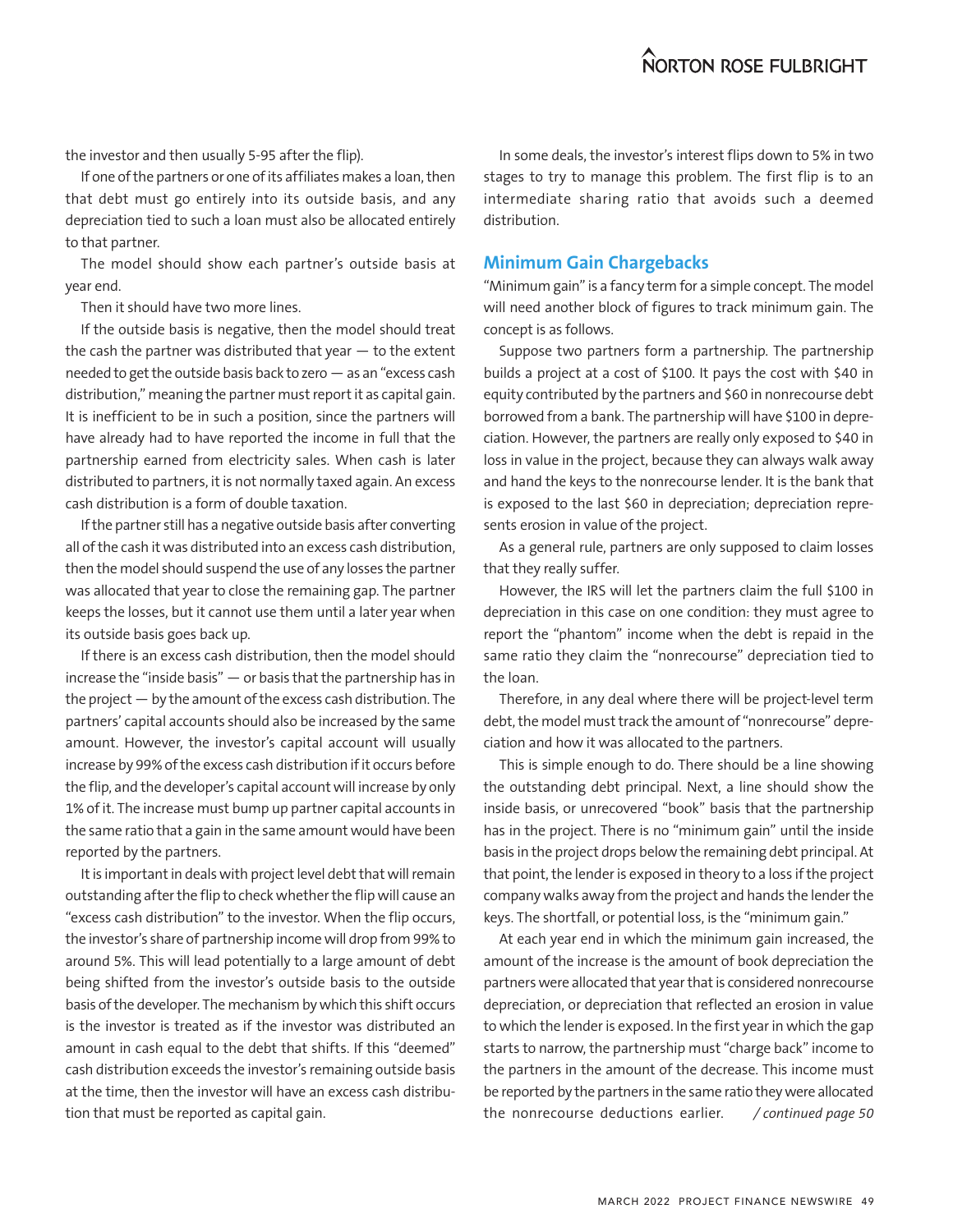the investor and then usually 5-95 after the flip).

If one of the partners or one of its affiliates makes a loan, then that debt must go entirely into its outside basis, and any depreciation tied to such a loan must also be allocated entirely to that partner.

The model should show each partner's outside basis at year end.

Then it should have two more lines.

If the outside basis is negative, then the model should treat the cash the partner was distributed that year — to the extent needed to get the outside basis back to zero — as an "excess cash distribution," meaning the partner must report it as capital gain. It is inefficient to be in such a position, since the partners will have already had to have reported the income in full that the partnership earned from electricity sales. When cash is later distributed to partners, it is not normally taxed again. An excess cash distribution is a form of double taxation.

If the partner still has a negative outside basis after converting all of the cash it was distributed into an excess cash distribution, then the model should suspend the use of any losses the partner was allocated that year to close the remaining gap. The partner keeps the losses, but it cannot use them until a later year when its outside basis goes back up.

If there is an excess cash distribution, then the model should increase the "inside basis" — or basis that the partnership has in the project — by the amount of the excess cash distribution. The partners' capital accounts should also be increased by the same amount. However, the investor's capital account will usually increase by 99% of the excess cash distribution if it occurs before the flip, and the developer's capital account will increase by only 1% of it. The increase must bump up partner capital accounts in the same ratio that a gain in the same amount would have been reported by the partners.

It is important in deals with project level debt that will remain outstanding after the flip to check whether the flip will cause an "excess cash distribution" to the investor. When the flip occurs, the investor's share of partnership income will drop from 99% to around 5%. This will lead potentially to a large amount of debt being shifted from the investor's outside basis to the outside basis of the developer. The mechanism by which this shift occurs is the investor is treated as if the investor was distributed an amount in cash equal to the debt that shifts. If this "deemed" cash distribution exceeds the investor's remaining outside basis at the time, then the investor will have an excess cash distribution that must be reported as capital gain.

In some deals, the investor's interest flips down to 5% in two stages to try to manage this problem. The first flip is to an intermediate sharing ratio that avoids such a deemed distribution.

## Minimum Gain Chargebacks

"Minimum gain" is a fancy term for a simple concept. The model will need another block of figures to track minimum gain. The concept is as follows.

Suppose two partners form a partnership. The partnership builds a project at a cost of $100. It pays the cost with $40 in equity contributed by the partners and $60 in nonrecourse debt borrowed from a bank. The partnership will have $100 in depreciation. However, the partners are really only exposed to $40 in loss in value in the project, because they can always walk away and hand the keys to the nonrecourse lender. It is the bank that is exposed to the last $60 in depreciation; depreciation represents erosion in value of the project.

As a general rule, partners are only supposed to claim losses that they really suffer.

However, the IRS will let the partners claim the full $100 in depreciation in this case on one condition: they must agree to report the "phantom" income when the debt is repaid in the same ratio they claim the "nonrecourse" depreciation tied to the loan.

Therefore, in any deal where there will be project-level term debt, the model must track the amount of "nonrecourse" depreciation and how it was allocated to the partners.

This is simple enough to do. There should be a line showing the outstanding debt principal. Next, a line should show the inside basis, or unrecovered "book" basis that the partnership has in the project. There is no "minimum gain" until the inside basis in the project drops below the remaining debt principal. At that point, the lender is exposed in theory to a loss if the project company walks away from the project and hands the lender the keys. The shortfall, or potential loss, is the "minimum gain."

At each year end in which the minimum gain increased, the amount of the increase is the amount of book depreciation the partners were allocated that year that is considered nonrecourse depreciation, or depreciation that reflected an erosion in value to which the lender is exposed. In the first year in which the gap starts to narrow, the partnership must "charge back" income to the partners in the amount of the decrease. This income must be reported by the partners in the same ratio they were allocated the nonrecourse deductions earlier. */ continued page 50*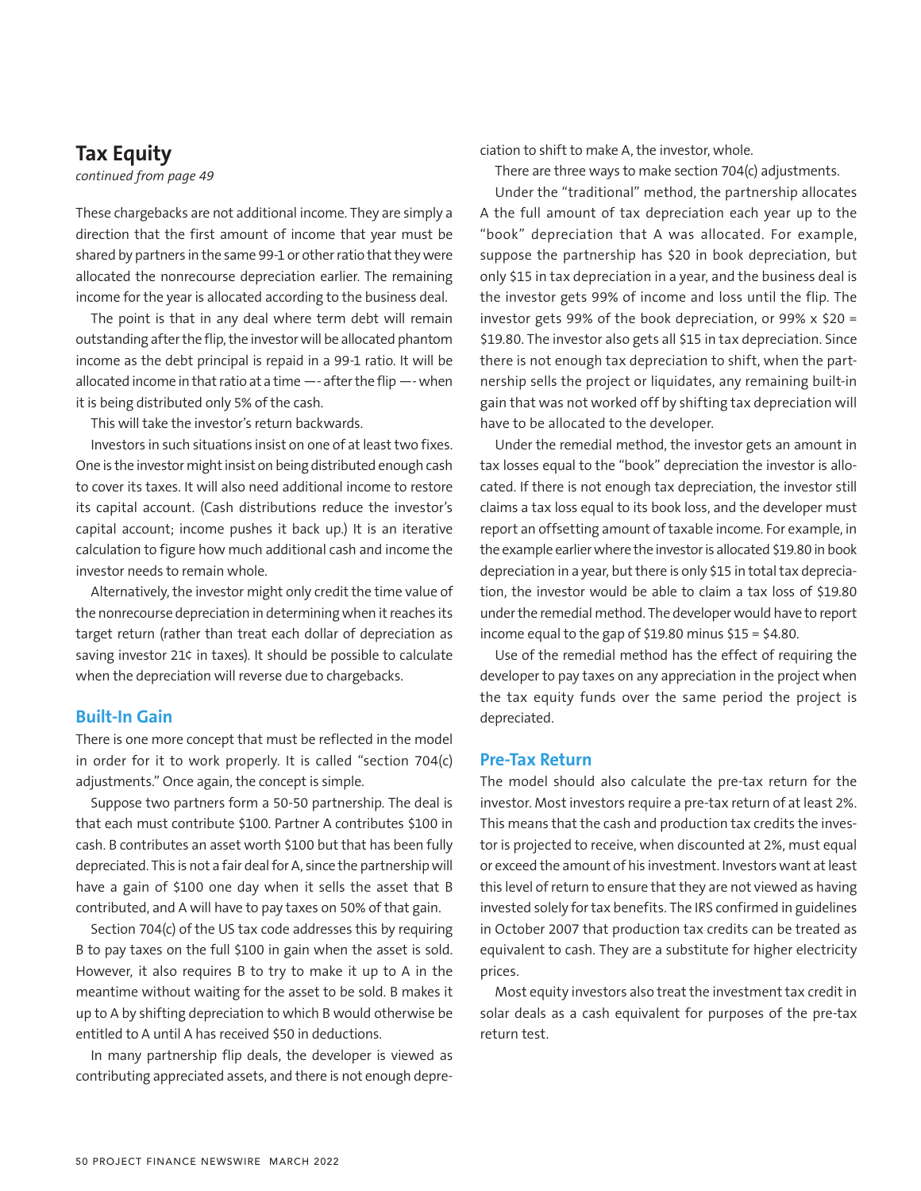## Tax Equity

*continued from page 49*

These chargebacks are not additional income. They are simply a direction that the first amount of income that year must be shared by partners in the same 99-1 or other ratio that they were allocated the nonrecourse depreciation earlier. The remaining income for the year is allocated according to the business deal.

The point is that in any deal where term debt will remain outstanding after the flip, the investor will be allocated phantom income as the debt principal is repaid in a 99-1 ratio. It will be allocated income in that ratio at a time —- after the flip —- when it is being distributed only 5% of the cash.

This will take the investor's return backwards.

Investors in such situations insist on one of at least two fixes. One is the investor might insist on being distributed enough cash to cover its taxes. It will also need additional income to restore its capital account. (Cash distributions reduce the investor's capital account; income pushes it back up.) It is an iterative calculation to figure how much additional cash and income the investor needs to remain whole.

Alternatively, the investor might only credit the time value of the nonrecourse depreciation in determining when it reaches its target return (rather than treat each dollar of depreciation as saving investor 21¢ in taxes). It should be possible to calculate when the depreciation will reverse due to chargebacks.

### Built-In Gain

There is one more concept that must be reflected in the model in order for it to work properly. It is called "section 704(c) adjustments." Once again, the concept is simple.

Suppose two partners form a 50-50 partnership. The deal is that each must contribute \$100. Partner A contributes \$100 in cash. B contributes an asset worth \$100 but that has been fully depreciated. This is not a fair deal for A, since the partnership will have a gain of \$100 one day when it sells the asset that B contributed, and A will have to pay taxes on 50% of that gain.

Section 704(c) of the US tax code addresses this by requiring B to pay taxes on the full \$100 in gain when the asset is sold. However, it also requires B to try to make it up to A in the meantime without waiting for the asset to be sold. B makes it up to A by shifting depreciation to which B would otherwise be entitled to A until A has received \$50 in deductions.

In many partnership flip deals, the developer is viewed as contributing appreciated assets, and there is not enough depreciation to shift to make A, the investor, whole.

There are three ways to make section 704(c) adjustments.

Under the "traditional" method, the partnership allocates A the full amount of tax depreciation each year up to the "book" depreciation that A was allocated. For example, suppose the partnership has \$20 in book depreciation, but only \$15 in tax depreciation in a year, and the business deal is the investor gets 99% of income and loss until the flip. The investor gets 99% of the book depreciation, or 99% x \$20 = \$19.80. The investor also gets all \$15 in tax depreciation. Since there is not enough tax depreciation to shift, when the partnership sells the project or liquidates, any remaining built-in gain that was not worked off by shifting tax depreciation will have to be allocated to the developer.

Under the remedial method, the investor gets an amount in tax losses equal to the "book" depreciation the investor is allocated. If there is not enough tax depreciation, the investor still claims a tax loss equal to its book loss, and the developer must report an offsetting amount of taxable income. For example, in the example earlier where the investor is allocated \$19.80 in book depreciation in a year, but there is only \$15 in total tax depreciation, the investor would be able to claim a tax loss of \$19.80 under the remedial method. The developer would have to report income equal to the gap of \$19.80 minus \$15 = \$4.80.

Use of the remedial method has the effect of requiring the developer to pay taxes on any appreciation in the project when the tax equity funds over the same period the project is depreciated.

### Pre-Tax Return

The model should also calculate the pre-tax return for the investor. Most investors require a pre-tax return of at least 2%. This means that the cash and production tax credits the investor is projected to receive, when discounted at 2%, must equal or exceed the amount of his investment. Investors want at least this level of return to ensure that they are not viewed as having invested solely for tax benefits. The IRS confirmed in guidelines in October 2007 that production tax credits can be treated as equivalent to cash. They are a substitute for higher electricity prices.

Most equity investors also treat the investment tax credit in solar deals as a cash equivalent for purposes of the pre-tax return test.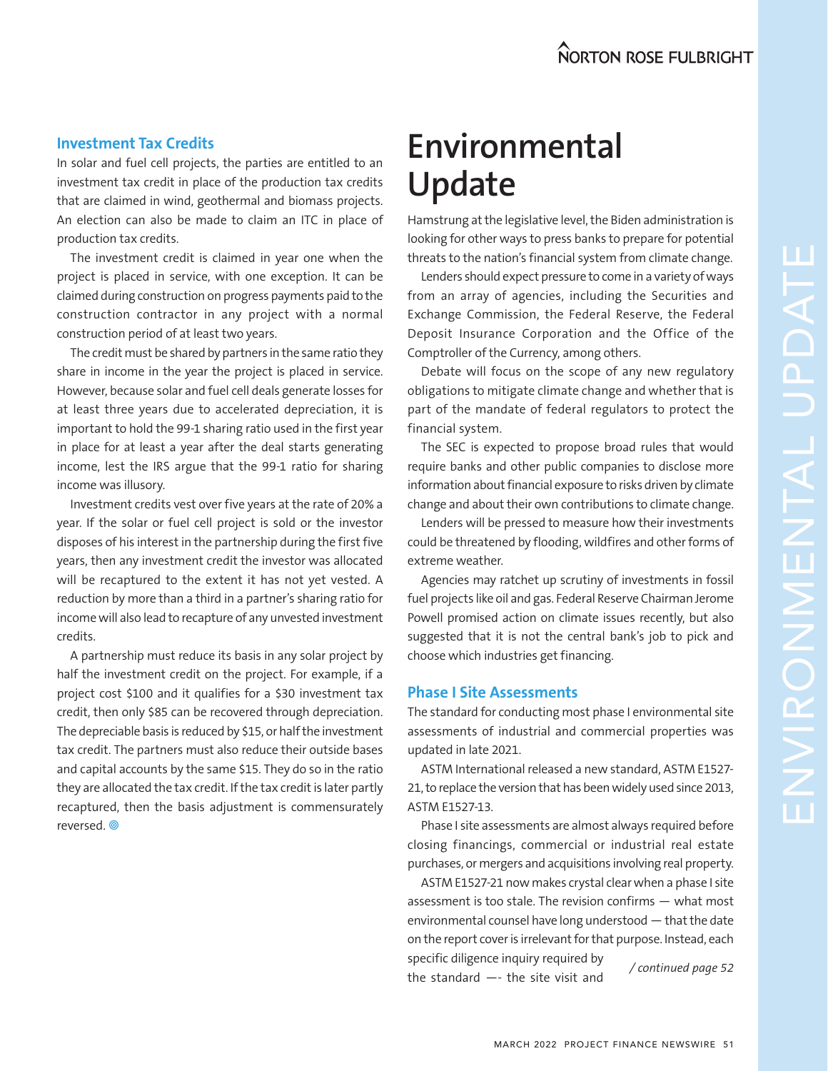### Investment Tax Credits

In solar and fuel cell projects, the parties are entitled to an investment tax credit in place of the production tax credits that are claimed in wind, geothermal and biomass projects. An election can also be made to claim an ITC in place of production tax credits.

The investment credit is claimed in year one when the project is placed in service, with one exception. It can be claimed during construction on progress payments paid to the construction contractor in any project with a normal construction period of at least two years.

The credit must be shared by partners in the same ratio they share in income in the year the project is placed in service. However, because solar and fuel cell deals generate losses for at least three years due to accelerated depreciation, it is important to hold the 99-1 sharing ratio used in the first year in place for at least a year after the deal starts generating income, lest the IRS argue that the 99-1 ratio for sharing income was illusory.

Investment credits vest over five years at the rate of 20% a year. If the solar or fuel cell project is sold or the investor disposes of his interest in the partnership during the first five years, then any investment credit the investor was allocated will be recaptured to the extent it has not yet vested. A reduction by more than a third in a partner's sharing ratio for income will also lead to recapture of any unvested investment credits.

A partnership must reduce its basis in any solar project by half the investment credit on the project. For example, if a project cost $100 and it qualifies for a $30 investment tax credit, then only $85 can be recovered through depreciation. The depreciable basis is reduced by $15, or half the investment tax credit. The partners must also reduce their outside bases and capital accounts by the same $15. They do so in the ratio they are allocated the tax credit. If the tax credit is later partly recaptured, then the basis adjustment is commensurately reversed. ◎

# Environmental Update

Hamstrung at the legislative level, the Biden administration is looking for other ways to press banks to prepare for potential threats to the nation's financial system from climate change.

Lenders should expect pressure to come in a variety of ways from an array of agencies, including the Securities and Exchange Commission, the Federal Reserve, the Federal Deposit Insurance Corporation and the Office of the Comptroller of the Currency, among others.

Debate will focus on the scope of any new regulatory obligations to mitigate climate change and whether that is part of the mandate of federal regulators to protect the financial system.

The SEC is expected to propose broad rules that would require banks and other public companies to disclose more information about financial exposure to risks driven by climate change and about their own contributions to climate change.

Lenders will be pressed to measure how their investments could be threatened by flooding, wildfires and other forms of extreme weather.

Agencies may ratchet up scrutiny of investments in fossil fuel projects like oil and gas. Federal Reserve Chairman Jerome Powell promised action on climate issues recently, but also suggested that it is not the central bank's job to pick and choose which industries get financing.

### Phase I Site Assessments

The standard for conducting most phase I environmental site assessments of industrial and commercial properties was updated in late 2021.

ASTM International released a new standard, ASTM E1527-21, to replace the version that has been widely used since 2013, ASTM E1527-13.

Phase I site assessments are almost always required before closing financings, commercial or industrial real estate purchases, or mergers and acquisitions involving real property.

ASTM E1527-21 now makes crystal clear when a phase I site assessment is too stale. The revision confirms — what most environmental counsel have long understood — that the date on the report cover is irrelevant for that purpose. Instead, each specific diligence inquiry required by the standard —- the site visit and

*/ continued page 52*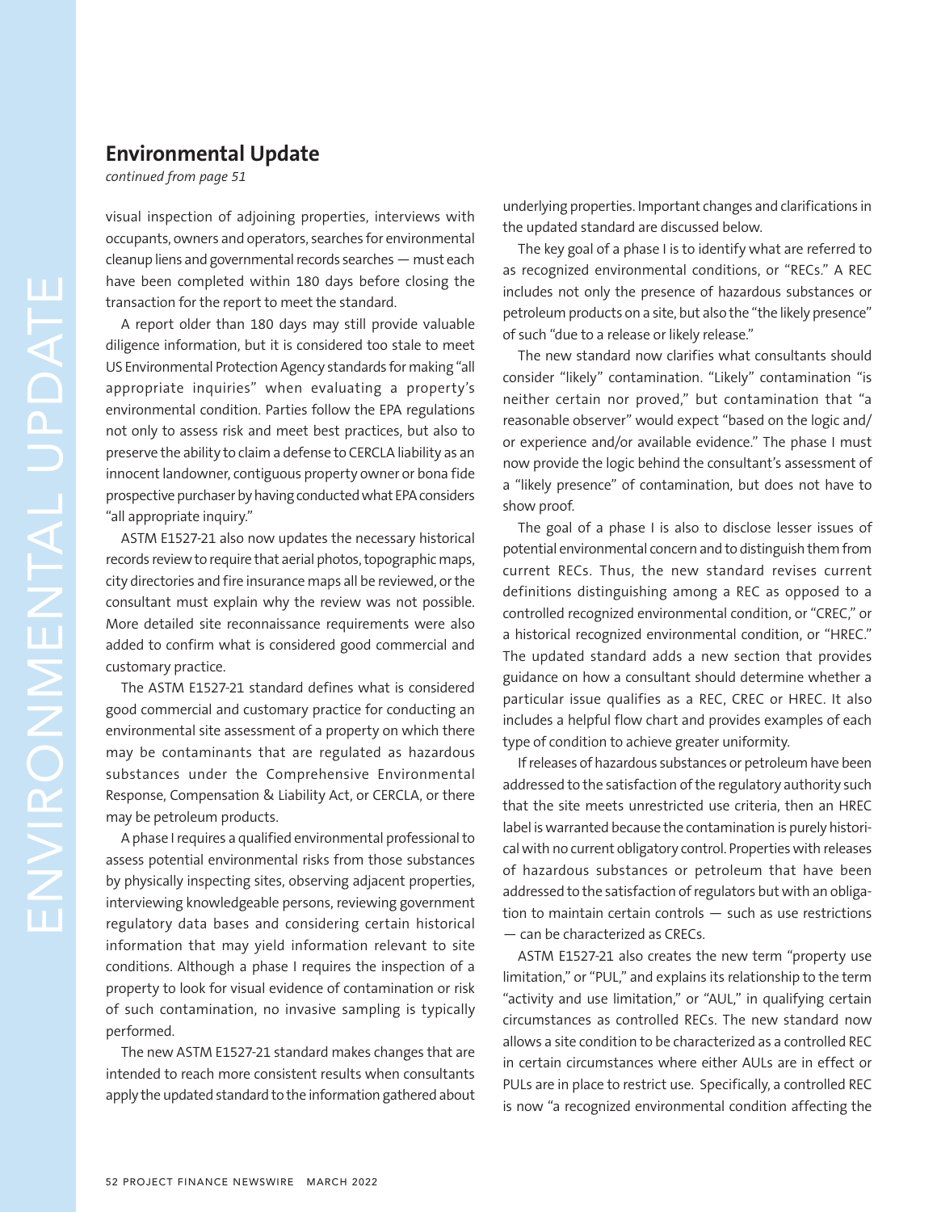## Environmental Update

*continued from page 51*

visual inspection of adjoining properties, interviews with occupants, owners and operators, searches for environmental cleanup liens and governmental records searches — must each have been completed within 180 days before closing the transaction for the report to meet the standard.

A report older than 180 days may still provide valuable diligence information, but it is considered too stale to meet US Environmental Protection Agency standards for making "all appropriate inquiries" when evaluating a property's environmental condition. Parties follow the EPA regulations not only to assess risk and meet best practices, but also to preserve the ability to claim a defense to CERCLA liability as an innocent landowner, contiguous property owner or bona fide prospective purchaser by having conducted what EPA considers "all appropriate inquiry."

ASTM E1527-21 also now updates the necessary historical records review to require that aerial photos, topographic maps, city directories and fire insurance maps all be reviewed, or the consultant must explain why the review was not possible. More detailed site reconnaissance requirements were also added to confirm what is considered good commercial and customary practice.

The ASTM E1527-21 standard defines what is considered good commercial and customary practice for conducting an environmental site assessment of a property on which there may be contaminants that are regulated as hazardous substances under the Comprehensive Environmental Response, Compensation & Liability Act, or CERCLA, or there may be petroleum products.

A phase I requires a qualified environmental professional to assess potential environmental risks from those substances by physically inspecting sites, observing adjacent properties, interviewing knowledgeable persons, reviewing government regulatory data bases and considering certain historical information that may yield information relevant to site conditions. Although a phase I requires the inspection of a property to look for visual evidence of contamination or risk of such contamination, no invasive sampling is typically performed.

The new ASTM E1527-21 standard makes changes that are intended to reach more consistent results when consultants apply the updated standard to the information gathered about underlying properties. Important changes and clarifications in the updated standard are discussed below.

The key goal of a phase I is to identify what are referred to as recognized environmental conditions, or "RECs." A REC includes not only the presence of hazardous substances or petroleum products on a site, but also the "the likely presence" of such "due to a release or likely release."

The new standard now clarifies what consultants should consider "likely" contamination. "Likely" contamination "is neither certain nor proved," but contamination that "a reasonable observer" would expect "based on the logic and/or experience and/or available evidence." The phase I must now provide the logic behind the consultant's assessment of a "likely presence" of contamination, but does not have to show proof.

The goal of a phase I is also to disclose lesser issues of potential environmental concern and to distinguish them from current RECs. Thus, the new standard revises current definitions distinguishing among a REC as opposed to a controlled recognized environmental condition, or "CREC," or a historical recognized environmental condition, or "HREC." The updated standard adds a new section that provides guidance on how a consultant should determine whether a particular issue qualifies as a REC, CREC or HREC. It also includes a helpful flow chart and provides examples of each type of condition to achieve greater uniformity.

If releases of hazardous substances or petroleum have been addressed to the satisfaction of the regulatory authority such that the site meets unrestricted use criteria, then an HREC label is warranted because the contamination is purely historical with no current obligatory control. Properties with releases of hazardous substances or petroleum that have been addressed to the satisfaction of regulators but with an obligation to maintain certain controls — such as use restrictions — can be characterized as CRECs.

ASTM E1527-21 also creates the new term "property use limitation," or "PUL," and explains its relationship to the term "activity and use limitation," or "AUL," in qualifying certain circumstances as controlled RECs. The new standard now allows a site condition to be characterized as a controlled REC in certain circumstances where either AULs are in effect or PULs are in place to restrict use. Specifically, a controlled REC is now "a recognized environmental condition affecting the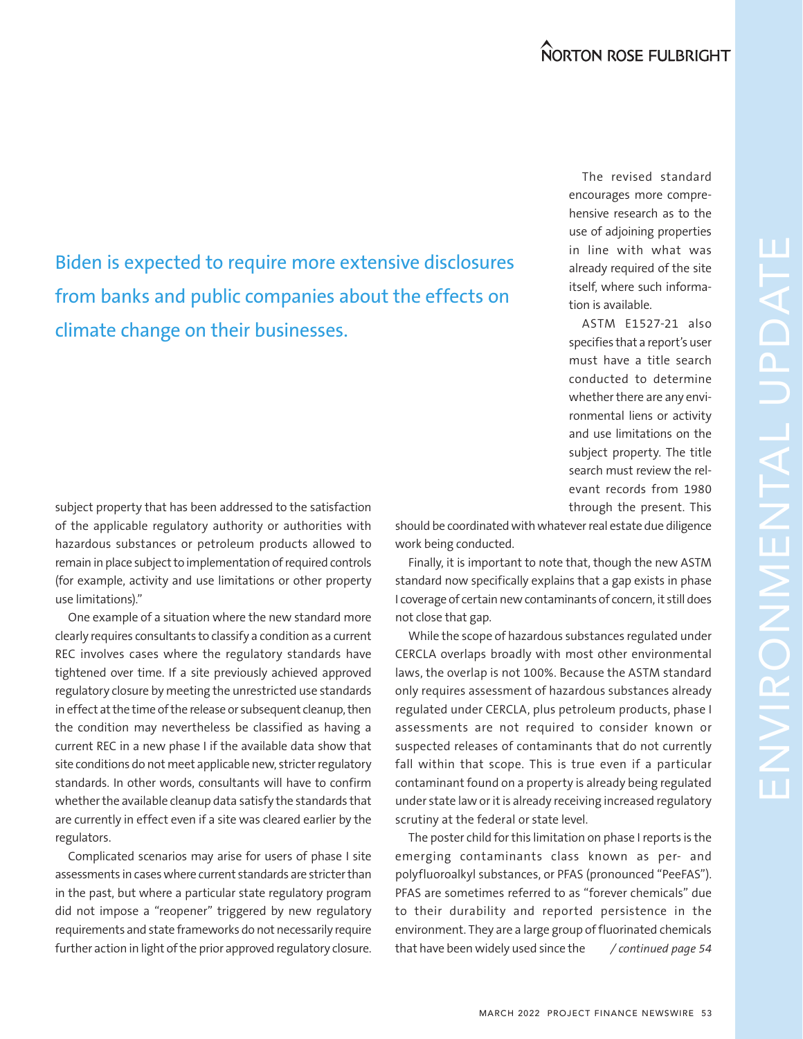> Biden is expected to require more extensive disclosures from banks and public companies about the effects on climate change on their businesses.

subject property that has been addressed to the satisfaction of the applicable regulatory authority or authorities with hazardous substances or petroleum products allowed to remain in place subject to implementation of required controls (for example, activity and use limitations or other property use limitations)."

One example of a situation where the new standard more clearly requires consultants to classify a condition as a current REC involves cases where the regulatory standards have tightened over time. If a site previously achieved approved regulatory closure by meeting the unrestricted use standards in effect at the time of the release or subsequent cleanup, then the condition may nevertheless be classified as having a current REC in a new phase I if the available data show that site conditions do not meet applicable new, stricter regulatory standards. In other words, consultants will have to confirm whether the available cleanup data satisfy the standards that are currently in effect even if a site was cleared earlier by the regulators.

Complicated scenarios may arise for users of phase I site assessments in cases where current standards are stricter than in the past, but where a particular state regulatory program did not impose a "reopener" triggered by new regulatory requirements and state frameworks do not necessarily require further action in light of the prior approved regulatory closure.

The revised standard encourages more comprehensive research as to the use of adjoining properties in line with what was already required of the site itself, where such information is available.

ASTM E1527-21 also specifies that a report's user must have a title search conducted to determine whether there are any environmental liens or activity and use limitations on the subject property. The title search must review the relevant records from 1980 through the present. This should be coordinated with whatever real estate due diligence work being conducted.

Finally, it is important to note that, though the new ASTM standard now specifically explains that a gap exists in phase I coverage of certain new contaminants of concern, it still does not close that gap.

While the scope of hazardous substances regulated under CERCLA overlaps broadly with most other environmental laws, the overlap is not 100%. Because the ASTM standard only requires assessment of hazardous substances already regulated under CERCLA, plus petroleum products, phase I assessments are not required to consider known or suspected releases of contaminants that do not currently fall within that scope. This is true even if a particular contaminant found on a property is already being regulated under state law or it is already receiving increased regulatory scrutiny at the federal or state level.

The poster child for this limitation on phase I reports is the emerging contaminants class known as per- and polyfluoroalkyl substances, or PFAS (pronounced "PeeFAS"). PFAS are sometimes referred to as "forever chemicals" due to their durability and reported persistence in the environment. They are a large group of fluorinated chemicals that have been widely used since the */ continued page 54*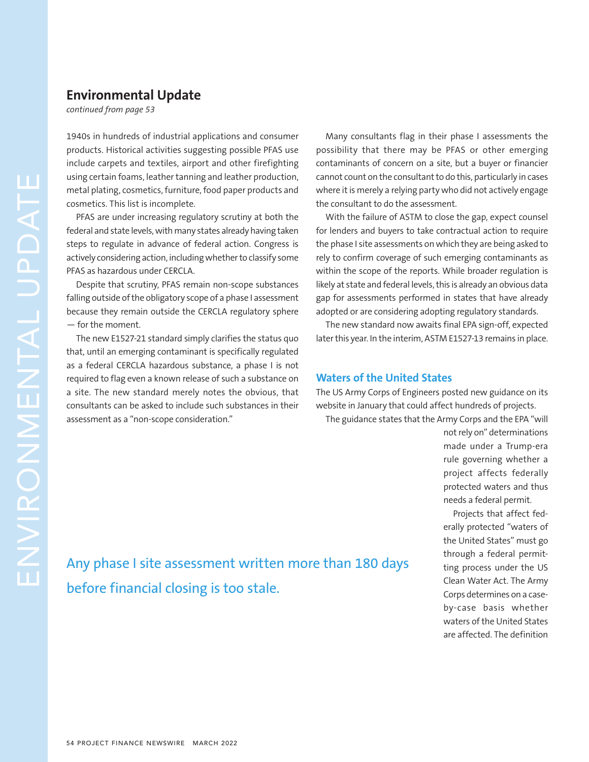## Environmental Update

*continued from page 53*

1940s in hundreds of industrial applications and consumer products. Historical activities suggesting possible PFAS use include carpets and textiles, airport and other firefighting using certain foams, leather tanning and leather production, metal plating, cosmetics, furniture, food paper products and cosmetics. This list is incomplete.

PFAS are under increasing regulatory scrutiny at both the federal and state levels, with many states already having taken steps to regulate in advance of federal action. Congress is actively considering action, including whether to classify some PFAS as hazardous under CERCLA.

Despite that scrutiny, PFAS remain non-scope substances falling outside of the obligatory scope of a phase I assessment because they remain outside the CERCLA regulatory sphere — for the moment.

The new E1527-21 standard simply clarifies the status quo that, until an emerging contaminant is specifically regulated as a federal CERCLA hazardous substance, a phase I is not required to flag even a known release of such a substance on a site. The new standard merely notes the obvious, that consultants can be asked to include such substances in their assessment as a "non-scope consideration."

Many consultants flag in their phase I assessments the possibility that there may be PFAS or other emerging contaminants of concern on a site, but a buyer or financier cannot count on the consultant to do this, particularly in cases where it is merely a relying party who did not actively engage the consultant to do the assessment.

With the failure of ASTM to close the gap, expect counsel for lenders and buyers to take contractual action to require the phase I site assessments on which they are being asked to rely to confirm coverage of such emerging contaminants as within the scope of the reports. While broader regulation is likely at state and federal levels, this is already an obvious data gap for assessments performed in states that have already adopted or are considering adopting regulatory standards.

The new standard now awaits final EPA sign-off, expected later this year. In the interim, ASTM E1527-13 remains in place.

Any phase I site assessment written more than 180 days before financial closing is too stale.

### Waters of the United States

The US Army Corps of Engineers posted new guidance on its website in January that could affect hundreds of projects.

The guidance states that the Army Corps and the EPA "will not rely on" determinations made under a Trump-era rule governing whether a project affects federally protected waters and thus needs a federal permit.

Projects that affect federally protected "waters of the United States" must go through a federal permitting process under the US Clean Water Act. The Army Corps determines on a case-by-case basis whether waters of the United States are affected. The definition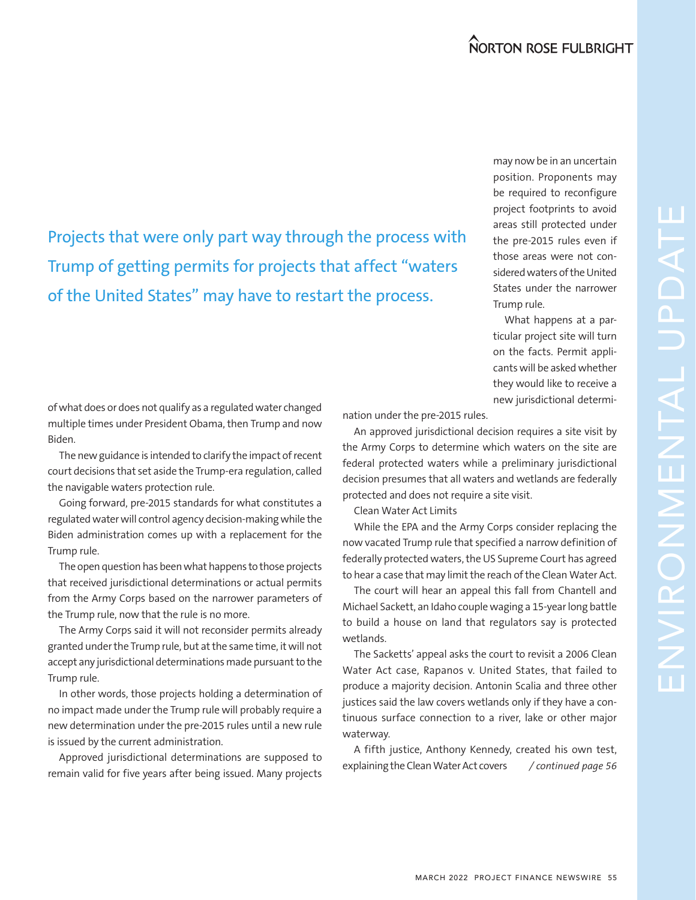> Projects that were only part way through the process with Trump of getting permits for projects that affect "waters of the United States" may have to restart the process.

of what does or does not qualify as a regulated water changed multiple times under President Obama, then Trump and now Biden.

The new guidance is intended to clarify the impact of recent court decisions that set aside the Trump-era regulation, called the navigable waters protection rule.

Going forward, pre-2015 standards for what constitutes a regulated water will control agency decision-making while the Biden administration comes up with a replacement for the Trump rule.

The open question has been what happens to those projects that received jurisdictional determinations or actual permits from the Army Corps based on the narrower parameters of the Trump rule, now that the rule is no more.

The Army Corps said it will not reconsider permits already granted under the Trump rule, but at the same time, it will not accept any jurisdictional determinations made pursuant to the Trump rule.

In other words, those projects holding a determination of no impact made under the Trump rule will probably require a new determination under the pre-2015 rules until a new rule is issued by the current administration.

Approved jurisdictional determinations are supposed to remain valid for five years after being issued. Many projects may now be in an uncertain position. Proponents may be required to reconfigure project footprints to avoid areas still protected under the pre-2015 rules even if those areas were not considered waters of the United States under the narrower Trump rule.

What happens at a particular project site will turn on the facts. Permit applicants will be asked whether they would like to receive a new jurisdictional determination under the pre-2015 rules.

An approved jurisdictional decision requires a site visit by the Army Corps to determine which waters on the site are federal protected waters while a preliminary jurisdictional decision presumes that all waters and wetlands are federally protected and does not require a site visit.

Clean Water Act Limits

While the EPA and the Army Corps consider replacing the now vacated Trump rule that specified a narrow definition of federally protected waters, the US Supreme Court has agreed to hear a case that may limit the reach of the Clean Water Act.

The court will hear an appeal this fall from Chantell and Michael Sackett, an Idaho couple waging a 15-year long battle to build a house on land that regulators say is protected wetlands.

The Sacketts' appeal asks the court to revisit a 2006 Clean Water Act case, Rapanos v. United States, that failed to produce a majority decision. Antonin Scalia and three other justices said the law covers wetlands only if they have a continuous surface connection to a river, lake or other major waterway.

A fifth justice, Anthony Kennedy, created his own test, explaining the Clean Water Act covers *continued page 56*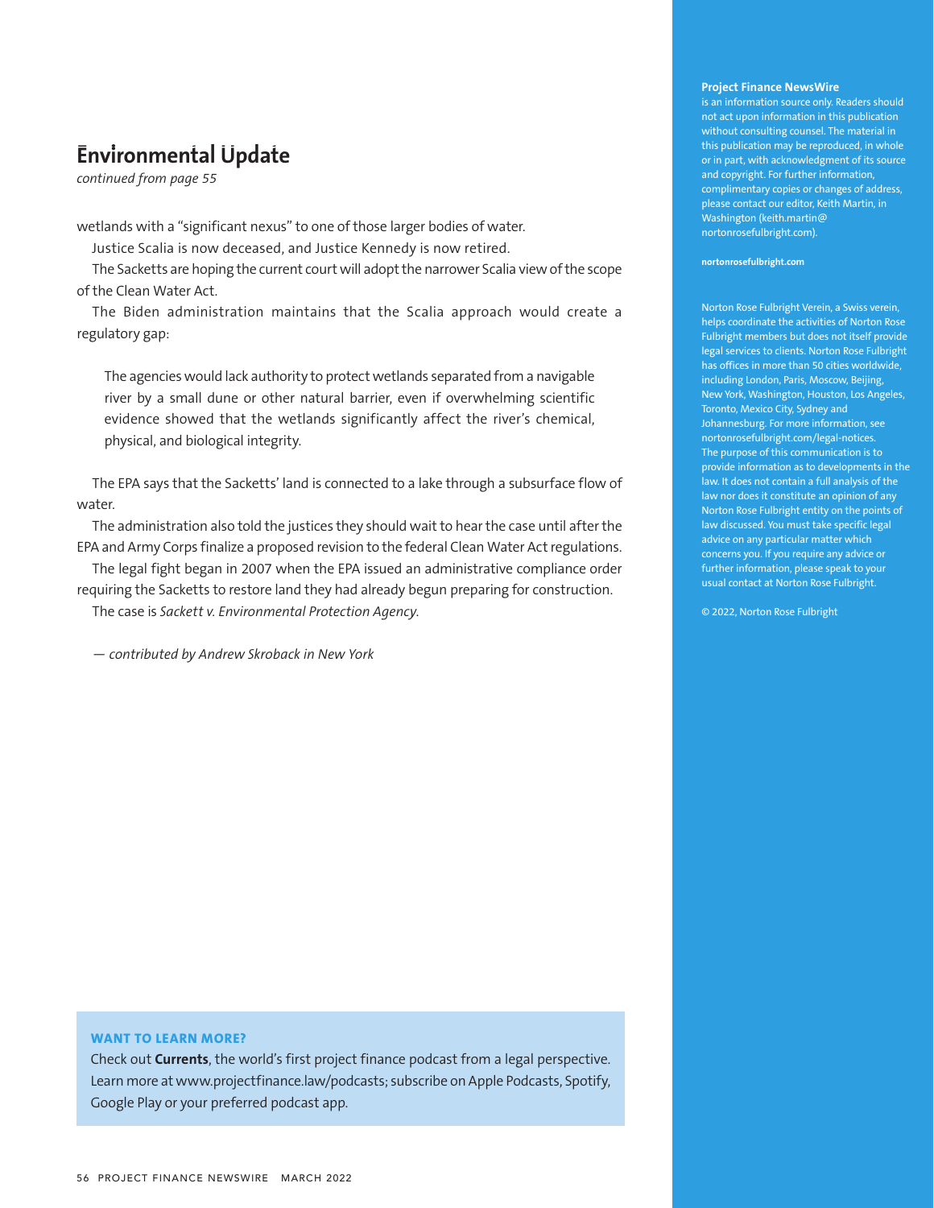## Environmental Update

*continued from page 55*

wetlands with a “significant nexus” to one of those larger bodies of water.

Justice Scalia is now deceased, and Justice Kennedy is now retired.

The Sacketts are hoping the current court will adopt the narrower Scalia view of the scope of the Clean Water Act.

The Biden administration maintains that the Scalia approach would create a regulatory gap:

> The agencies would lack authority to protect wetlands separated from a navigable river by a small dune or other natural barrier, even if overwhelming scientific evidence showed that the wetlands significantly affect the river’s chemical, physical, and biological integrity.

The EPA says that the Sacketts’ land is connected to a lake through a subsurface flow of water.

The administration also told the justices they should wait to hear the case until after the EPA and Army Corps finalize a proposed revision to the federal Clean Water Act regulations.

The legal fight began in 2007 when the EPA issued an administrative compliance order requiring the Sacketts to restore land they had already begun preparing for construction.

The case is *Sackett v. Environmental Protection Agency*.

*— contributed by Andrew Skroback in New York*

**WANT TO LEARN MORE?**

Check out **Currents**, the world’s first project finance podcast from a legal perspective. Learn more at www.projectfinance.law/podcasts; subscribe on Apple Podcasts, Spotify, Google Play or your preferred podcast app.

**Project Finance NewsWire**
is an information source only. Readers should not act upon information in this publication without consulting counsel. The material in this publication may be reproduced, in whole or in part, with acknowledgment of its source and copyright. For further information, complimentary copies or changes of address, please contact our editor, Keith Martin, in Washington (keith.martin@nortonrosefulbright.com).

**nortonrosefulbright.com**

Norton Rose Fulbright Verein, a Swiss verein, helps coordinate the activities of Norton Rose Fulbright members but does not itself provide legal services to clients. Norton Rose Fulbright has offices in more than 50 cities worldwide, including London, Paris, Moscow, Beijing, New York, Washington, Houston, Los Angeles, Toronto, Mexico City, Sydney and Johannesburg. For more information, see nortonrosefulbright.com/legal-notices. The purpose of this communication is to provide information as to developments in the law. It does not contain a full analysis of the law nor does it constitute an opinion of any Norton Rose Fulbright entity on the points of law discussed. You must take specific legal advice on any particular matter which concerns you. If you require any advice or further information, please speak to your usual contact at Norton Rose Fulbright.

© 2022, Norton Rose Fulbright